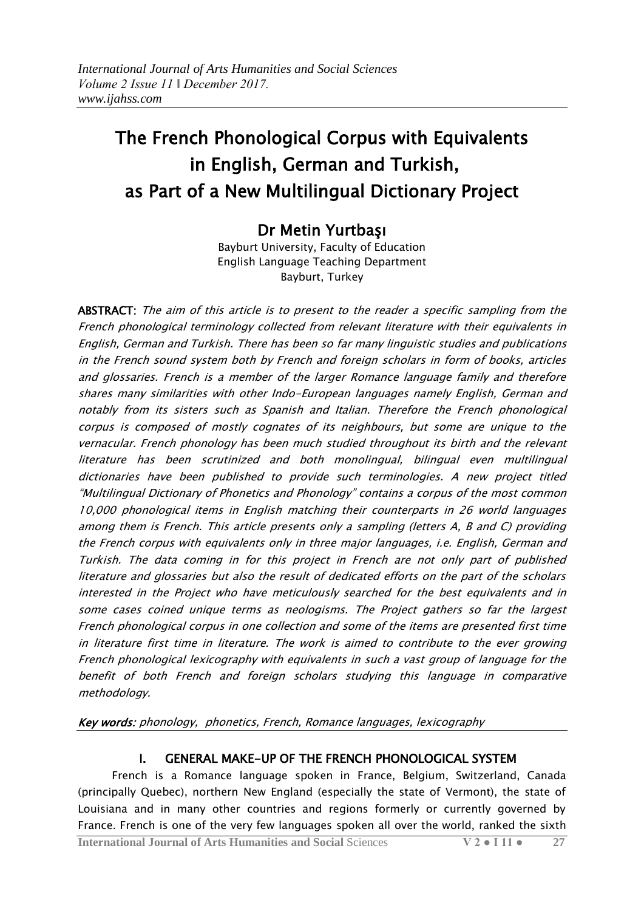# The French Phonological Corpus with Equivalents in English, German and Turkish, as Part of a New Multilingual Dictionary Project

## Dr Metin Yurtbaşı

Bayburt University, Faculty of Education
English Language Teaching Department
Bayburt, Turkey

**ABSTRACT:** *The aim of this article is to present to the reader a specific sampling from the French phonological terminology collected from relevant literature with their equivalents in English, German and Turkish. There has been so far many linguistic studies and publications in the French sound system both by French and foreign scholars in form of books, articles and glossaries. French is a member of the larger Romance language family and therefore shares many similarities with other Indo-European languages namely English, German and notably from its sisters such as Spanish and Italian. Therefore the French phonological corpus is composed of mostly cognates of its neighbours, but some are unique to the vernacular. French phonology has been much studied throughout its birth and the relevant literature has been scrutinized and both monolingual, bilingual even multilingual dictionaries have been published to provide such terminologies. A new project titled "Multilingual Dictionary of Phonetics and Phonology" contains a corpus of the most common 10,000 phonological items in English matching their counterparts in 26 world languages among them is French. This article presents only a sampling (letters A, B and C) providing the French corpus with equivalents only in three major languages, i.e. English, German and Turkish. The data coming in for this project in French are not only part of published literature and glossaries but also the result of dedicated efforts on the part of the scholars interested in the Project who have meticulously searched for the best equivalents and in some cases coined unique terms as neologisms. The Project gathers so far the largest French phonological corpus in one collection and some of the items are presented first time in literature first time in literature. The work is aimed to contribute to the ever growing French phonological lexicography with equivalents in such a vast group of language for the benefit of both French and foreign scholars studying this language in comparative methodology.*

***Key words:*** *phonology, phonetics, French, Romance languages, lexicography*

## I. GENERAL MAKE-UP OF THE FRENCH PHONOLOGICAL SYSTEM

French is a Romance language spoken in France, Belgium, Switzerland, Canada (principally Quebec), northern New England (especially the state of Vermont), the state of Louisiana and in many other countries and regions formerly or currently governed by France. French is one of the very few languages spoken all over the world, ranked the sixth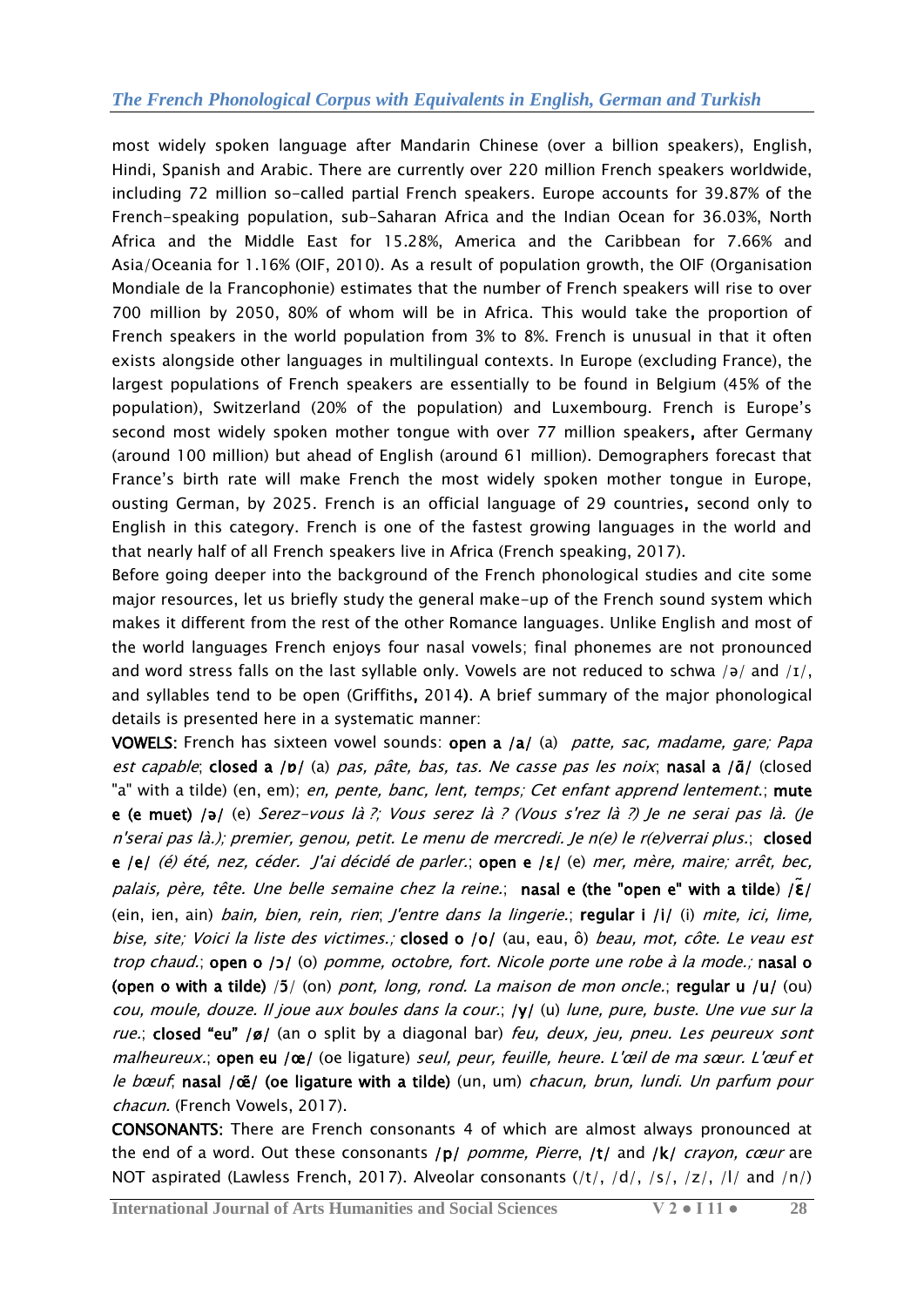most widely spoken language after Mandarin Chinese (over a billion speakers), English, Hindi, Spanish and Arabic. There are currently over 220 million French speakers worldwide, including 72 million so-called partial French speakers. Europe accounts for 39.87% of the French-speaking population, sub-Saharan Africa and the Indian Ocean for 36.03%, North Africa and the Middle East for 15.28%, America and the Caribbean for 7.66% and Asia/Oceania for 1.16% (OIF, 2010). As a result of population growth, the OIF (Organisation Mondiale de la Francophonie) estimates that the number of French speakers will rise to over 700 million by 2050, 80% of whom will be in Africa. This would take the proportion of French speakers in the world population from 3% to 8%. French is unusual in that it often exists alongside other languages in multilingual contexts. In Europe (excluding France), the largest populations of French speakers are essentially to be found in Belgium (45% of the population), Switzerland (20% of the population) and Luxembourg. French is Europe's second most widely spoken mother tongue with over 77 million speakers**,** after Germany (around 100 million) but ahead of English (around 61 million). Demographers forecast that France's birth rate will make French the most widely spoken mother tongue in Europe, ousting German, by 2025. French is an official language of 29 countries**,** second only to English in this category. French is one of the fastest growing languages in the world and that nearly half of all French speakers live in Africa (French speaking, 2017).

Before going deeper into the background of the French phonological studies and cite some major resources, let us briefly study the general make-up of the French sound system which makes it different from the rest of the other Romance languages. Unlike English and most of the world languages French enjoys four nasal vowels; final phonemes are not pronounced and word stress falls on the last syllable only. Vowels are not reduced to schwa /ə/ and /ɪ/, and syllables tend to be open (Griffiths**,** 2014**)**. A brief summary of the major phonological details is presented here in a systematic manner:

**VOWELS:** French has sixteen vowel sounds: **open a /a/** (a) *patte, sac, madame, gare; Papa est capable*; **closed a /ɒ/** (a) *pas, pâte, bas, tas. Ne casse pas les noix*; **nasal a /ɑ̃/** (closed "a" with a tilde) (en, em); *en, pente, banc, lent, temps; Cet enfant apprend lentement.*; **mute e (e muet) /ə/** (e) *Serez-vous là ?; Vous serez là ? (Vous s'rez là ?) Je ne serai pas là. (Je n'serai pas là.); premier, genou, petit. Le menu de mercredi. Je n(e) le r(e)verrai plus.*; **closed e /e/** *(é) été, nez, céder. J'ai décidé de parler.*; **open e /ɛ/** (e) *mer, mère, maire; arrêt, bec, palais, père, tête. Une belle semaine chez la reine.*; **nasal e (the "open e" with a tilde) /ɛ̃/** (ein, ien, ain) *bain, bien, rein, rien*; *J'entre dans la lingerie.*; **regular i /i/** (i) *mite, ici, lime, bise, site; Voici la liste des victimes.;* **closed o /o/** (au, eau, ô) *beau, mot, côte. Le veau est trop chaud.*; **open o /ɔ/** (o) *pomme, octobre, fort. Nicole porte une robe à la mode.*; **nasal o (open o with a tilde)** /ɔ̃/ (on) *pont, long, rond. La maison de mon oncle.*; **regular u /u/** (ou) *cou, moule, douze. Il joue aux boules dans la cour.*; **/y/** (u) *lune, pure, buste. Une vue sur la rue.*; **closed "eu" /ø/** (an o split by a diagonal bar) *feu, deux, jeu, pneu. Les peureux sont malheureux.*; **open eu /œ/** (oe ligature) *seul, peur, feuille, heure. L'œil de ma sœur. L'œuf et le bœuf*; **nasal /œ̃/ (oe ligature with a tilde)** (un, um) *chacun, brun, lundi. Un parfum pour chacun.* (French Vowels, 2017).

**CONSONANTS:** There are French consonants 4 of which are almost always pronounced at the end of a word. Out these consonants **/p/** *pomme, Pierre*, **/t/** and **/k/** *crayon, cœur* are NOT aspirated (Lawless French, 2017). Alveolar consonants (/t/, /d/, /s/, /z/, /l/ and /n/)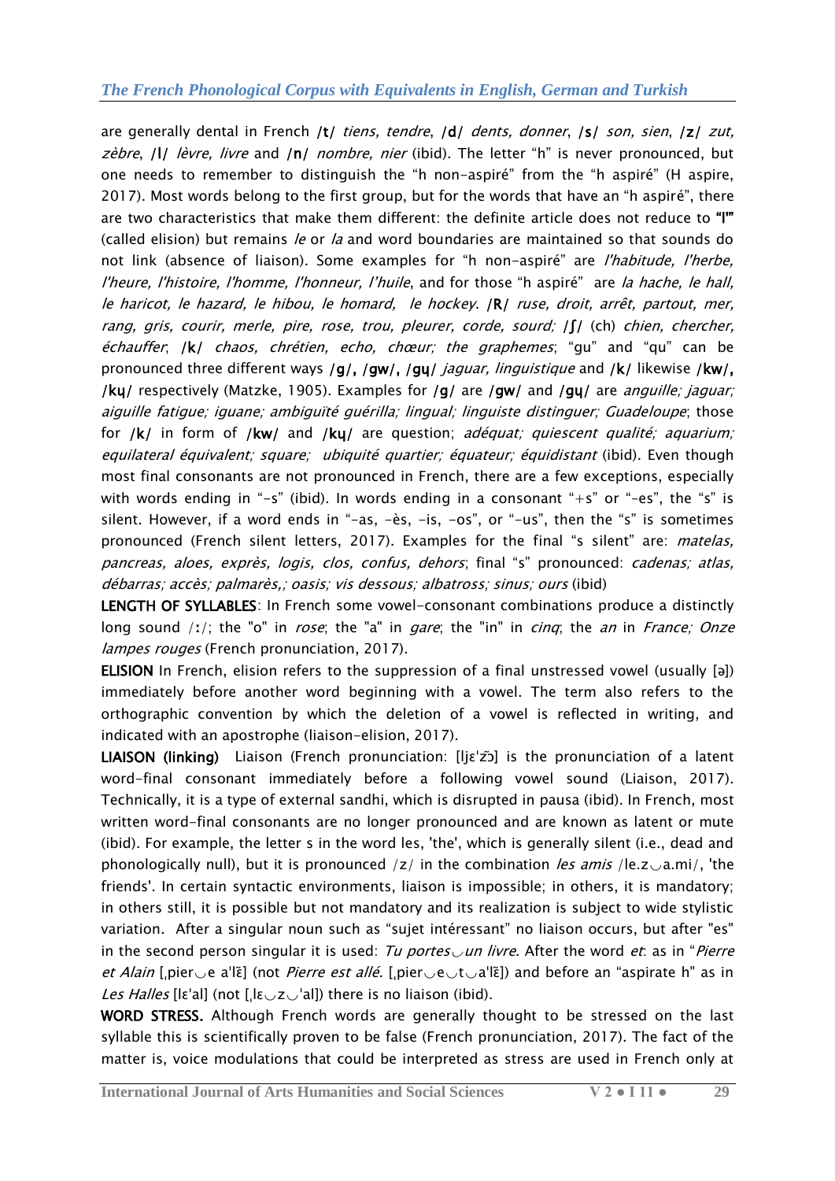are generally dental in French **/t/** *tiens, tendre*, **/d/** *dents, donner*, **/s/** *son, sien*, **/z/** *zut, zèbre*, **/l/** *lèvre, livre* and **/n/** *nombre, nier* (ibid). The letter "h" is never pronounced, but one needs to remember to distinguish the "h non-aspiré" from the "h aspiré" (H aspire, 2017). Most words belong to the first group, but for the words that have an "h aspiré", there are two characteristics that make them different: the definite article does not reduce to **"l'"** (called elision) but remains *le* or *la* and word boundaries are maintained so that sounds do not link (absence of liaison). Some examples for "h non-aspiré" are *l'habitude, l'herbe, l'heure, l'histoire, l'homme, l'honneur, l'huile*, and for those "h aspiré" are *la hache, le hall, le haricot, le hazard, le hibou, le homard, le hockey*. **/R/** *ruse, droit, arrêt, partout, mer, rang, gris, courir, merle, pire, rose, trou, pleurer, corde, sourd;* **/ʃ/** (ch) *chien, chercher, échauffer*; **/k/** *chaos, chrétien, echo, chœur; the graphemes*; "gu" and "qu" can be pronounced three different ways **/g/, /gw/, /gɥ/** *jaguar, linguistique* and **/k/** likewise **/kw/, /kɥ/** respectively (Matzke, 1905). Examples for **/g/** are **/gw/** and **/gɥ/** are *anguille; jaguar; aiguille fatigue; iguane; ambiguïté guérilla; lingual; linguiste distinguer; Guadeloupe*; those for **/k/** in form of **/kw/** and **/kɥ/** are question; *adéquat; quiescent qualité; aquarium; equilateral équivalent; square; ubiquité quartier; équateur; équidistant* (ibid). Even though most final consonants are not pronounced in French, there are a few exceptions, especially with words ending in "-s" (ibid). In words ending in a consonant "+s" or "-es", the "s" is silent. However, if a word ends in "-as, -ès, -is, -os", or "-us", then the "s" is sometimes pronounced (French silent letters, 2017). Examples for the final "s silent" are: *matelas, pancreas, aloes, exprès, logis, clos, confus, dehors*; final "s" pronounced: *cadenas; atlas, débarras; accès; palmarès,; oasis; vis dessous; albatross; sinus; ours* (ibid)

**LENGTH OF SYLLABLES**: In French some vowel-consonant combinations produce a distinctly long sound /ː/; the "o" in *rose*; the "a" in *gare*; the "in" in *cinq*; the *an* in *France; Onze lampes rouges* (French pronunciation, 2017).

**ELISION** In French, elision refers to the suppression of a final unstressed vowel (usually [ə]) immediately before another word beginning with a vowel. The term also refers to the orthographic convention by which the deletion of a vowel is reflected in writing, and indicated with an apostrophe (liaison-elision, 2017).

**LIAISON (linking)** Liaison (French pronunciation: [ljɛˈzɔ̃] is the pronunciation of a latent word-final consonant immediately before a following vowel sound (Liaison, 2017). Technically, it is a type of external sandhi, which is disrupted in pausa (ibid). In French, most written word-final consonants are no longer pronounced and are known as latent or mute (ibid). For example, the letter s in the word les, 'the', which is generally silent (i.e., dead and phonologically null), but it is pronounced /z/ in the combination *les amis* /le.z‿a.mi/, 'the friends'. In certain syntactic environments, liaison is impossible; in others, it is mandatory; in others still, it is possible but not mandatory and its realization is subject to wide stylistic variation. After a singular noun such as "sujet intéressant" no liaison occurs, but after "es" in the second person singular it is used: *Tu portes‿un livre*. After the word *et*: as in "*Pierre et Alain* [ˌpier‿e aˈlɛ̃] (not *Pierre est allé.* [ˌpier‿e‿t‿aˈlɛ̃]) and before an "aspirate h" as in *Les Halles* [lɛˈal] (not [ˌlɛ‿z‿ˈal]) there is no liaison (ibid).

**WORD STRESS.** Although French words are generally thought to be stressed on the last syllable this is scientifically proven to be false (French pronunciation, 2017). The fact of the matter is, voice modulations that could be interpreted as stress are used in French only at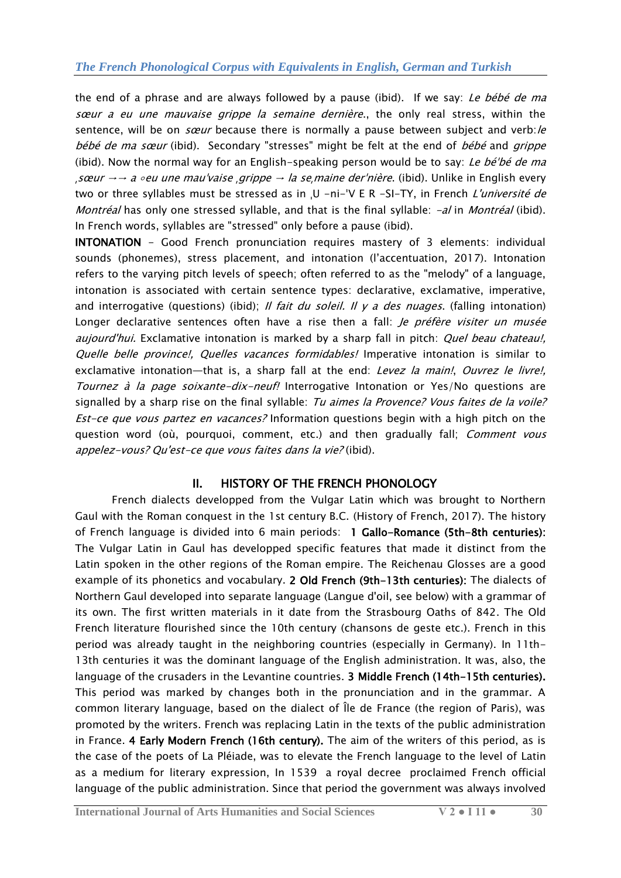the end of a phrase and are always followed by a pause (ibid). If we say: *Le bébé de ma sœur a eu une mauvaise grippe la semaine dernière*., the only real stress, within the sentence, will be on *sœur* because there is normally a pause between subject and verb: *le bébé de ma sœur* (ibid). Secondary "stresses" might be felt at the end of *bébé* and *grippe* (ibid). Now the normal way for an English-speaking person would be to say: *Le bé'bé de ma ˌsœur →→ a ◦eu une mau'vaise ˌgrippe → la seˌmaine der'nière*. (ibid). Unlike in English every two or three syllables must be stressed as in ˌU -ni-'V E R -SI-TY, in French *L'université de Montréal* has only one stressed syllable, and that is the final syllable: *-al* in *Montréal* (ibid). In French words, syllables are "stressed" only before a pause (ibid).

**INTONATION** - Good French pronunciation requires mastery of 3 elements: individual sounds (phonemes), stress placement, and intonation (l'accentuation, 2017). Intonation refers to the varying pitch levels of speech; often referred to as the "melody" of a language, intonation is associated with certain sentence types: declarative, exclamative, imperative, and interrogative (questions) (ibid); *Il fait du soleil. Il y a des nuages*. (falling intonation) Longer declarative sentences often have a rise then a fall: *Je préfère visiter un musée aujourd'hui*. Exclamative intonation is marked by a sharp fall in pitch: *Quel beau chateau!, Quelle belle province!, Quelles vacances formidables!* Imperative intonation is similar to exclamative intonation—that is, a sharp fall at the end: *Levez la main!*, *Ouvrez le livre!, Tournez à la page soixante-dix-neuf!* Interrogative Intonation or Yes/No questions are signalled by a sharp rise on the final syllable: *Tu aimes la Provence? Vous faites de la voile? Est-ce que vous partez en vacances?* Information questions begin with a high pitch on the question word (où, pourquoi, comment, etc.) and then gradually fall; *Comment vous appelez-vous? Qu'est-ce que vous faites dans la vie?* (ibid).

## II. HISTORY OF THE FRENCH PHONOLOGY

French dialects developped from the Vulgar Latin which was brought to Northern Gaul with the Roman conquest in the 1st century B.C. (History of French, 2017). The history of French language is divided into 6 main periods: **1 Gallo-Romance (5th-8th centuries):** The Vulgar Latin in Gaul has developped specific features that made it distinct from the Latin spoken in the other regions of the Roman empire. The Reichenau Glosses are a good example of its phonetics and vocabulary. **2 Old French (9th-13th centuries):** The dialects of Northern Gaul developed into separate language (Langue d'oil, see below) with a grammar of its own. The first written materials in it date from the Strasbourg Oaths of 842. The Old French literature flourished since the 10th century (chansons de geste etc.). French in this period was already taught in the neighboring countries (especially in Germany). In 11th-13th centuries it was the dominant language of the English administration. It was, also, the language of the crusaders in the Levantine countries. **3 Middle French (14th-15th centuries).** This period was marked by changes both in the pronunciation and in the grammar. A common literary language, based on the dialect of Île de France (the region of Paris), was promoted by the writers. French was replacing Latin in the texts of the public administration in France. **4 Early Modern French (16th century).** The aim of the writers of this period, as is the case of the poets of La Pléiade, was to elevate the French language to the level of Latin as a medium for literary expression, In 1539 a royal decree proclaimed French official language of the public administration. Since that period the government was always involved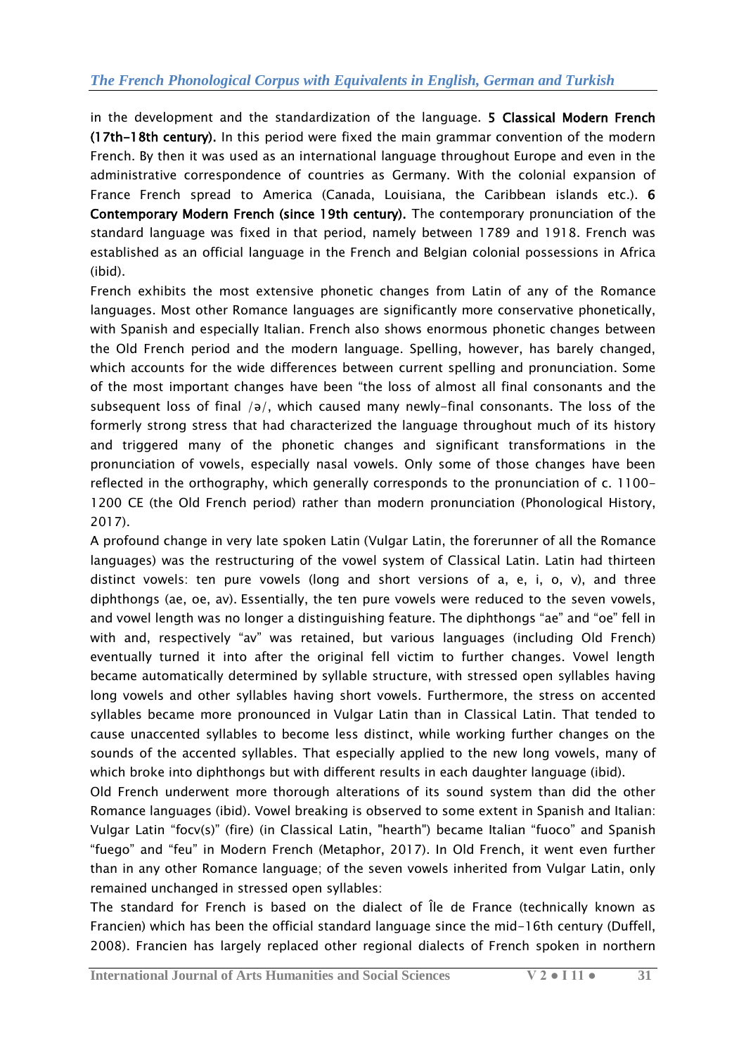in the development and the standardization of the language. **5 Classical Modern French (17th-18th century).** In this period were fixed the main grammar convention of the modern French. By then it was used as an international language throughout Europe and even in the administrative correspondence of countries as Germany. With the colonial expansion of France French spread to America (Canada, Louisiana, the Caribbean islands etc.). **6 Contemporary Modern French (since 19th century).** The contemporary pronunciation of the standard language was fixed in that period, namely between 1789 and 1918. French was established as an official language in the French and Belgian colonial possessions in Africa (ibid).

French exhibits the most extensive phonetic changes from Latin of any of the Romance languages. Most other Romance languages are significantly more conservative phonetically, with Spanish and especially Italian. French also shows enormous phonetic changes between the Old French period and the modern language. Spelling, however, has barely changed, which accounts for the wide differences between current spelling and pronunciation. Some of the most important changes have been "the loss of almost all final consonants and the subsequent loss of final /ə/, which caused many newly-final consonants. The loss of the formerly strong stress that had characterized the language throughout much of its history and triggered many of the phonetic changes and significant transformations in the pronunciation of vowels, especially nasal vowels. Only some of those changes have been reflected in the orthography, which generally corresponds to the pronunciation of c. 1100-1200 CE (the Old French period) rather than modern pronunciation (Phonological History, 2017).

A profound change in very late spoken Latin (Vulgar Latin, the forerunner of all the Romance languages) was the restructuring of the vowel system of Classical Latin. Latin had thirteen distinct vowels: ten pure vowels (long and short versions of a, e, i, o, v), and three diphthongs (ae, oe, av). Essentially, the ten pure vowels were reduced to the seven vowels, and vowel length was no longer a distinguishing feature. The diphthongs "ae" and "oe" fell in with and, respectively "av" was retained, but various languages (including Old French) eventually turned it into after the original fell victim to further changes. Vowel length became automatically determined by syllable structure, with stressed open syllables having long vowels and other syllables having short vowels. Furthermore, the stress on accented syllables became more pronounced in Vulgar Latin than in Classical Latin. That tended to cause unaccented syllables to become less distinct, while working further changes on the sounds of the accented syllables. That especially applied to the new long vowels, many of which broke into diphthongs but with different results in each daughter language (ibid).

Old French underwent more thorough alterations of its sound system than did the other Romance languages (ibid). Vowel breaking is observed to some extent in Spanish and Italian: Vulgar Latin "focv(s)" (fire) (in Classical Latin, "hearth") became Italian "fuoco" and Spanish "fuego" and "feu" in Modern French (Metaphor, 2017). In Old French, it went even further than in any other Romance language; of the seven vowels inherited from Vulgar Latin, only remained unchanged in stressed open syllables:

The standard for French is based on the dialect of Île de France (technically known as Francien) which has been the official standard language since the mid-16th century (Duffell, 2008). Francien has largely replaced other regional dialects of French spoken in northern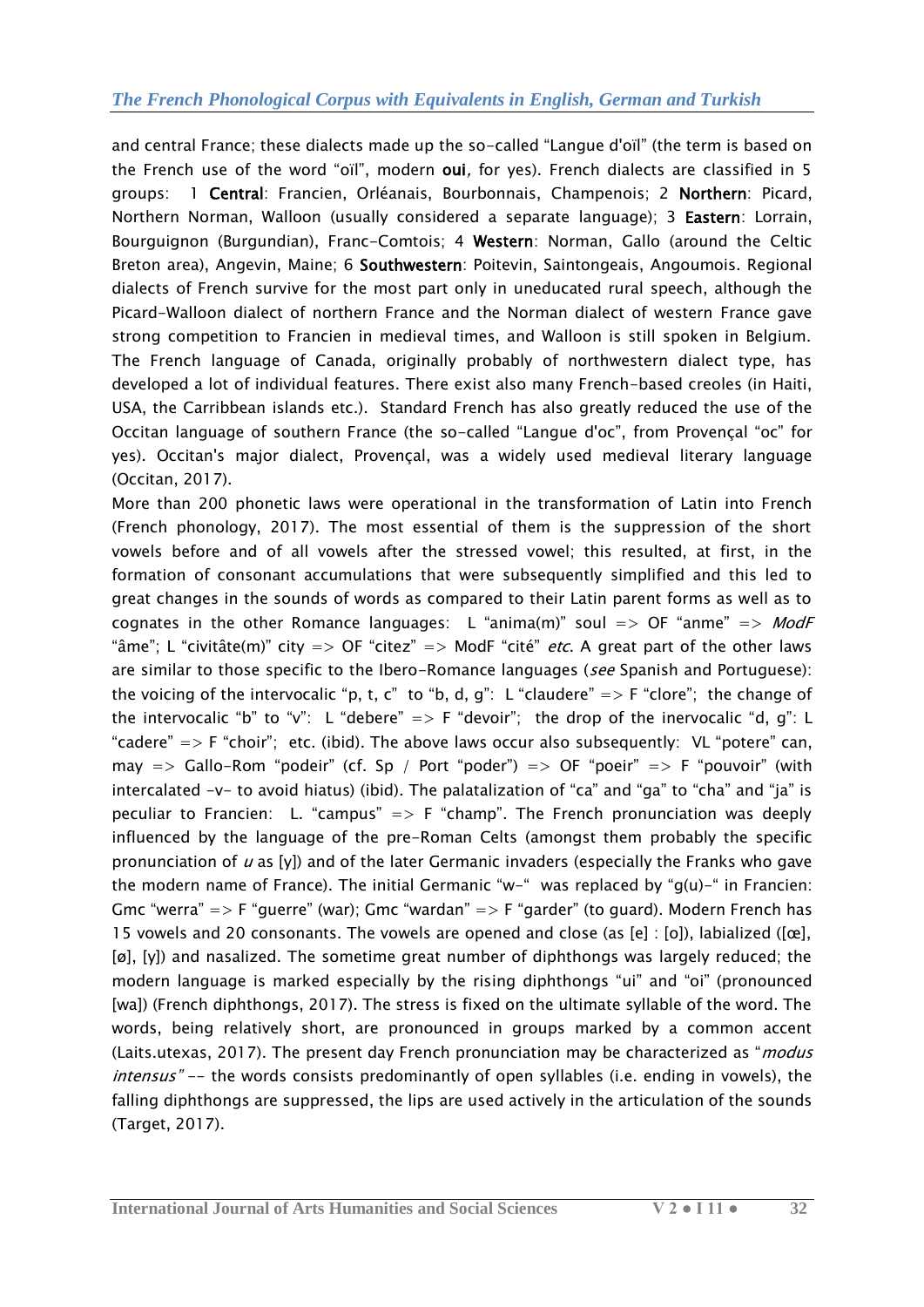and central France; these dialects made up the so-called "Langue d'oïl" (the term is based on the French use of the word "oïl", modern **oui**, for yes). French dialects are classified in 5 groups: 1 **Central**: Francien, Orléanais, Bourbonnais, Champenois; 2 **Northern**: Picard, Northern Norman, Walloon (usually considered a separate language); 3 **Eastern**: Lorrain, Bourguignon (Burgundian), Franc-Comtois; 4 **Western**: Norman, Gallo (around the Celtic Breton area), Angevin, Maine; 6 **Southwestern**: Poitevin, Saintongeais, Angoumois. Regional dialects of French survive for the most part only in uneducated rural speech, although the Picard-Walloon dialect of northern France and the Norman dialect of western France gave strong competition to Francien in medieval times, and Walloon is still spoken in Belgium. The French language of Canada, originally probably of northwestern dialect type, has developed a lot of individual features. There exist also many French-based creoles (in Haiti, USA, the Carribbean islands etc.). Standard French has also greatly reduced the use of the Occitan language of southern France (the so-called "Langue d'oc", from Provençal "oc" for yes). Occitan's major dialect, Provençal, was a widely used medieval literary language (Occitan, 2017).

More than 200 phonetic laws were operational in the transformation of Latin into French (French phonology, 2017). The most essential of them is the suppression of the short vowels before and of all vowels after the stressed vowel; this resulted, at first, in the formation of consonant accumulations that were subsequently simplified and this led to great changes in the sounds of words as compared to their Latin parent forms as well as to cognates in the other Romance languages: L "anima(m)" soul => OF "anme" => *ModF* "âme"; L "civitâte(m)" city => OF "citez" => ModF "cité" *etc.* A great part of the other laws are similar to those specific to the Ibero-Romance languages (*see* Spanish and Portuguese): the voicing of the intervocalic "p, t, c" to "b, d, g": L "claudere" => F "clore"; the change of the intervocalic "b" to "v": L "debere" => F "devoir"; the drop of the inervocalic "d, g": L "cadere" => F "choir"; etc. (ibid). The above laws occur also subsequently: VL "potere" can, may => Gallo-Rom "podeir" (cf. Sp / Port "poder") => OF "poeir" => F "pouvoir" (with intercalated -v- to avoid hiatus) (ibid). The palatalization of "ca" and "ga" to "cha" and "ja" is peculiar to Francien: L. "campus" => F "champ". The French pronunciation was deeply influenced by the language of the pre-Roman Celts (amongst them probably the specific pronunciation of *u* as [y]) and of the later Germanic invaders (especially the Franks who gave the modern name of France). The initial Germanic "w-" was replaced by "g(u)-" in Francien: Gmc "werra" => F "guerre" (war); Gmc "wardan" => F "garder" (to guard). Modern French has 15 vowels and 20 consonants. The vowels are opened and close (as [e] : [o]), labialized ([œ], [ø], [y]) and nasalized. The sometime great number of diphthongs was largely reduced; the modern language is marked especially by the rising diphthongs "ui" and "oi" (pronounced [wa]) (French diphthongs, 2017). The stress is fixed on the ultimate syllable of the word. The words, being relatively short, are pronounced in groups marked by a common accent (Laits.utexas, 2017). The present day French pronunciation may be characterized as "*modus intensus*" -- the words consists predominantly of open syllables (i.e. ending in vowels), the falling diphthongs are suppressed, the lips are used actively in the articulation of the sounds (Target, 2017).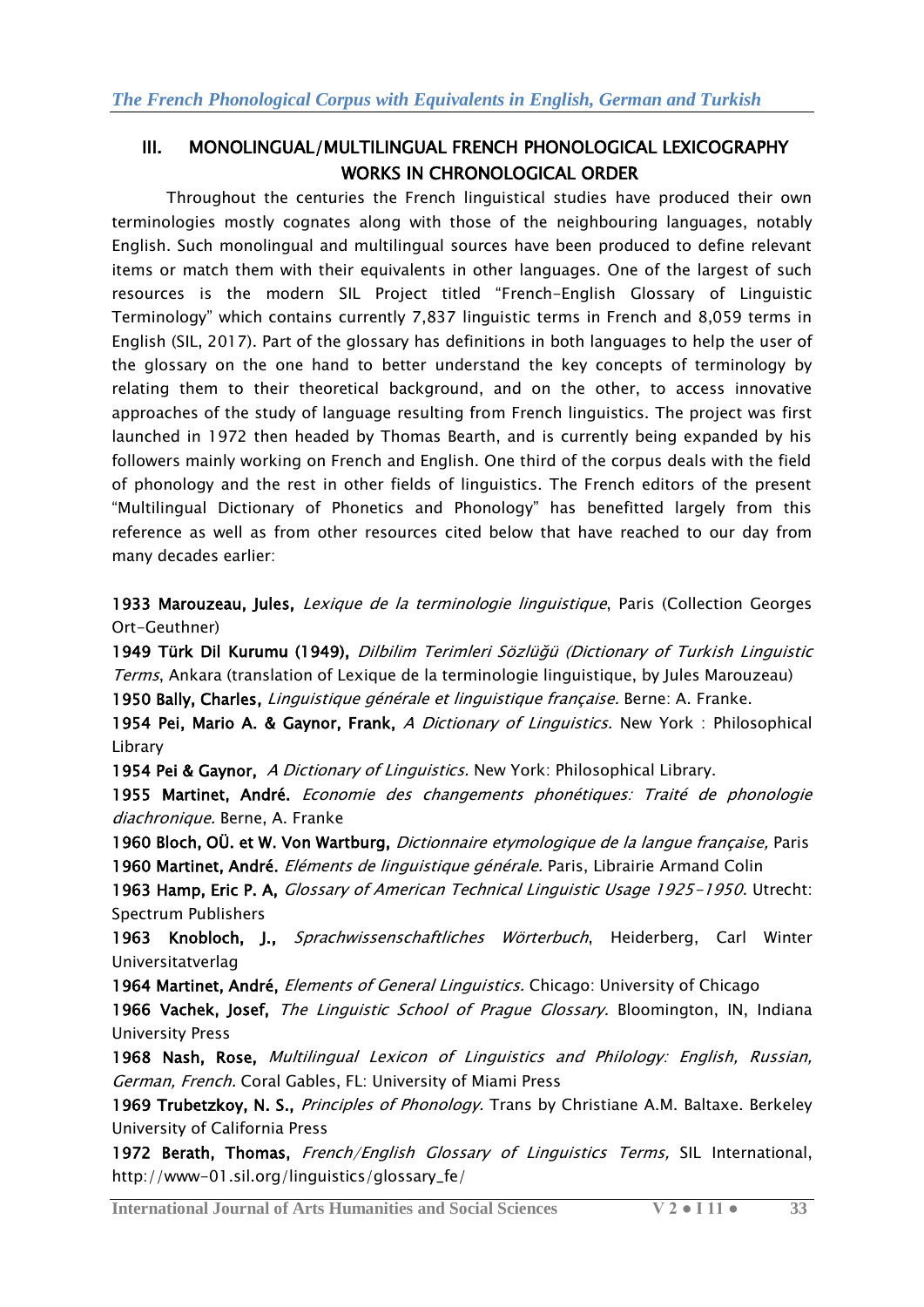## III. MONOLINGUAL/MULTILINGUAL FRENCH PHONOLOGICAL LEXICOGRAPHY WORKS IN CHRONOLOGICAL ORDER

Throughout the centuries the French linguistical studies have produced their own terminologies mostly cognates along with those of the neighbouring languages, notably English. Such monolingual and multilingual sources have been produced to define relevant items or match them with their equivalents in other languages. One of the largest of such resources is the modern SIL Project titled "French-English Glossary of Linguistic Terminology" which contains currently 7,837 linguistic terms in French and 8,059 terms in English (SIL, 2017). Part of the glossary has definitions in both languages to help the user of the glossary on the one hand to better understand the key concepts of terminology by relating them to their theoretical background, and on the other, to access innovative approaches of the study of language resulting from French linguistics. The project was first launched in 1972 then headed by Thomas Bearth, and is currently being expanded by his followers mainly working on French and English. One third of the corpus deals with the field of phonology and the rest in other fields of linguistics. The French editors of the present "Multilingual Dictionary of Phonetics and Phonology" has benefitted largely from this reference as well as from other resources cited below that have reached to our day from many decades earlier:

**1933 Marouzeau, Jules,** *Lexique de la terminologie linguistique*, Paris (Collection Georges Ort-Geuthner)

**1949 Türk Dil Kurumu (1949),** *Dilbilim Terimleri Sözlüğü (Dictionary of Turkish Linguistic Terms*, Ankara (translation of Lexique de la terminologie linguistique, by Jules Marouzeau)

**1950 Bally, Charles,** *Linguistique générale et linguistique française.* Berne: A. Franke.

**1954 Pei, Mario A. & Gaynor, Frank,** *A Dictionary of Linguistics.* New York : Philosophical Library

**1954 Pei & Gaynor,** *A Dictionary of Linguistics.* New York: Philosophical Library.

**1955 Martinet, André.** *Economie des changements phonétiques: Traité de phonologie diachronique.* Berne, A. Franke

**1960 Bloch, OÜ. et W. Von Wartburg,** *Dictionnaire etymologique de la langue française,* Paris

**1960 Martinet, André.** *Eléments de linguistique générale.* Paris, Librairie Armand Colin

**1963 Hamp, Eric P. A,** *Glossary of American Technical Linguistic Usage 1925-1950.* Utrecht: Spectrum Publishers

**1963 Knobloch, J.,** *Sprachwissenschaftliches Wörterbuch*, Heiderberg, Carl Winter Universitatverlag

**1964 Martinet, André,** *Elements of General Linguistics.* Chicago: University of Chicago

**1966 Vachek, Josef,** *The Linguistic School of Prague Glossary.* Bloomington, IN, Indiana University Press

**1968 Nash, Rose,** *Multilingual Lexicon of Linguistics and Philology: English, Russian, German, French.* Coral Gables, FL: University of Miami Press

**1969 Trubetzkoy, N. S.,** *Principles of Phonology.* Trans by Christiane A.M. Baltaxe. Berkeley University of California Press

**1972 Berath, Thomas,** *French/English Glossary of Linguistics Terms,* SIL International, http://www-01.sil.org/linguistics/glossary_fe/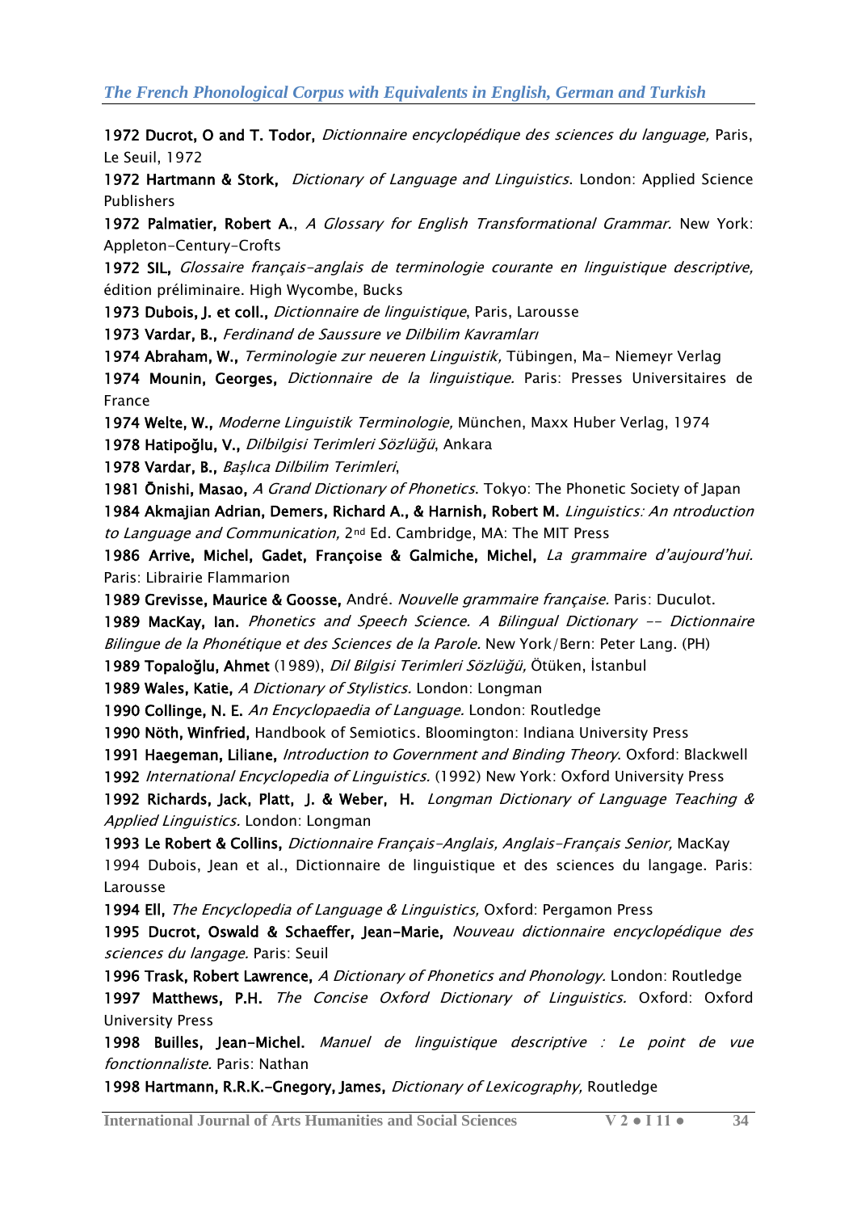**1972 Ducrot, O and T. Todor,** *Dictionnaire encyclopédique des sciences du language,* Paris, Le Seuil, 1972

**1972 Hartmann & Stork,** *Dictionary of Language and Linguistics*. London: Applied Science Publishers

**1972 Palmatier, Robert A.**, *A Glossary for English Transformational Grammar.* New York: Appleton-Century-Crofts

**1972 SIL,** *Glossaire français-anglais de terminologie courante en linguistique descriptive,* édition préliminaire. High Wycombe, Bucks

**1973 Dubois, J. et coll.,** *Dictionnaire de linguistique*, Paris, Larousse

**1973 Vardar, B.,** *Ferdinand de Saussure ve Dilbilim Kavramları*

**1974 Abraham, W.,** *Terminologie zur neueren Linguistik,* Tübingen, Ma- Niemeyr Verlag

**1974 Mounin, Georges,** *Dictionnaire de la linguistique.* Paris: Presses Universitaires de France

**1974 Welte, W.,** *Moderne Linguistik Terminologie,* München, Maxx Huber Verlag, 1974

**1978 Hatipoğlu, V.,** *Dilbilgisi Terimleri Sözlüğü*, Ankara

**1978 Vardar, B.,** *Başlıca Dilbilim Terimleri*,

**1981 Ōnishi, Masao,** *A Grand Dictionary of Phonetics.* Tokyo: The Phonetic Society of Japan

**1984 Akmajian Adrian, Demers, Richard A., & Harnish, Robert M.** *Linguistics: An ntroduction to Language and Communication,* 2nd Ed. Cambridge, MA: The MIT Press

**1986 Arrive, Michel, Gadet, Françoise & Galmiche, Michel,** *La grammaire d'aujourd'hui.* Paris: Librairie Flammarion

**1989 Grevisse, Maurice & Goosse,** André. *Nouvelle grammaire française.* Paris: Duculot.

**1989 MacKay, Ian.** *Phonetics and Speech Science. A Bilingual Dictionary -- Dictionnaire Bilingue de la Phonétique et des Sciences de la Parole.* New York/Bern: Peter Lang. (PH)

**1989 Topaloğlu, Ahmet** (1989), *Dil Bilgisi Terimleri Sözlüğü,* Ötüken, İstanbul

**1989 Wales, Katie,** *A Dictionary of Stylistics.* London: Longman

**1990 Collinge, N. E.** *An Encyclopaedia of Language.* London: Routledge

**1990 Nöth, Winfried,** Handbook of Semiotics. Bloomington: Indiana University Press

**1991 Haegeman, Liliane,** *Introduction to Government and Binding Theory*. Oxford: Blackwell

**1992** *International Encyclopedia of Linguistics.* (1992) New York: Oxford University Press

**1992 Richards, Jack, Platt, J. & Weber, H.** *Longman Dictionary of Language Teaching & Applied Linguistics.* London: Longman

**1993 Le Robert & Collins,** *Dictionnaire Français-Anglais, Anglais-Français Senior,* MacKay

1994 Dubois, Jean et al., Dictionnaire de linguistique et des sciences du langage. Paris: Larousse

**1994 Ell,** *The Encyclopedia of Language & Linguistics,* Oxford: Pergamon Press

**1995 Ducrot, Oswald & Schaeffer, Jean-Marie,** *Nouveau dictionnaire encyclopédique des sciences du langage.* Paris: Seuil

**1996 Trask, Robert Lawrence,** *A Dictionary of Phonetics and Phonology.* London: Routledge

**1997 Matthews, P.H.** *The Concise Oxford Dictionary of Linguistics.* Oxford: Oxford University Press

**1998 Builles, Jean-Michel.** *Manuel de linguistique descriptive : Le point de vue fonctionnaliste.* Paris: Nathan

**1998 Hartmann, R.R.K.-Gnegory, James,** *Dictionary of Lexicography,* Routledge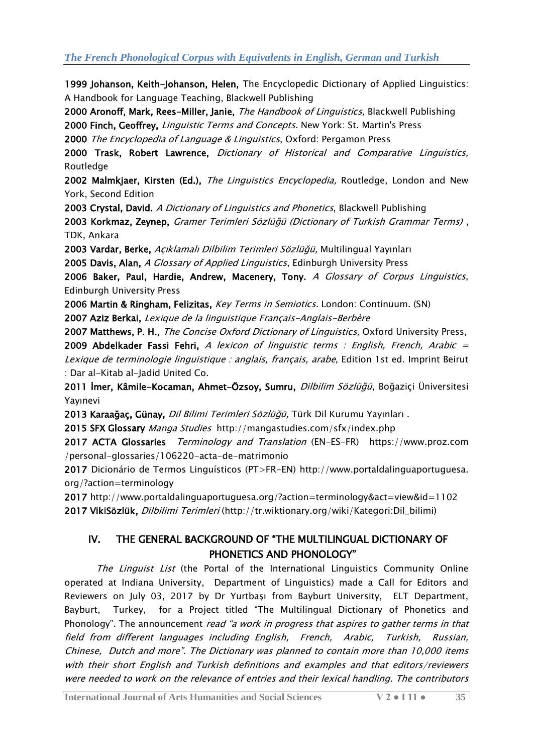**1999 Johanson, Keith-Johanson, Helen,** The Encyclopedic Dictionary of Applied Linguistics: A Handbook for Language Teaching, Blackwell Publishing

**2000 Aronoff, Mark, Rees-Miller, Janie,** *The Handbook of Linguistics,* Blackwell Publishing

**2000 Finch, Geoffrey,** *Linguistic Terms and Concepts.* New York: St. Martin's Press

**2000** *The Encyclopedia of Language & Linguistics*, Oxford: Pergamon Press

**2000 Trask, Robert Lawrence,** *Dictionary of Historical and Comparative Linguistics,* Routledge

**2002 Malmkjaer, Kirsten (Ed.),** *The Linguistics Encyclopedia,* Routledge, London and New York, Second Edition

**2003 Crystal, David.** *A Dictionary of Linguistics and Phonetics*, Blackwell Publishing

**2003 Korkmaz, Zeynep,** *Gramer Terimleri Sözlüğü (Dictionary of Turkish Grammar Terms)* , TDK, Ankara

**2003 Vardar, Berke,** *Açıklamalı Dilbilim Terimleri Sözlüğü,* Multilingual Yayınları

**2005 Davis, Alan,** *A Glossary of Applied Linguistics*, Edinburgh University Press

**2006 Baker, Paul, Hardie, Andrew, Macenery, Tony.** *A Glossary of Corpus Linguistics*, Edinburgh University Press

**2006 Martin & Ringham, Felizitas,** *Key Terms in Semiotics.* London: Continuum. (SN)

**2007 Aziz Berkai,** *Lexique de la linguistique Français-Anglais-Berbère*

**2007 Matthews, P. H.,** *The Concise Oxford Dictionary of Linguistics,* Oxford University Press,

**2009 Abdelkader Fassi Fehri,** *A lexicon of linguistic terms : English, French, Arabic = Lexique de terminologie linguistique : anglais, français, arabe*, Edition 1st ed. Imprint Beirut : Dar al-Kitab al-Jadid United Co.

**2011 İmer, Kâmile-Kocaman, Ahmet-Özsoy, Sumru,** *Dilbilim Sözlüğü*, Boğaziçi Üniversitesi Yayınevi

**2013 Karaağaç, Günay,** *Dil Bilimi Terimleri Sözlüğü,* Türk Dil Kurumu Yayınları .

**2015 SFX Glossary** *Manga Studies* http://mangastudies.com/sfx/index.php

**2017 ACTA Glossaries** *Terminology and Translation* (EN-ES-FR) https://www.proz.com /personal-glossaries/106220-acta-de-matrimonio

**2017** Dicionário de Termos Linguísticos (PT>FR-EN) http://www.portaldalinguaportuguesa.org/?action=terminology

**2017** http://www.portaldalinguaportuguesa.org/?action=terminology&act=view&id=1102

**2017 VikiSözlük,** *Dilbilimi Terimleri* (http://tr.wiktionary.org/wiki/Kategori:Dil_bilimi)

## IV. THE GENERAL BACKGROUND OF "THE MULTILINGUAL DICTIONARY OF PHONETICS AND PHONOLOGY"

*The Linguist List* (the Portal of the International Linguistics Community Online operated at Indiana University, Department of Linguistics) made a Call for Editors and Reviewers on July 03, 2017 by Dr Yurtbaşı from Bayburt University, ELT Department, Bayburt, Turkey, for a Project titled "The Multilingual Dictionary of Phonetics and Phonology". The announcement *read "a work in progress that aspires to gather terms in that field from different languages including English, French, Arabic, Turkish, Russian, Chinese, Dutch and more". The Dictionary was planned to contain more than 10,000 items with their short English and Turkish definitions and examples and that editors/reviewers were needed to work on the relevance of entries and their lexical handling. The contributors*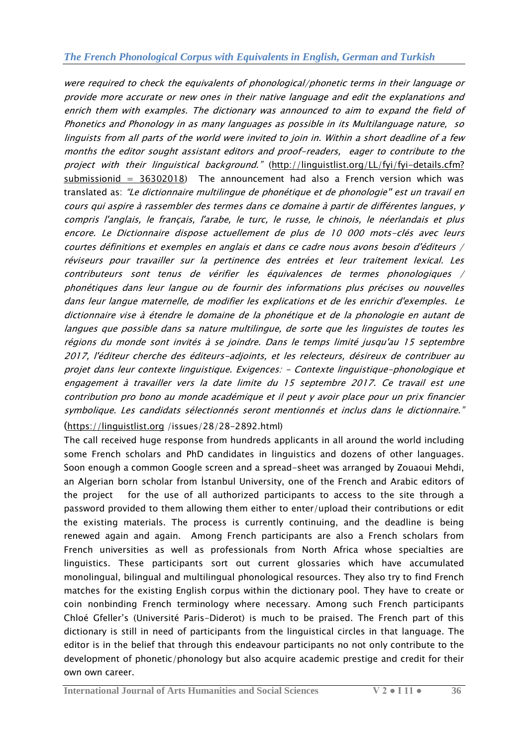*were required to check the equivalents of phonological/phonetic terms in their language or provide more accurate or new ones in their native language and edit the explanations and enrich them with examples. The dictionary was announced to aim to expand the field of Phonetics and Phonology in as many languages as possible in its Multilanguage nature, so linguists from all parts of the world were invited to join in. Within a short deadline of a few months the editor sought assistant editors and proof-readers, eager to contribute to the project with their linguistical background."* (http://linguistlist.org/LL/fyi/fyi-details.cfm?submissionid = 36302018) The announcement had also a French version which was translated as: *"Le dictionnaire multilingue de phonétique et de phonologie" est un travail en cours qui aspire à rassembler des termes dans ce domaine à partir de différentes langues, y compris l'anglais, le français, l'arabe, le turc, le russe, le chinois, le néerlandais et plus encore. Le Dictionnaire dispose actuellement de plus de 10 000 mots-clés avec leurs courtes définitions et exemples en anglais et dans ce cadre nous avons besoin d'éditeurs / réviseurs pour travailler sur la pertinence des entrées et leur traitement lexical. Les contributeurs sont tenus de vérifier les équivalences de termes phonologiques / phonétiques dans leur langue ou de fournir des informations plus précises ou nouvelles dans leur langue maternelle, de modifier les explications et de les enrichir d'exemples. Le dictionnaire vise à étendre le domaine de la phonétique et de la phonologie en autant de langues que possible dans sa nature multilingue, de sorte que les linguistes de toutes les régions du monde sont invités à se joindre. Dans le temps limité jusqu'au 15 septembre 2017, l'éditeur cherche des éditeurs-adjoints, et les relecteurs, désireux de contribuer au projet dans leur contexte linguistique. Exigences: - Contexte linguistique-phonologique et engagement à travailler vers la date limite du 15 septembre 2017. Ce travail est une contribution pro bono au monde académique et il peut y avoir place pour un prix financier symbolique. Les candidats sélectionnés seront mentionnés et inclus dans le dictionnaire."* (https://linguistlist.org /issues/28/28-2892.html)

The call received huge response from hundreds applicants in all around the world including some French scholars and PhD candidates in linguistics and dozens of other languages. Soon enough a common Google screen and a spread-sheet was arranged by Zouaoui Mehdi, an Algerian born scholar from İstanbul University, one of the French and Arabic editors of the project for the use of all authorized participants to access to the site through a password provided to them allowing them either to enter/upload their contributions or edit the existing materials. The process is currently continuing, and the deadline is being renewed again and again. Among French participants are also a French scholars from French universities as well as professionals from North Africa whose specialties are linguistics. These participants sort out current glossaries which have accumulated monolingual, bilingual and multilingual phonological resources. They also try to find French matches for the existing English corpus within the dictionary pool. They have to create or coin nonbinding French terminology where necessary. Among such French participants Chloé Gfeller's (Université Paris-Diderot) is much to be praised. The French part of this dictionary is still in need of participants from the linguistical circles in that language. The editor is in the belief that through this endeavour participants no not only contribute to the development of phonetic/phonology but also acquire academic prestige and credit for their own own career.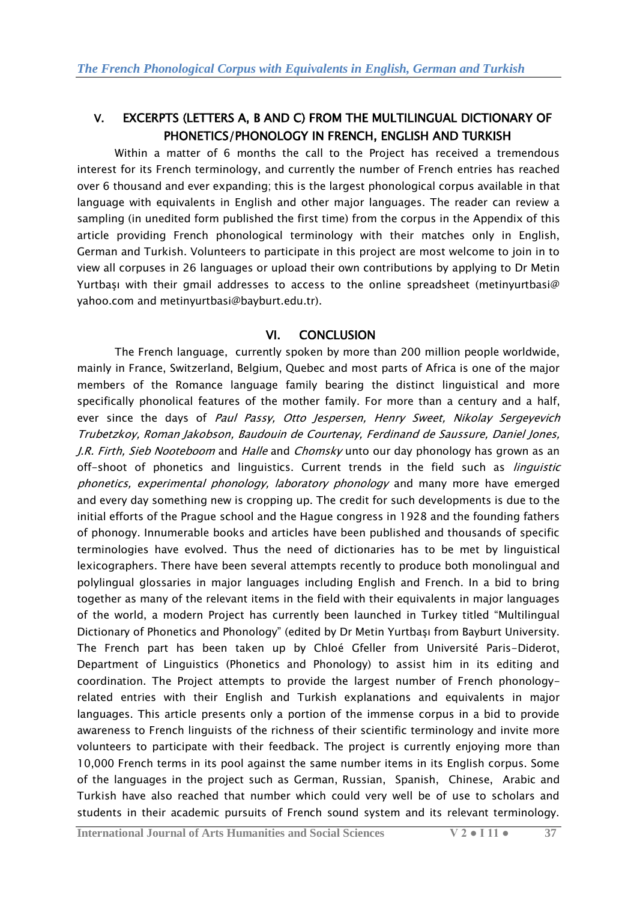## V. EXCERPTS (LETTERS A, B AND C) FROM THE MULTILINGUAL DICTIONARY OF PHONETICS/PHONOLOGY IN FRENCH, ENGLISH AND TURKISH

Within a matter of 6 months the call to the Project has received a tremendous interest for its French terminology, and currently the number of French entries has reached over 6 thousand and ever expanding; this is the largest phonological corpus available in that language with equivalents in English and other major languages. The reader can review a sampling (in unedited form published the first time) from the corpus in the Appendix of this article providing French phonological terminology with their matches only in English, German and Turkish. Volunteers to participate in this project are most welcome to join in to view all corpuses in 26 languages or upload their own contributions by applying to Dr Metin Yurtbaşı with their gmail addresses to access to the online spreadsheet (metinyurtbasi@yahoo.com and metinyurtbasi@bayburt.edu.tr).

## VI. CONCLUSION

The French language, currently spoken by more than 200 million people worldwide, mainly in France, Switzerland, Belgium, Quebec and most parts of Africa is one of the major members of the Romance language family bearing the distinct linguistical and more specifically phonolical features of the mother family. For more than a century and a half, ever since the days of *Paul Passy, Otto Jespersen, Henry Sweet, Nikolay Sergeyevich Trubetzkoy, Roman Jakobson, Baudouin de Courtenay, Ferdinand de Saussure, Daniel Jones, J.R. Firth, Sieb Nooteboom* and *Halle* and *Chomsky* unto our day phonology has grown as an off-shoot of phonetics and linguistics. Current trends in the field such as *linguistic phonetics, experimental phonology, laboratory phonology* and many more have emerged and every day something new is cropping up. The credit for such developments is due to the initial efforts of the Prague school and the Hague congress in 1928 and the founding fathers of phonogy. Innumerable books and articles have been published and thousands of specific terminologies have evolved. Thus the need of dictionaries has to be met by linguistical lexicographers. There have been several attempts recently to produce both monolingual and polylingual glossaries in major languages including English and French. In a bid to bring together as many of the relevant items in the field with their equivalents in major languages of the world, a modern Project has currently been launched in Turkey titled "Multilingual Dictionary of Phonetics and Phonology" (edited by Dr Metin Yurtbaşı from Bayburt University. The French part has been taken up by Chloé Gfeller from Université Paris-Diderot, Department of Linguistics (Phonetics and Phonology) to assist him in its editing and coordination. The Project attempts to provide the largest number of French phonology-related entries with their English and Turkish explanations and equivalents in major languages. This article presents only a portion of the immense corpus in a bid to provide awareness to French linguists of the richness of their scientific terminology and invite more volunteers to participate with their feedback. The project is currently enjoying more than 10,000 French terms in its pool against the same number items in its English corpus. Some of the languages in the project such as German, Russian, Spanish, Chinese, Arabic and Turkish have also reached that number which could very well be of use to scholars and students in their academic pursuits of French sound system and its relevant terminology.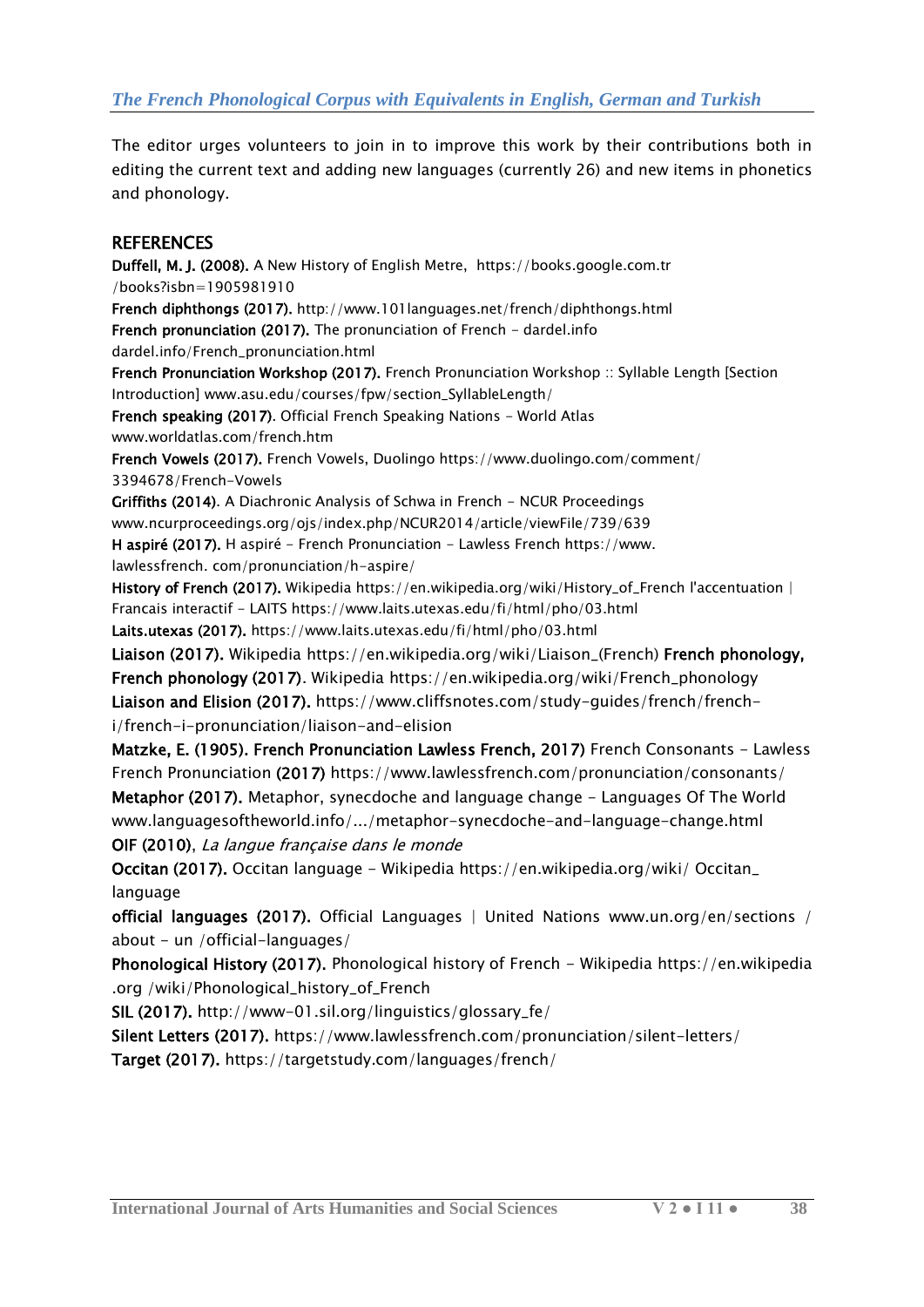The editor urges volunteers to join in to improve this work by their contributions both in editing the current text and adding new languages (currently 26) and new items in phonetics and phonology.

## REFERENCES

**Duffell, M. J. (2008).** A New History of English Metre, https://books.google.com.tr /books?isbn=1905981910

**French diphthongs (2017).** http://www.101languages.net/french/diphthongs.html

**French pronunciation (2017).** The pronunciation of French - dardel.info dardel.info/French_pronunciation.html

**French Pronunciation Workshop (2017).** French Pronunciation Workshop :: Syllable Length [Section Introduction] www.asu.edu/courses/fpw/section_SyllableLength/

**French speaking (2017)**. Official French Speaking Nations - World Atlas www.worldatlas.com/french.htm

**French Vowels (2017).** French Vowels, Duolingo https://www.duolingo.com/comment/ 3394678/French-Vowels

**Griffiths (2014)**. A Diachronic Analysis of Schwa in French - NCUR Proceedings www.ncurproceedings.org/ojs/index.php/NCUR2014/article/viewFile/739/639

**H aspiré (2017).** H aspiré - French Pronunciation - Lawless French https://www. lawlessfrench. com/pronunciation/h-aspire/

**History of French (2017).** Wikipedia https://en.wikipedia.org/wiki/History_of_French l'accentuation | Francais interactif - LAITS https://www.laits.utexas.edu/fi/html/pho/03.html

**Laits.utexas (2017).** https://www.laits.utexas.edu/fi/html/pho/03.html

**Liaison (2017).** Wikipedia https://en.wikipedia.org/wiki/Liaison_(French) **French phonology,**

**French phonology (2017)**. Wikipedia https://en.wikipedia.org/wiki/French_phonology

**Liaison and Elision (2017).** https://www.cliffsnotes.com/study-guides/french/french-i/french-i-pronunciation/liaison-and-elision

**Matzke, E. (1905). French Pronunciation Lawless French, 2017)** French Consonants - Lawless French Pronunciation **(2017)** https://www.lawlessfrench.com/pronunciation/consonants/

**Metaphor (2017).** Metaphor, synecdoche and language change - Languages Of The World www.languagesoftheworld.info/.../metaphor-synecdoche-and-language-change.html

**OIF (2010)**, *La langue française dans le monde*

**Occitan (2017).** Occitan language - Wikipedia https://en.wikipedia.org/wiki/ Occitan_ language

**official languages (2017).** Official Languages | United Nations www.un.org/en/sections / about - un /official-languages/

**Phonological History (2017).** Phonological history of French - Wikipedia https://en.wikipedia .org /wiki/Phonological_history_of_French

**SIL (2017).** http://www-01.sil.org/linguistics/glossary_fe/

**Silent Letters (2017).** https://www.lawlessfrench.com/pronunciation/silent-letters/

**Target (2017).** https://targetstudy.com/languages/french/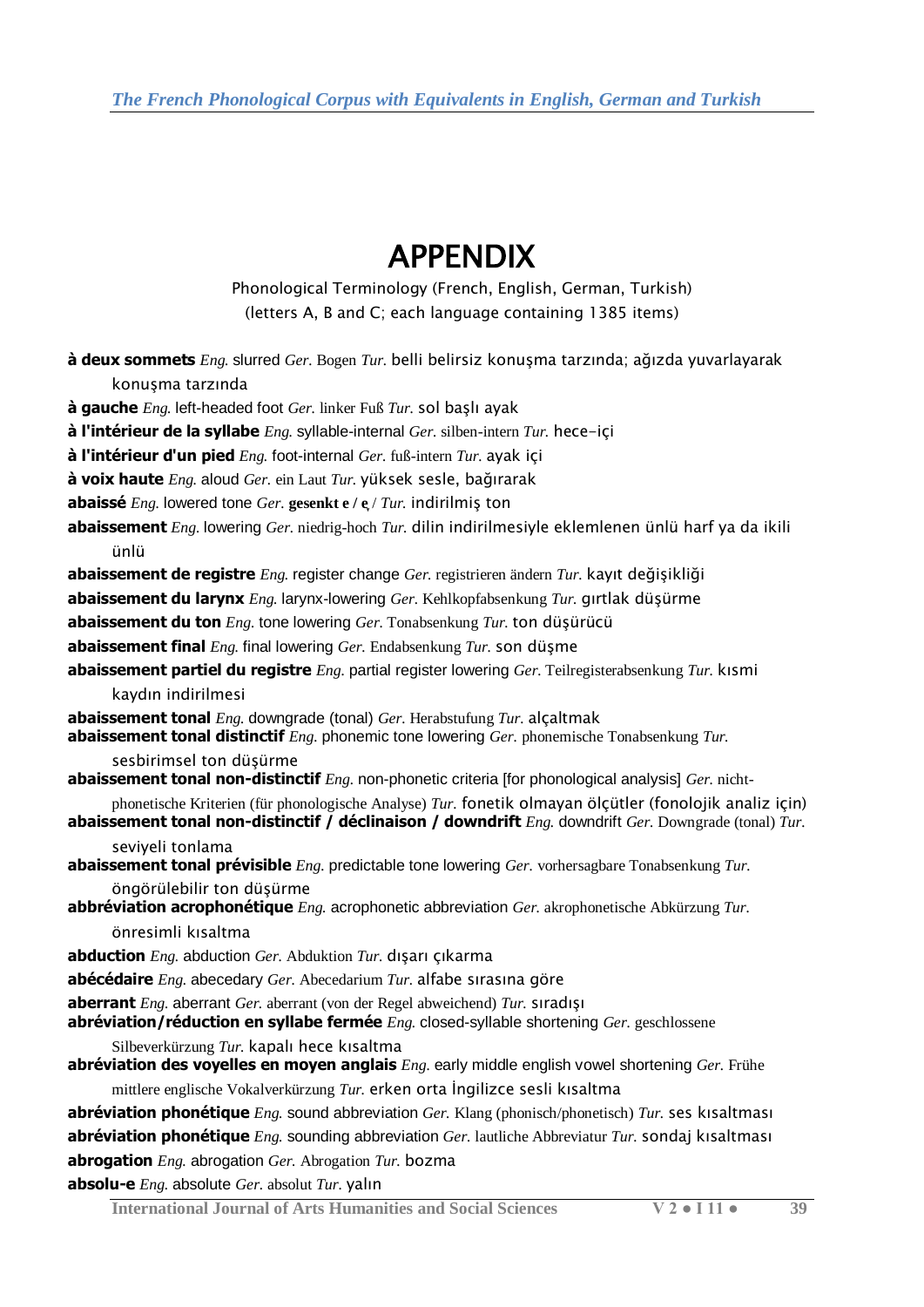# APPENDIX

Phonological Terminology (French, English, German, Turkish)
(letters A, B and C; each language containing 1385 items)

**à deux sommets** *Eng.* slurred *Ger.* Bogen *Tur.* belli belirsiz konuşma tarzında; ağızda yuvarlayarak konuşma tarzında

**à gauche** *Eng.* left-headed foot *Ger.* linker Fuß *Tur.* sol başlı ayak

**à l'intérieur de la syllabe** *Eng.* syllable-internal *Ger.* silben-intern *Tur.* hece–içi

**à l'intérieur d'un pied** *Eng.* foot-internal *Ger.* fuß-intern *Tur.* ayak içi

**à voix haute** *Eng.* aloud *Ger.* ein Laut *Tur.* yüksek sesle, bağırarak

**abaissé** *Eng.* lowered tone *Ger.* **gesenkt e / ẹ** / *Tur.* indirilmiş ton

**abaissement** *Eng.* lowering *Ger.* niedrig-hoch *Tur.* dilin indirilmesiyle eklemlenen ünlü harf ya da ikili ünlü

**abaissement de registre** *Eng.* register change *Ger.* registrieren ändern *Tur.* kayıt değişikliği

**abaissement du larynx** *Eng.* larynx-lowering *Ger.* Kehlkopfabsenkung *Tur.* gırtlak düşürme

**abaissement du ton** *Eng.* tone lowering *Ger.* Tonabsenkung *Tur.* ton düşürücü

**abaissement final** *Eng.* final lowering *Ger.* Endabsenkung *Tur.* son düşme

**abaissement partiel du registre** *Eng.* partial register lowering *Ger.* Teilregisterabsenkung *Tur.* kısmi kaydın indirilmesi

**abaissement tonal** *Eng.* downgrade (tonal) *Ger.* Herabstufung *Tur.* alçaltmak

**abaissement tonal distinctif** *Eng.* phonemic tone lowering *Ger.* phonemische Tonabsenkung *Tur.* sesbirimsel ton düşürme

**abaissement tonal non-distinctif** *Eng.* non-phonetic criteria [for phonological analysis] *Ger.* nicht-phonetische Kriterien (für phonologische Analyse) *Tur.* fonetik olmayan ölçütler (fonolojik analiz için)

**abaissement tonal non-distinctif / déclinaison / downdrift** *Eng.* downdrift *Ger.* Downgrade (tonal) *Tur.* seviyeli tonlama

**abaissement tonal prévisible** *Eng.* predictable tone lowering *Ger.* vorhersagbare Tonabsenkung *Tur.* öngörülebilir ton düşürme

**abbréviation acrophonétique** *Eng.* acrophonetic abbreviation *Ger.* akrophonetische Abkürzung *Tur.* önresimli kısaltma

**abduction** *Eng.* abduction *Ger.* Abduktion *Tur.* dışarı çıkarma

**abécédaire** *Eng.* abecedary *Ger.* Abecedarium *Tur.* alfabe sırasına göre

**aberrant** *Eng.* aberrant *Ger.* aberrant (von der Regel abweichend) *Tur.* sıradışı

**abréviation/réduction en syllabe fermée** *Eng.* closed-syllable shortening *Ger.* geschlossene Silbeverkürzung *Tur.* kapalı hece kısaltma

**abréviation des voyelles en moyen anglais** *Eng.* early middle english vowel shortening *Ger.* Frühe mittlere englische Vokalverkürzung *Tur.* erken orta İngilizce sesli kısaltma

**abréviation phonétique** *Eng.* sound abbreviation *Ger.* Klang (phonisch/phonetisch) *Tur.* ses kısaltması

**abréviation phonétique** *Eng.* sounding abbreviation *Ger.* lautliche Abbreviatur *Tur.* sondaj kısaltması

**abrogation** *Eng.* abrogation *Ger.* Abrogation *Tur.* bozma

**absolu-e** *Eng.* absolute *Ger.* absolut *Tur.* yalın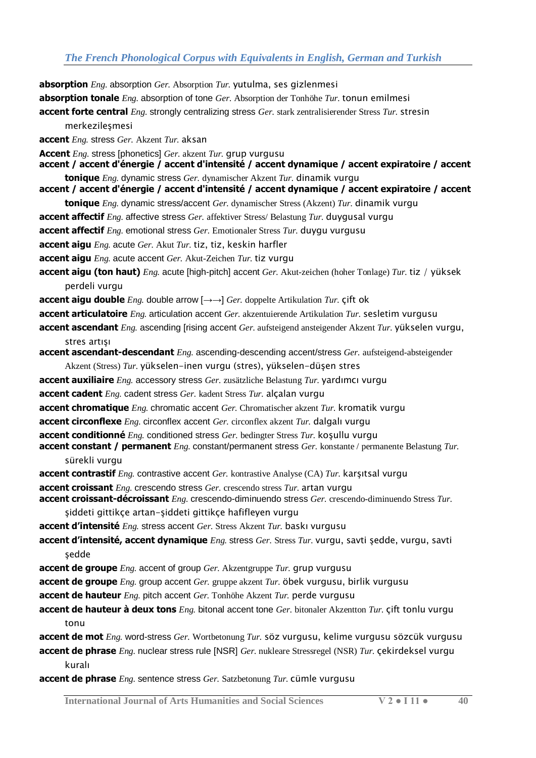**absorption** *Eng.* absorption *Ger.* Absorption *Tur.* yutulma, ses gizlenmesi

**absorption tonale** *Eng.* absorption of tone *Ger.* Absorption der Tonhöhe *Tur.* tonun emilmesi

**accent forte central** *Eng.* strongly centralizing stress *Ger.* stark zentralisierender Stress *Tur.* stresin merkezileşmesi

**accent** *Eng.* stress *Ger.* Akzent *Tur.* aksan

**Accent** *Eng.* stress [phonetics] *Ger.* akzent *Tur.* grup vurgusu

**accent / accent d'énergie / accent d'intensité / accent dynamique / accent expiratoire / accent tonique** *Eng.* dynamic stress *Ger.* dynamischer Akzent *Tur.* dinamik vurgu

**accent / accent d'énergie / accent d'intensité / accent dynamique / accent expiratoire / accent tonique** *Eng.* dynamic stress/accent *Ger.* dynamischer Stress (Akzent) *Tur.* dinamik vurgu

**accent affectif** *Eng.* affective stress *Ger.* affektiver Stress/ Belastung *Tur.* duygusal vurgu

**accent affectif** *Eng.* emotional stress *Ger.* Emotionaler Stress *Tur.* duygu vurgusu

**accent aigu** *Eng.* acute *Ger.* Akut *Tur.* tiz, tiz, keskin harfler

**accent aigu** *Eng.* acute accent *Ger.* Akut-Zeichen *Tur.* tiz vurgu

**accent aigu (ton haut)** *Eng.* acute [high-pitch] accent *Ger.* Akut-zeichen (hoher Tonlage) *Tur.* tiz / yüksek perdeli vurgu

**accent aigu double** *Eng.* double arrow [→→] *Ger.* doppelte Artikulation *Tur.* çift ok

**accent articulatoire** *Eng.* articulation accent *Ger.* akzentuierende Artikulation *Tur.* sesletim vurgusu

**accent ascendant** *Eng.* ascending [rising accent *Ger.* aufsteigend ansteigender Akzent *Tur.* yükselen vurgu, stres artışı

**accent ascendant-descendant** *Eng.* ascending-descending accent/stress *Ger.* aufsteigend-absteigender Akzent (Stress) *Tur.* yükselen-inen vurgu (stres), yükselen-düşen stres

**accent auxiliaire** *Eng.* accessory stress *Ger.* zusätzliche Belastung *Tur.* yardımcı vurgu

**accent cadent** *Eng.* cadent stress *Ger.* kadent Stress *Tur.* alçalan vurgu

**accent chromatique** *Eng.* chromatic accent *Ger.* Chromatischer akzent *Tur.* kromatik vurgu

**accent circonflexe** *Eng.* circonflex accent *Ger.* circonflex akzent *Tur.* dalgalı vurgu

**accent conditionné** *Eng.* conditioned stress *Ger.* bedingter Stress *Tur.* koşullu vurgu

**accent constant / permanent** *Eng.* constant/permanent stress *Ger.* konstante / permanente Belastung *Tur.* sürekli vurgu

**accent contrastif** *Eng.* contrastive accent *Ger.* kontrastive Analyse (CA) *Tur.* karşıtsal vurgu

**accent croissant** *Eng.* crescendo stress *Ger.* crescendo stress *Tur.* artan vurgu

**accent croissant-décroissant** *Eng.* crescendo-diminuendo stress *Ger.* crescendo-diminuendo Stress *Tur.* şiddeti gittikçe artan-şiddeti gittikçe hafifleyen vurgu

**accent d'intensité** *Eng.* stress accent *Ger.* Stress Akzent *Tur.* baskı vurgusu

**accent d'intensité, accent dynamique** *Eng.* stress *Ger.* Stress *Tur.* vurgu, savti şedde, vurgu, savti şedde

**accent de groupe** *Eng.* accent of group *Ger.* Akzentgruppe *Tur.* grup vurgusu

**accent de groupe** *Eng.* group accent *Ger.* gruppe akzent *Tur.* öbek vurgusu, birlik vurgusu

**accent de hauteur** *Eng.* pitch accent *Ger.* Tonhöhe Akzent *Tur.* perde vurgusu

**accent de hauteur à deux tons** *Eng.* bitonal accent tone *Ger.* bitonaler Akzentton *Tur.* çift tonlu vurgu tonu

**accent de mot** *Eng.* word-stress *Ger.* Wortbetonung *Tur.* söz vurgusu, kelime vurgusu sözcük vurgusu

**accent de phrase** *Eng.* nuclear stress rule [NSR] *Ger.* nukleare Stressregel (NSR) *Tur.* çekirdeksel vurgu kuralı

**accent de phrase** *Eng.* sentence stress *Ger.* Satzbetonung *Tur.* cümle vurgusu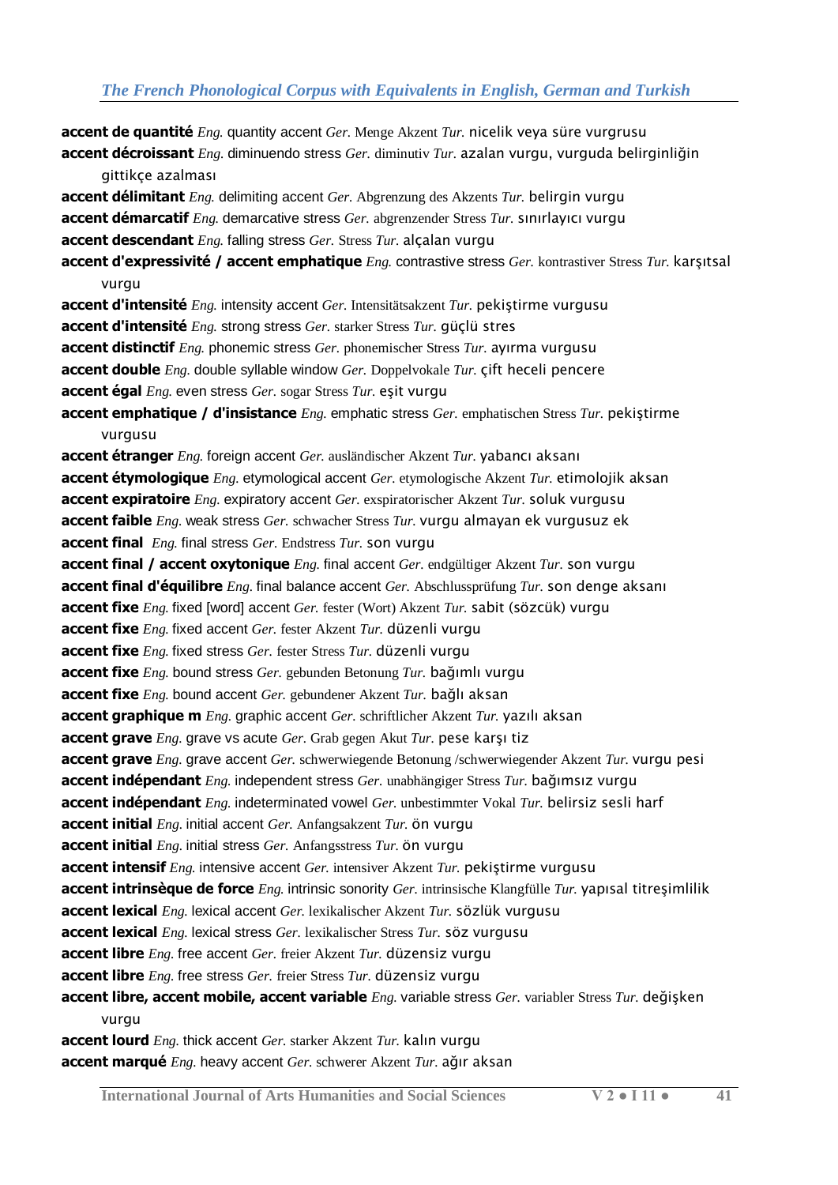**accent de quantité** *Eng.* quantity accent *Ger.* Menge Akzent *Tur.* nicelik veya süre vurgrusu

**accent décroissant** *Eng.* diminuendo stress *Ger.* diminutiv *Tur.* azalan vurgu, vurguda belirginliğin gittikçe azalması

**accent délimitant** *Eng.* delimiting accent *Ger.* Abgrenzung des Akzents *Tur.* belirgin vurgu

**accent démarcatif** *Eng.* demarcative stress *Ger.* abgrenzender Stress *Tur.* sınırlayıcı vurgu

**accent descendant** *Eng.* falling stress *Ger.* Stress *Tur.* alçalan vurgu

**accent d'expressivité / accent emphatique** *Eng.* contrastive stress *Ger.* kontrastiver Stress *Tur.* karşıtsal vurgu

**accent d'intensité** *Eng.* intensity accent *Ger.* Intensitätsakzent *Tur.* pekiştirme vurgusu

**accent d'intensité** *Eng.* strong stress *Ger.* starker Stress *Tur.* güçlü stres

**accent distinctif** *Eng.* phonemic stress *Ger.* phonemischer Stress *Tur.* ayırma vurgusu

**accent double** *Eng.* double syllable window *Ger.* Doppelvokale *Tur.* çift heceli pencere

**accent égal** *Eng.* even stress *Ger.* sogar Stress *Tur.* eşit vurgu

**accent emphatique / d'insistance** *Eng.* emphatic stress *Ger.* emphatischen Stress *Tur.* pekiştirme vurgusu

**accent étranger** *Eng.* foreign accent *Ger.* ausländischer Akzent *Tur.* yabancı aksanı

**accent étymologique** *Eng.* etymological accent *Ger.* etymologische Akzent *Tur.* etimolojik aksan

**accent expiratoire** *Eng.* expiratory accent *Ger.* exspiratorischer Akzent *Tur.* soluk vurgusu

**accent faible** *Eng.* weak stress *Ger.* schwacher Stress *Tur.* vurgu almayan ek vurgusuz ek

**accent final** *Eng.* final stress *Ger.* Endstress *Tur.* son vurgu

**accent final / accent oxytonique** *Eng.* final accent *Ger.* endgültiger Akzent *Tur.* son vurgu

**accent final d'équilibre** *Eng.* final balance accent *Ger.* Abschlussprüfung *Tur.* son denge aksanı

**accent fixe** *Eng.* fixed [word] accent *Ger.* fester (Wort) Akzent *Tur.* sabit (sözcük) vurgu

**accent fixe** *Eng.* fixed accent *Ger.* fester Akzent *Tur.* düzenli vurgu

**accent fixe** *Eng.* fixed stress *Ger.* fester Stress *Tur.* düzenli vurgu

**accent fixe** *Eng.* bound stress *Ger.* gebunden Betonung *Tur.* bağımlı vurgu

**accent fixe** *Eng.* bound accent *Ger.* gebundener Akzent *Tur.* bağlı aksan

**accent graphique m** *Eng.* graphic accent *Ger.* schriftlicher Akzent *Tur.* yazılı aksan

**accent grave** *Eng.* grave vs acute *Ger.* Grab gegen Akut *Tur.* pese karşı tiz

**accent grave** *Eng.* grave accent *Ger.* schwerwiegende Betonung /schwerwiegender Akzent *Tur.* vurgu pesi

**accent indépendant** *Eng.* independent stress *Ger.* unabhängiger Stress *Tur.* bağımsız vurgu

**accent indépendant** *Eng.* indeterminated vowel *Ger.* unbestimmter Vokal *Tur.* belirsiz sesli harf

**accent initial** *Eng.* initial accent *Ger.* Anfangsakzent *Tur.* ön vurgu

**accent initial** *Eng.* initial stress *Ger.* Anfangsstress *Tur.* ön vurgu

**accent intensif** *Eng.* intensive accent *Ger.* intensiver Akzent *Tur.* pekiştirme vurgusu

**accent intrinsèque de force** *Eng.* intrinsic sonority *Ger.* intrinsische Klangfülle *Tur.* yapısal titreşimlilik

**accent lexical** *Eng.* lexical accent *Ger.* lexikalischer Akzent *Tur.* sözlük vurgusu

**accent lexical** *Eng.* lexical stress *Ger.* lexikalischer Stress *Tur.* söz vurgusu

**accent libre** *Eng.* free accent *Ger.* freier Akzent *Tur.* düzensiz vurgu

**accent libre** *Eng.* free stress *Ger.* freier Stress *Tur.* düzensiz vurgu

**accent libre, accent mobile, accent variable** *Eng.* variable stress *Ger.* variabler Stress *Tur.* değişken vurgu

**accent lourd** *Eng.* thick accent *Ger.* starker Akzent *Tur.* kalın vurgu

**accent marqué** *Eng.* heavy accent *Ger.* schwerer Akzent *Tur.* ağır aksan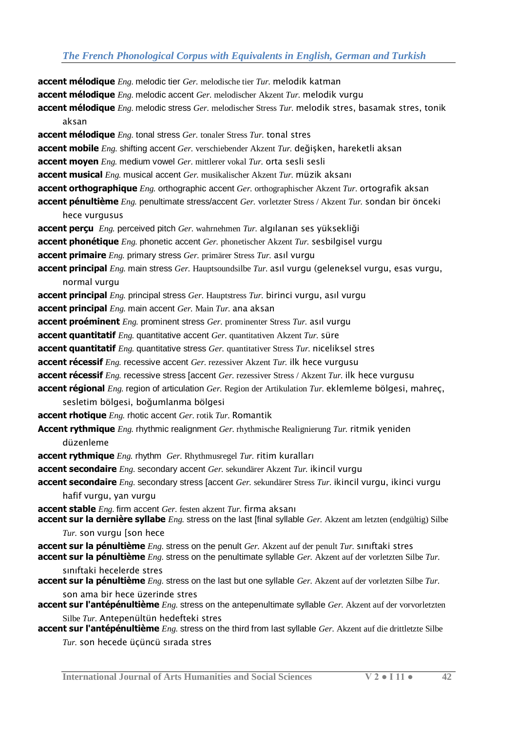**accent mélodique** *Eng.* melodic tier *Ger.* melodische tier *Tur.* melodik katman

**accent mélodique** *Eng.* melodic accent *Ger.* melodischer Akzent *Tur.* melodik vurgu

**accent mélodique** *Eng.* melodic stress *Ger.* melodischer Stress *Tur.* melodik stres, basamak stres, tonik aksan

**accent mélodique** *Eng.* tonal stress *Ger.* tonaler Stress *Tur.* tonal stres

**accent mobile** *Eng.* shifting accent *Ger.* verschiebender Akzent *Tur.* değişken, hareketli aksan

**accent moyen** *Eng.* medium vowel *Ger.* mittlerer vokal *Tur.* orta sesli sesli

**accent musical** *Eng.* musical accent *Ger.* musikalischer Akzent *Tur.* müzik aksanı

**accent orthographique** *Eng.* orthographic accent *Ger.* orthographischer Akzent *Tur.* ortografik aksan

**accent pénultième** *Eng.* penultimate stress/accent *Ger.* vorletzter Stress / Akzent *Tur.* sondan bir önceki hece vurgusus

**accent perçu** *Eng.* perceived pitch *Ger.* wahrnehmen *Tur.* algılanan ses yüksekliği

**accent phonétique** *Eng.* phonetic accent *Ger.* phonetischer Akzent *Tur.* sesbilgisel vurgu

**accent primaire** *Eng.* primary stress *Ger.* primärer Stress *Tur.* asıl vurgu

**accent principal** *Eng.* main stress *Ger.* Hauptsoundsilbe *Tur.* asıl vurgu (geleneksel vurgu, esas vurgu, normal vurgu

**accent principal** *Eng.* principal stress *Ger.* Hauptstress *Tur.* birinci vurgu, asıl vurgu

**accent principal** *Eng.* main accent *Ger.* Main *Tur.* ana aksan

**accent proéminent** *Eng.* prominent stress *Ger.* prominenter Stress *Tur.* asıl vurgu

**accent quantitatif** *Eng.* quantitative accent *Ger.* quantitativen Akzent *Tur.* süre

**accent quantitatif** *Eng.* quantitative stress *Ger.* quantitativer Stress *Tur.* niceliksel stres

**accent récessif** *Eng.* recessive accent *Ger.* rezessiver Akzent *Tur.* ilk hece vurgusu

**accent récessif** *Eng.* recessive stress [accent *Ger.* rezessiver Stress / Akzent *Tur.* ilk hece vurgusu

**accent régional** *Eng.* region of articulation *Ger.* Region der Artikulation *Tur.* eklemleme bölgesi, mahreç, sesletim bölgesi, boğumlanma bölgesi

**accent rhotique** *Eng.* rhotic accent *Ger.* rotik *Tur.* Romantik

**Accent rythmique** *Eng.* rhythmic realignment *Ger.* rhythmische Realignierung *Tur.* ritmik yeniden düzenleme

**accent rythmique** *Eng.* rhythm *Ger.* Rhythmusregel *Tur.* ritim kuralları

**accent secondaire** *Eng.* secondary accent *Ger.* sekundärer Akzent *Tur.* ikincil vurgu

**accent secondaire** *Eng.* secondary stress [accent *Ger.* sekundärer Stress *Tur.* ikincil vurgu, ikinci vurgu hafif vurgu, yan vurgu

**accent stable** *Eng.* firm accent *Ger.* festen akzent *Tur.* firma aksanı

**accent sur la dernière syllabe** *Eng.* stress on the last [final syllable *Ger.* Akzent am letzten (endgültig) Silbe *Tur.* son vurgu [son hece

**accent sur la pénultième** *Eng.* stress on the penult *Ger.* Akzent auf der penult *Tur.* sınıftaki stres

**accent sur la pénultième** *Eng.* stress on the penultimate syllable *Ger.* Akzent auf der vorletzten Silbe *Tur.* sınıftaki hecelerde stres

**accent sur la pénultième** *Eng.* stress on the last but one syllable *Ger.* Akzent auf der vorletzten Silbe *Tur.* son ama bir hece üzerinde stres

**accent sur l'antépénultième** *Eng.* stress on the antepenultimate syllable *Ger.* Akzent auf der vorvorletzten Silbe *Tur.* Antepenültün hedefteki stres

**accent sur l'antépénultième** *Eng.* stress on the third from last syllable *Ger.* Akzent auf die drittletzte Silbe *Tur.* son hecede üçüncü sırada stres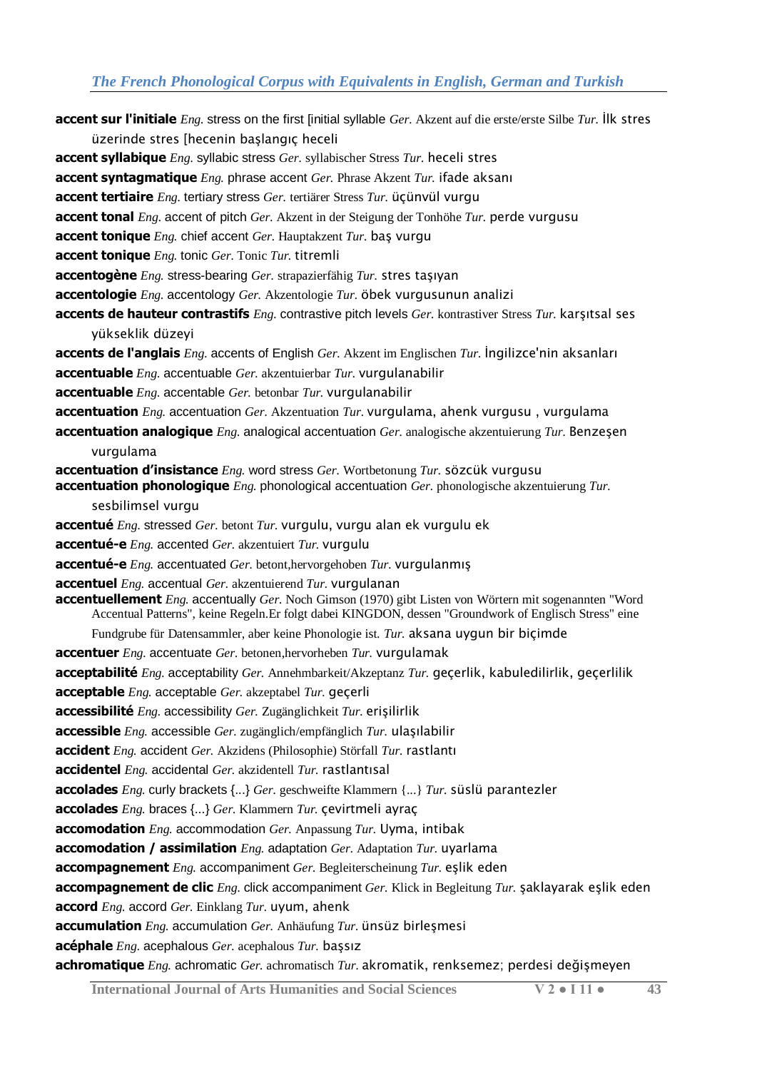**accent sur l'initiale** *Eng.* stress on the first [initial syllable *Ger.* Akzent auf die erste/erste Silbe *Tur.* İlk stres üzerinde stres [hecenin başlangıç heceli

**accent syllabique** *Eng.* syllabic stress *Ger.* syllabischer Stress *Tur.* heceli stres

**accent syntagmatique** *Eng.* phrase accent *Ger.* Phrase Akzent *Tur.* ifade aksanı

**accent tertiaire** *Eng.* tertiary stress *Ger.* tertiärer Stress *Tur.* üçünvül vurgu

**accent tonal** *Eng.* accent of pitch *Ger.* Akzent in der Steigung der Tonhöhe *Tur.* perde vurgusu

**accent tonique** *Eng.* chief accent *Ger.* Hauptakzent *Tur.* baş vurgu

**accent tonique** *Eng.* tonic *Ger.* Tonic *Tur.* titremli

**accentogène** *Eng.* stress-bearing *Ger.* strapazierfähig *Tur.* stres taşıyan

**accentologie** *Eng.* accentology *Ger.* Akzentologie *Tur.* öbek vurgusunun analizi

**accents de hauteur contrastifs** *Eng.* contrastive pitch levels *Ger.* kontrastiver Stress *Tur.* karşıtsal ses yükseklik düzeyi

**accents de l'anglais** *Eng.* accents of English *Ger.* Akzent im Englischen *Tur.* İngilizce'nin aksanları

**accentuable** *Eng.* accentuable *Ger.* akzentuierbar *Tur.* vurgulanabilir

**accentuable** *Eng.* accentable *Ger.* betonbar *Tur.* vurgulanabilir

**accentuation** *Eng.* accentuation *Ger.* Akzentuation *Tur.* vurgulama, ahenk vurgusu , vurgulama

**accentuation analogique** *Eng.* analogical accentuation *Ger.* analogische akzentuierung *Tur.* Benzeşen vurgulama

**accentuation d'insistance** *Eng.* word stress *Ger.* Wortbetonung *Tur.* sözcük vurgusu

**accentuation phonologique** *Eng.* phonological accentuation *Ger.* phonologische akzentuierung *Tur.* sesbilimsel vurgu

**accentué** *Eng.* stressed *Ger.* betont *Tur.* vurgulu, vurgu alan ek vurgulu ek

**accentué-e** *Eng.* accented *Ger.* akzentuiert *Tur.* vurgulu

**accentué-e** *Eng.* accentuated *Ger.* betont,hervorgehoben *Tur.* vurgulanmış

**accentuel** *Eng.* accentual *Ger.* akzentuierend *Tur.* vurgulanan

**accentuellement** *Eng.* accentually *Ger.* Noch Gimson (1970) gibt Listen von Wörtern mit sogenannten "Word Accentual Patterns", keine Regeln.Er folgt dabei KINGDON, dessen "Groundwork of Englisch Stress" eine Fundgrube für Datensammler, aber keine Phonologie ist. *Tur.* aksana uygun bir biçimde

**accentuer** *Eng.* accentuate *Ger.* betonen,hervorheben *Tur.* vurgulamak

**acceptabilité** *Eng.* acceptability *Ger.* Annehmbarkeit/Akzeptanz *Tur.* geçerlik, kabuledilirlik, geçerlilik

**acceptable** *Eng.* acceptable *Ger.* akzeptabel *Tur.* geçerli

**accessibilité** *Eng.* accessibility *Ger.* Zugänglichkeit *Tur.* erişilirlik

**accessible** *Eng.* accessible *Ger.* zugänglich/empfänglich *Tur.* ulaşılabilir

**accident** *Eng.* accident *Ger.* Akzidens (Philosophie) Störfall *Tur.* rastlantı

**accidentel** *Eng.* accidental *Ger.* akzidentell *Tur.* rastlantısal

**accolades** *Eng.* curly brackets {...} *Ger.* geschweifte Klammern {...} *Tur.* süslü parantezler

**accolades** *Eng.* braces {...} *Ger.* Klammern *Tur.* çevirtmeli ayraç

**accomodation** *Eng.* accommodation *Ger.* Anpassung *Tur.* Uyma, intibak

**accomodation / assimilation** *Eng.* adaptation *Ger.* Adaptation *Tur.* uyarlama

**accompagnement** *Eng.* accompaniment *Ger.* Begleiterscheinung *Tur.* eşlik eden

**accompagnement de clic** *Eng.* click accompaniment *Ger.* Klick in Begleitung *Tur.* şaklayarak eşlik eden

**accord** *Eng.* accord *Ger.* Einklang *Tur.* uyum, ahenk

**accumulation** *Eng.* accumulation *Ger.* Anhäufung *Tur.* ünsüz birleşmesi

**acéphale** *Eng.* acephalous *Ger.* acephalous *Tur.* başsız

**achromatique** *Eng.* achromatic *Ger.* achromatisch *Tur.* akromatik, renksemez; perdesi değişmeyen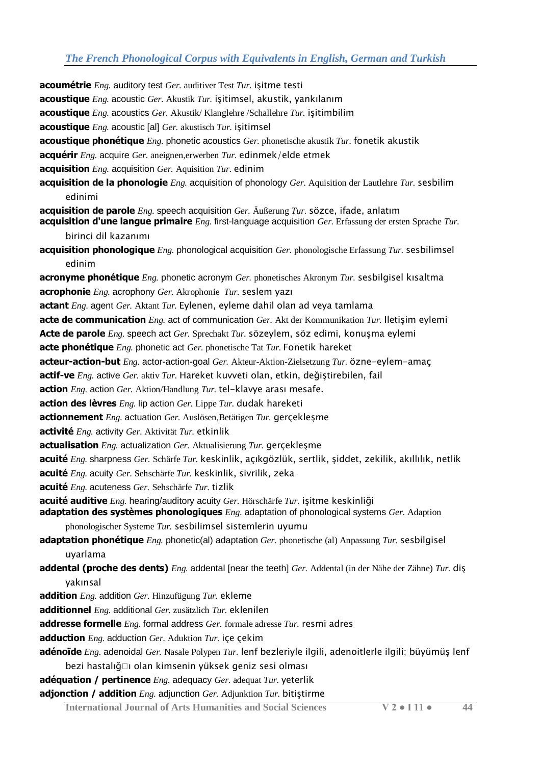**acoumétrie** *Eng.* auditory test *Ger.* auditiver Test *Tur.* işitme testi
**acoustique** *Eng.* acoustic *Ger.* Akustik *Tur.* işitimsel, akustik, yankılanım
**acoustique** *Eng.* acoustics *Ger.* Akustik/ Klanglehre /Schallehre *Tur.* işitimbilim
**acoustique** *Eng.* acoustic [al] *Ger.* akustisch *Tur.* işitimsel
**acoustique phonétique** *Eng.* phonetic acoustics *Ger.* phonetische akustik *Tur.* fonetik akustik
**acquérir** *Eng.* acquire *Ger.* aneignen,erwerben *Tur.* edinmek/elde etmek
**acquisition** *Eng.* acquisition *Ger.* Aquisition *Tur.* edinim
**acquisition de la phonologie** *Eng.* acquisition of phonology *Ger.* Aquisition der Lautlehre *Tur.* sesbilim edinimi
**acquisition de parole** *Eng.* speech acquisition *Ger.* Äußerung *Tur.* sözce, ifade, anlatım
**acquisition d'une langue primaire** *Eng.* first-language acquisition *Ger.* Erfassung der ersten Sprache *Tur.* birinci dil kazanımı
**acquisition phonologique** *Eng.* phonological acquisition *Ger.* phonologische Erfassung *Tur.* sesbilimsel edinim
**acronyme phonétique** *Eng.* phonetic acronym *Ger.* phonetisches Akronym *Tur.* sesbilgisel kısaltma
**acrophonie** *Eng.* acrophony *Ger.* Akrophonie *Tur.* seslem yazı
**actant** *Eng.* agent *Ger.* Aktant *Tur.* Eylenen, eyleme dahil olan ad veya tamlama
**acte de communication** *Eng.* act of communication *Ger.* Akt der Kommunikation *Tur.* Iletişim eylemi
**Acte de parole** *Eng.* speech act *Ger.* Sprechakt *Tur.* sözeylem, söz edimi, konuşma eylemi
**acte phonétique** *Eng.* phonetic act *Ger.* phonetische Tat *Tur.* Fonetik hareket
**acteur-action-but** *Eng.* actor-action-goal *Ger.* Akteur-Aktion-Zielsetzung *Tur.* özne-eylem-amaç
**actif-ve** *Eng.* active *Ger.* aktiv *Tur.* Hareket kuvveti olan, etkin, değiştirebilen, fail
**action** *Eng.* action *Ger.* Aktion/Handlung *Tur.* tel-klavye arası mesafe.
**action des lèvres** *Eng.* lip action *Ger.* Lippe *Tur.* dudak hareketi
**actionnement** *Eng.* actuation *Ger.* Auslösen,Betätigen *Tur.* gerçekleşme
**activité** *Eng.* activity *Ger.* Aktivität *Tur.* etkinlik
**actualisation** *Eng.* actualization *Ger.* Aktualisierung *Tur.* gerçekleşme
**acuité** *Eng.* sharpness *Ger.* Schärfe *Tur.* keskinlik, açıkgözlük, sertlik, şiddet, zekilik, akıllılık, netlik
**acuité** *Eng.* acuity *Ger.* Sehschärfe *Tur.* keskinlik, sivrilik, zeka
**acuité** *Eng.* acuteness *Ger.* Sehschärfe *Tur.* tizlik
**acuité auditive** *Eng.* hearing/auditory acuity *Ger.* Hörschärfe *Tur.* işitme keskinliği
**adaptation des systèmes phonologiques** *Eng.* adaptation of phonological systems *Ger.* Adaption phonologischer Systeme *Tur.* sesbilimsel sistemlerin uyumu
**adaptation phonétique** *Eng.* phonetic(al) adaptation *Ger.* phonetische (al) Anpassung *Tur.* sesbilgisel uyarlama
**addental (proche des dents)** *Eng.* addental [near the teeth] *Ger.* Addental (in der Nähe der Zähne) *Tur.* diş yakınsal
**addition** *Eng.* addition *Ger.* Hinzufügung *Tur.* ekleme
**additionnel** *Eng.* additional *Ger.* zusätzlich *Tur.* eklenilen
**addresse formelle** *Eng.* formal address *Ger.* formale adresse *Tur.* resmi adres
**adduction** *Eng.* adduction *Ger.* Aduktion *Tur.* içe çekim
**adénoïde** *Eng.* adenoidal *Ger.* Nasale Polypen *Tur.* lenf bezleriyle ilgili, adenoitlerle ilgili; büyümüş lenf bezi hastalığ□ı olan kimsenin yüksek geniz sesi olması
**adéquation / pertinence** *Eng.* adequacy *Ger.* adequat *Tur.* yeterlik
**adjonction / addition** *Eng.* adjunction *Ger.* Adjunktion *Tur.* bitiştirme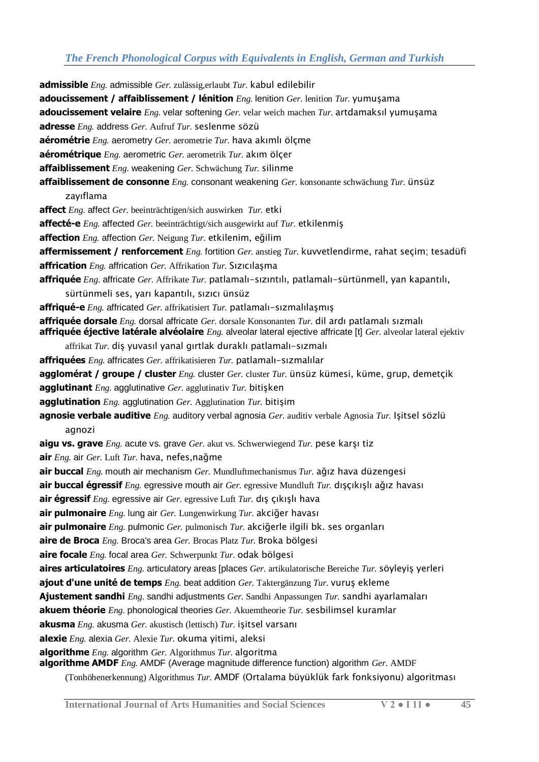**admissible** *Eng.* admissible *Ger.* zulässig,erlaubt *Tur.* kabul edilebilir

**adoucissement / affaiblissement / lénition** *Eng.* lenition *Ger.* lenition *Tur.* yumuşama

**adoucissement velaire** *Eng.* velar softening *Ger.* velar weich machen *Tur.* artdamaksıl yumuşama

**adresse** *Eng.* address *Ger.* Aufruf *Tur.* seslenme sözü

**aérométrie** *Eng.* aerometry *Ger.* aerometrie *Tur.* hava akımlı ölçme

**aérométrique** *Eng.* aerometric *Ger.* aerometrik *Tur.* akım ölçer

**affaiblissement** *Eng.* weakening *Ger.* Schwächung *Tur.* silinme

**affaiblissement de consonne** *Eng.* consonant weakening *Ger.* konsonante schwächung *Tur.* ünsüz zayıflama

**affect** *Eng.* affect *Ger.* beeinträchtigen/sich auswirken *Tur.* etki

**affecté-e** *Eng.* affected *Ger.* beeinträchtigt/sich ausgewirkt auf *Tur.* etkilenmiş

**affection** *Eng.* affection *Ger.* Neigung *Tur.* etkilenim, eğilim

**affermissement / renforcement** *Eng.* fortition *Ger.* anstieg *Tur.* kuvvetlendirme, rahat seçim; tesadüfi

**affrication** *Eng.* affrication *Ger.* Affrikation *Tur.* Sızıcılaşma

**affriquée** *Eng.* affricate *Ger.* Affrikate *Tur.* patlamalı-sızıntılı, patlamalı-sürtünmell, yan kapantılı, sürtünmeli ses, yarı kapantılı, sızıcı ünsüz

**affriqué-e** *Eng.* affricated *Ger.* affrikatisiert *Tur.* patlamalı-sızmalılaşmış

**affriquée dorsale** *Eng.* dorsal affricate *Ger.* dorsale Konsonanten *Tur.* dil ardı patlamalı sızmalı

**affriquée éjective latérale alvéolaire** *Eng.* alveolar lateral ejective affricate [t] *Ger.* alveolar lateral ejektiv affrikat *Tur.* diş yuvasıl yanal gırtlak duraklı patlamalı-sızmalı

**affriquées** *Eng.* affricates *Ger.* affrikatisieren *Tur.* patlamalı-sızmalılar

**agglomérat / groupe / cluster** *Eng.* cluster *Ger.* cluster *Tur.* ünsüz kümesi, küme, grup, demetçik

**agglutinant** *Eng.* agglutinative *Ger.* agglutinativ *Tur.* bitişken

**agglutination** *Eng.* agglutination *Ger.* Agglutination *Tur.* bitişim

**agnosie verbale auditive** *Eng.* auditory verbal agnosia *Ger.* auditiv verbale Agnosia *Tur.* Işitsel sözlü agnozi

**aigu vs. grave** *Eng.* acute vs. grave *Ger.* akut vs. Schwerwiegend *Tur.* pese karşı tiz

**air** *Eng.* air *Ger.* Luft *Tur.* hava, nefes,nağme

**air buccal** *Eng.* mouth air mechanism *Ger.* Mundluftmechanismus *Tur.* ağız hava düzengesi

**air buccal égressif** *Eng.* egressive mouth air *Ger.* egressive Mundluft *Tur.* dışçıkışlı ağız havası

**air égressif** *Eng.* egressive air *Ger.* egressive Luft *Tur.* dış çıkışlı hava

**air pulmonaire** *Eng.* lung air *Ger.* Lungenwirkung *Tur.* akciğer havası

**air pulmonaire** *Eng.* pulmonic *Ger.* pulmonisch *Tur.* akciğerle ilgili bk. ses organları

**aire de Broca** *Eng.* Broca's area *Ger.* Brocas Platz *Tur.* Broka bölgesi

**aire focale** *Eng.* focal area *Ger.* Schwerpunkt *Tur.* odak bölgesi

**aires articulatoires** *Eng.* articulatory areas [places *Ger.* artikulatorische Bereiche *Tur.* söyleyiş yerleri

**ajout d'une unité de temps** *Eng.* beat addition *Ger.* Taktergänzung *Tur.* vuruş ekleme

**Ajustement sandhi** *Eng.* sandhi adjustments *Ger.* Sandhi Anpassungen *Tur.* sandhi ayarlamaları

**akuem théorie** *Eng.* phonological theories *Ger.* Akuemtheorie *Tur.* sesbilimsel kuramlar

**akusma** *Eng.* akusma *Ger.* akustisch (lettisch) *Tur.* işitsel varsanı

**alexie** *Eng.* alexia *Ger.* Alexie *Tur.* okuma yitimi, aleksi

**algorithme** *Eng.* algorithm *Ger.* Algorithmus *Tur.* algoritma

**algorithme AMDF** *Eng.* AMDF (Average magnitude difference function) algorithm *Ger.* AMDF (Tonhöhenerkennung) Algorithmus *Tur.* AMDF (Ortalama büyüklük fark fonksiyonu) algoritması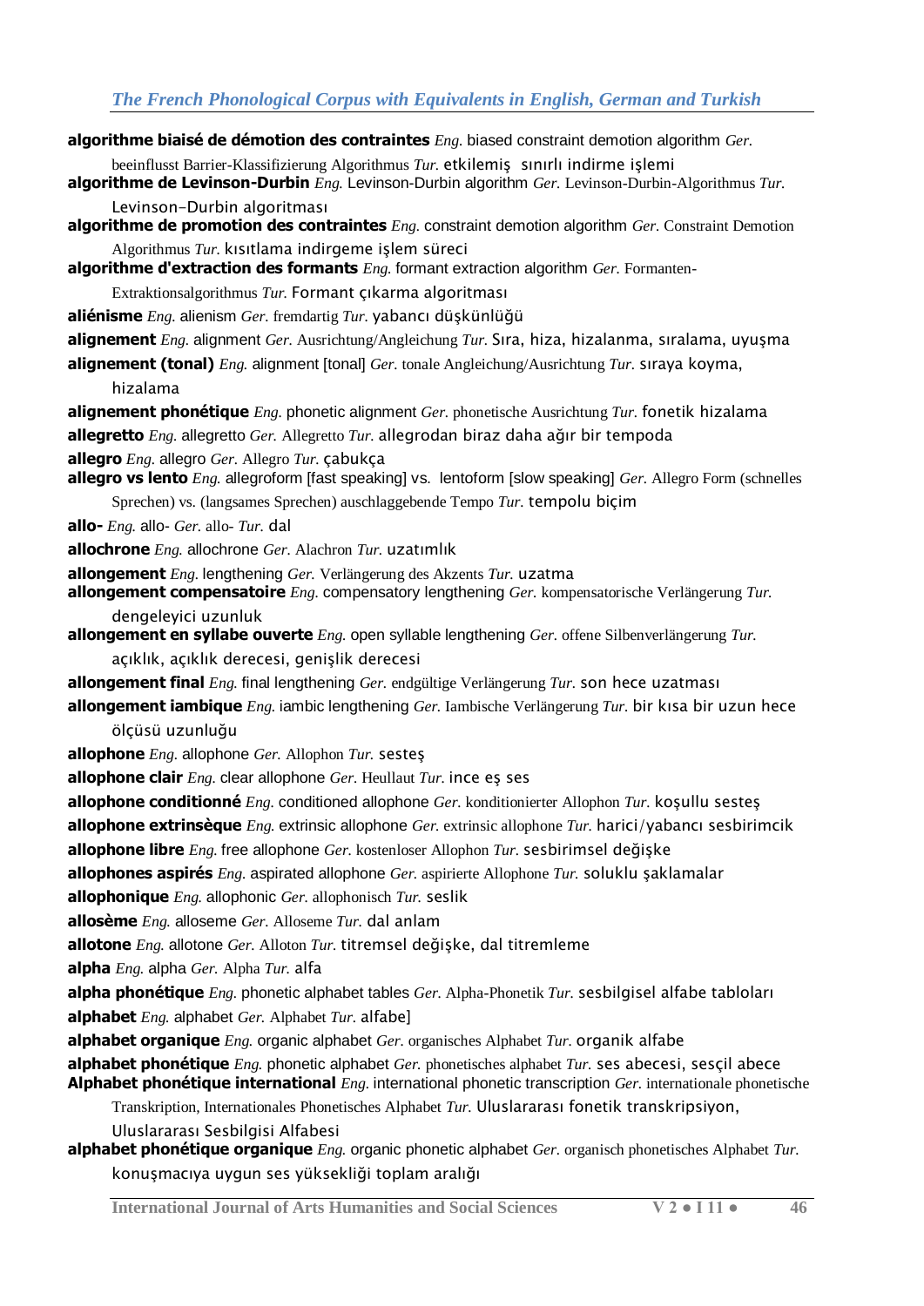**algorithme biaisé de démotion des contraintes** *Eng.* biased constraint demotion algorithm *Ger.* beeinflusst Barrier-Klassifizierung Algorithmus *Tur.* etkilemiş sınırlı indirme işlemi

**algorithme de Levinson-Durbin** *Eng.* Levinson-Durbin algorithm *Ger.* Levinson-Durbin-Algorithmus *Tur.* Levinson–Durbin algoritması

**algorithme de promotion des contraintes** *Eng.* constraint demotion algorithm *Ger.* Constraint Demotion Algorithmus *Tur.* kısıtlama indirgeme işlem süreci

**algorithme d'extraction des formants** *Eng.* formant extraction algorithm *Ger.* Formanten-Extraktionsalgorithmus *Tur.* Formant çıkarma algoritması

**aliénisme** *Eng.* alienism *Ger.* fremdartig *Tur.* yabancı düşkünlüğü

**alignement** *Eng.* alignment *Ger.* Ausrichtung/Angleichung *Tur.* Sıra, hiza, hizalanma, sıralama, uyuşma

**alignement (tonal)** *Eng.* alignment [tonal] *Ger.* tonale Angleichung/Ausrichtung *Tur.* sıraya koyma, hizalama

**alignement phonétique** *Eng.* phonetic alignment *Ger.* phonetische Ausrichtung *Tur.* fonetik hizalama

**allegretto** *Eng.* allegretto *Ger.* Allegretto *Tur.* allegrodan biraz daha ağır bir tempoda

**allegro** *Eng.* allegro *Ger.* Allegro *Tur.* çabukça

**allegro vs lento** *Eng.* allegroform [fast speaking] vs. lentoform [slow speaking] *Ger.* Allegro Form (schnelles Sprechen) vs. (langsames Sprechen) auschlaggebende Tempo *Tur.* tempolu biçim

**allo-** *Eng.* allo- *Ger.* allo- *Tur.* dal

**allochrone** *Eng.* allochrone *Ger.* Alachron *Tur.* uzatımlık

**allongement** *Eng.* lengthening *Ger.* Verlängerung des Akzents *Tur.* uzatma

**allongement compensatoire** *Eng.* compensatory lengthening *Ger.* kompensatorische Verlängerung *Tur.* dengeleyici uzunluk

**allongement en syllabe ouverte** *Eng.* open syllable lengthening *Ger.* offene Silbenverlängerung *Tur.* açıklık, açıklık derecesi, genişlik derecesi

**allongement final** *Eng.* final lengthening *Ger.* endgültige Verlängerung *Tur.* son hece uzatması

**allongement iambique** *Eng.* iambic lengthening *Ger.* Iambische Verlängerung *Tur.* bir kısa bir uzun hece ölçüsü uzunluğu

**allophone** *Eng.* allophone *Ger.* Allophon *Tur.* sesteş

**allophone clair** *Eng.* clear allophone *Ger.* Heullaut *Tur.* ince eş ses

**allophone conditionné** *Eng.* conditioned allophone *Ger.* konditionierter Allophon *Tur.* koşullu sesteş

**allophone extrinsèque** *Eng.* extrinsic allophone *Ger.* extrinsic allophone *Tur.* harici/yabancı sesbirimcik

**allophone libre** *Eng.* free allophone *Ger.* kostenloser Allophon *Tur.* sesbirimsel değişke

**allophones aspirés** *Eng.* aspirated allophone *Ger.* aspirierte Allophone *Tur.* soluklu şaklamalar

**allophonique** *Eng.* allophonic *Ger.* allophonisch *Tur.* seslik

**allosème** *Eng.* alloseme *Ger.* Alloseme *Tur.* dal anlam

**allotone** *Eng.* allotone *Ger.* Alloton *Tur.* titremsel değişke, dal titremleme

**alpha** *Eng.* alpha *Ger.* Alpha *Tur.* alfa

**alpha phonétique** *Eng.* phonetic alphabet tables *Ger.* Alpha-Phonetik *Tur.* sesbilgisel alfabe tabloları

**alphabet** *Eng.* alphabet *Ger.* Alphabet *Tur.* alfabe]

**alphabet organique** *Eng.* organic alphabet *Ger.* organisches Alphabet *Tur.* organik alfabe

**alphabet phonétique** *Eng.* phonetic alphabet *Ger.* phonetisches alphabet *Tur.* ses abecesi, sesçil abece

**Alphabet phonétique international** *Eng.* international phonetic transcription *Ger.* internationale phonetische Transkription, Internationales Phonetisches Alphabet *Tur.* Uluslararası fonetik transkripsiyon, Uluslararası Sesbilgisi Alfabesi

**alphabet phonétique organique** *Eng.* organic phonetic alphabet *Ger.* organisch phonetisches Alphabet *Tur.* konuşmacıya uygun ses yüksekliği toplam aralığı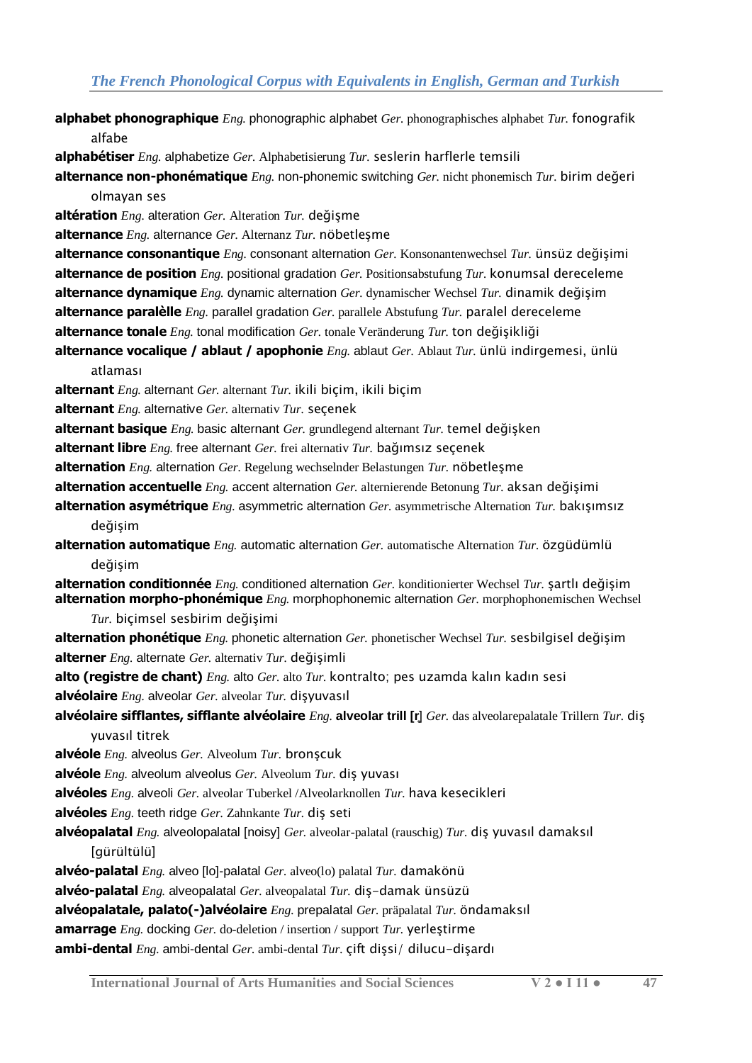**alphabet phonographique** *Eng.* phonographic alphabet *Ger.* phonographisches alphabet *Tur.* fonografik alfabe

**alphabétiser** *Eng.* alphabetize *Ger.* Alphabetisierung *Tur.* seslerin harflerle temsili

**alternance non-phonématique** *Eng.* non-phonemic switching *Ger.* nicht phonemisch *Tur.* birim değeri olmayan ses

**altération** *Eng.* alteration *Ger.* Alteration *Tur.* değişme

**alternance** *Eng.* alternance *Ger.* Alternanz *Tur.* nöbetleşme

**alternance consonantique** *Eng.* consonant alternation *Ger.* Konsonantenwechsel *Tur.* ünsüz değişimi

**alternance de position** *Eng.* positional gradation *Ger.* Positionsabstufung *Tur.* konumsal dereceleme

**alternance dynamique** *Eng.* dynamic alternation *Ger.* dynamischer Wechsel *Tur.* dinamik değişim

**alternance paralèlle** *Eng.* parallel gradation *Ger.* parallele Abstufung *Tur.* paralel dereceleme

**alternance tonale** *Eng.* tonal modification *Ger.* tonale Veränderung *Tur.* ton değişikliği

**alternance vocalique / ablaut / apophonie** *Eng.* ablaut *Ger.* Ablaut *Tur.* ünlü indirgemesi, ünlü atlaması

**alternant** *Eng.* alternant *Ger.* alternant *Tur.* ikili biçim, ikili biçim

**alternant** *Eng.* alternative *Ger.* alternativ *Tur.* seçenek

**alternant basique** *Eng.* basic alternant *Ger.* grundlegend alternant *Tur.* temel değişken

**alternant libre** *Eng.* free alternant *Ger.* frei alternativ *Tur.* bağımsız seçenek

**alternation** *Eng.* alternation *Ger.* Regelung wechselnder Belastungen *Tur.* nöbetleşme

**alternation accentuelle** *Eng.* accent alternation *Ger.* alternierende Betonung *Tur.* aksan değişimi

**alternation asymétrique** *Eng.* asymmetric alternation *Ger.* asymmetrische Alternation *Tur.* bakışımsız değişim

**alternation automatique** *Eng.* automatic alternation *Ger.* automatische Alternation *Tur.* özgüdümlü değişim

**alternation conditionnée** *Eng.* conditioned alternation *Ger.* konditionierter Wechsel *Tur.* şartlı değişim

**alternation morpho-phonémique** *Eng.* morphophonemic alternation *Ger.* morphophonemischen Wechsel *Tur.* biçimsel sesbirim değişimi

**alternation phonétique** *Eng.* phonetic alternation *Ger.* phonetischer Wechsel *Tur.* sesbilgisel değişim

**alterner** *Eng.* alternate *Ger.* alternativ *Tur.* değişimli

**alto (registre de chant)** *Eng.* alto *Ger.* alto *Tur.* kontralto; pes uzamda kalın kadın sesi

**alvéolaire** *Eng.* alveolar *Ger.* alveolar *Tur.* dişyuvasıl

**alvéolaire sifflantes, sifflante alvéolaire** *Eng.* **alveolar trill [r]** *Ger.* das alveolarepalatale Trillern *Tur.* diş yuvasıl titrek

**alvéole** *Eng.* alveolus *Ger.* Alveolum *Tur.* bronşcuk

**alvéole** *Eng.* alveolum alveolus *Ger.* Alveolum *Tur.* diş yuvası

**alvéoles** *Eng.* alveoli *Ger.* alveolar Tuberkel /Alveolarknollen *Tur.* hava kesecikleri

**alvéoles** *Eng.* teeth ridge *Ger.* Zahnkante *Tur.* diş seti

**alvéopalatal** *Eng.* alveolopalatal [noisy] *Ger.* alveolar-palatal (rauschig) *Tur.* diş yuvasıl damaksıl [gürültülü]

**alvéo-palatal** *Eng.* alveo [lo]-palatal *Ger.* alveo(lo) palatal *Tur.* damakönü

**alvéo-palatal** *Eng.* alveopalatal *Ger.* alveopalatal *Tur.* diş-damak ünsüzü

**alvéopalatale, palato(-)alvéolaire** *Eng.* prepalatal *Ger.* präpalatal *Tur.* öndamaksıl

**amarrage** *Eng.* docking *Ger.* do-deletion / insertion / support *Tur.* yerleştirme

**ambi-dental** *Eng.* ambi-dental *Ger.* ambi-dental *Tur.* çift dişsi/ dilucu-dişardı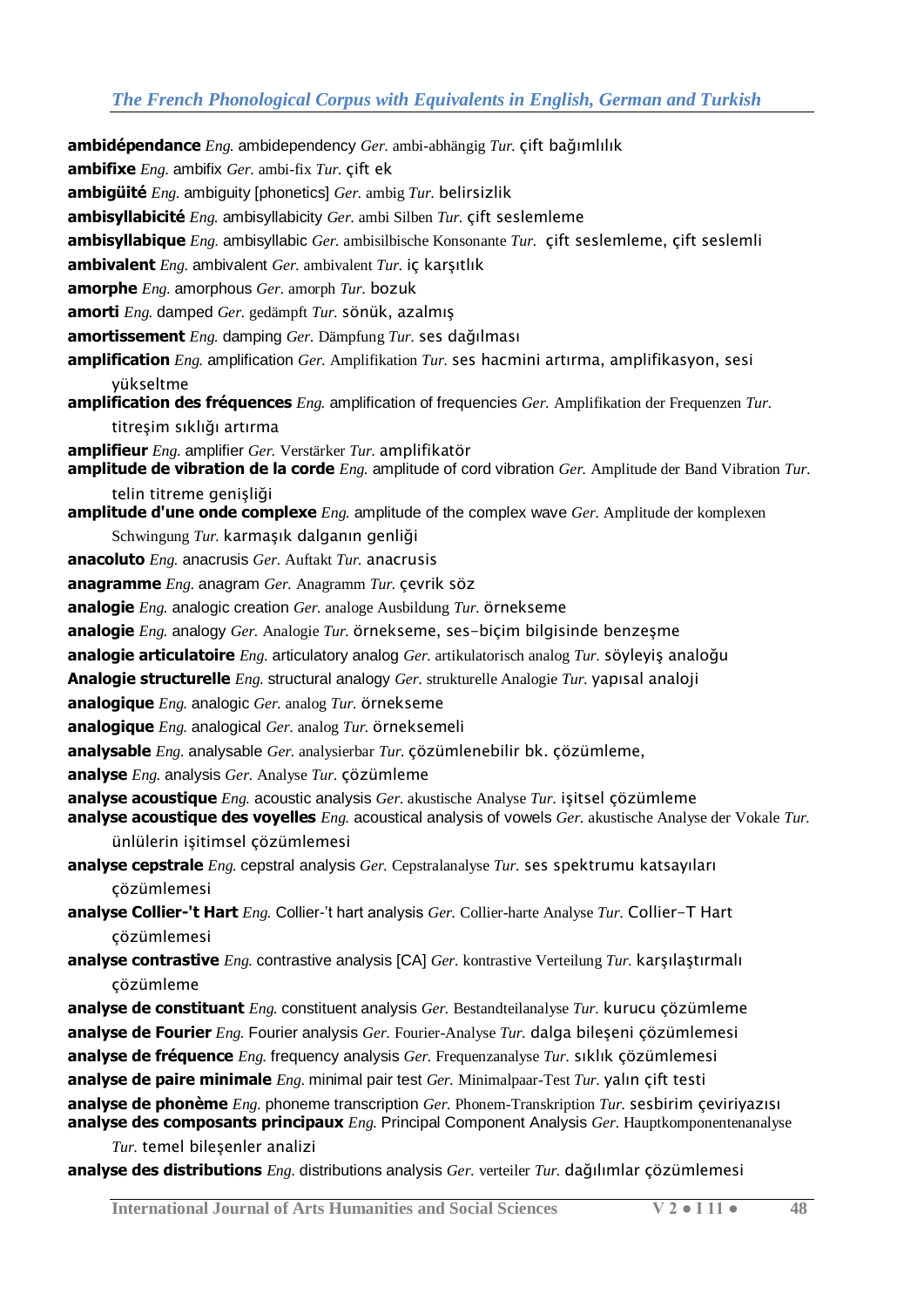**ambidépendance** *Eng.* ambidependency *Ger.* ambi-abhängig *Tur.* çift bağımlılık

**ambifixe** *Eng.* ambifix *Ger.* ambi-fix *Tur.* çift ek

**ambigüité** *Eng.* ambiguity [phonetics] *Ger.* ambig *Tur.* belirsizlik

**ambisyllabicité** *Eng.* ambisyllabicity *Ger.* ambi Silben *Tur.* çift seslemleme

**ambisyllabique** *Eng.* ambisyllabic *Ger.* ambisilbische Konsonante *Tur.* çift seslemleme, çift seslemli

**ambivalent** *Eng.* ambivalent *Ger.* ambivalent *Tur.* iç karşıtlık

**amorphe** *Eng.* amorphous *Ger.* amorph *Tur.* bozuk

**amorti** *Eng.* damped *Ger.* gedämpft *Tur.* sönük, azalmış

**amortissement** *Eng.* damping *Ger.* Dämpfung *Tur.* ses dağılması

**amplification** *Eng.* amplification *Ger.* Amplifikation *Tur.* ses hacmini artırma, amplifikasyon, sesi yükseltme

**amplification des fréquences** *Eng.* amplification of frequencies *Ger.* Amplifikation der Frequenzen *Tur.* titreşim sıklığı artırma

**amplifieur** *Eng.* amplifier *Ger.* Verstärker *Tur.* amplifikatör

**amplitude de vibration de la corde** *Eng.* amplitude of cord vibration *Ger.* Amplitude der Band Vibration *Tur.* telin titreme genişliği

**amplitude d'une onde complexe** *Eng.* amplitude of the complex wave *Ger.* Amplitude der komplexen Schwingung *Tur.* karmaşık dalganın genliği

**anacoluto** *Eng.* anacrusis *Ger.* Auftakt *Tur.* anacrusis

**anagramme** *Eng.* anagram *Ger.* Anagramm *Tur.* çevrik söz

**analogie** *Eng.* analogic creation *Ger.* analoge Ausbildung *Tur.* örnekseme

**analogie** *Eng.* analogy *Ger.* Analogie *Tur.* örnekseme, ses-biçim bilgisinde benzeşme

**analogie articulatoire** *Eng.* articulatory analog *Ger.* artikulatorisch analog *Tur.* söyleyiş analoğu

**Analogie structurelle** *Eng.* structural analogy *Ger.* strukturelle Analogie *Tur.* yapısal analoji

**analogique** *Eng.* analogic *Ger.* analog *Tur.* örnekseme

**analogique** *Eng.* analogical *Ger.* analog *Tur.* örneksemeli

**analysable** *Eng.* analysable *Ger.* analysierbar *Tur.* çözümlenebilir bk. çözümleme,

**analyse** *Eng.* analysis *Ger.* Analyse *Tur.* çözümleme

**analyse acoustique** *Eng.* acoustic analysis *Ger.* akustische Analyse *Tur.* işitsel çözümleme

**analyse acoustique des voyelles** *Eng.* acoustical analysis of vowels *Ger.* akustische Analyse der Vokale *Tur.* ünlülerin işitimsel çözümlemesi

**analyse cepstrale** *Eng.* cepstral analysis *Ger.* Cepstralanalyse *Tur.* ses spektrumu katsayıları çözümlemesi

**analyse Collier-'t Hart** *Eng.* Collier-'t hart analysis *Ger.* Collier-harte Analyse *Tur.* Collier-T Hart çözümlemesi

**analyse contrastive** *Eng.* contrastive analysis [CA] *Ger.* kontrastive Verteilung *Tur.* karşılaştırmalı çözümleme

**analyse de constituant** *Eng.* constituent analysis *Ger.* Bestandteilanalyse *Tur.* kurucu çözümleme

**analyse de Fourier** *Eng.* Fourier analysis *Ger.* Fourier-Analyse *Tur.* dalga bileşeni çözümlemesi

**analyse de fréquence** *Eng.* frequency analysis *Ger.* Frequenzanalyse *Tur.* sıklık çözümlemesi

**analyse de paire minimale** *Eng.* minimal pair test *Ger.* Minimalpaar-Test *Tur.* yalın çift testi

**analyse de phonème** *Eng.* phoneme transcription *Ger.* Phonem-Transkription *Tur.* sesbirim çeviriyazısı

**analyse des composants principaux** *Eng.* Principal Component Analysis *Ger.* Hauptkomponentenanalyse *Tur.* temel bileşenler analizi

**analyse des distributions** *Eng.* distributions analysis *Ger.* verteiler *Tur.* dağılımlar çözümlemesi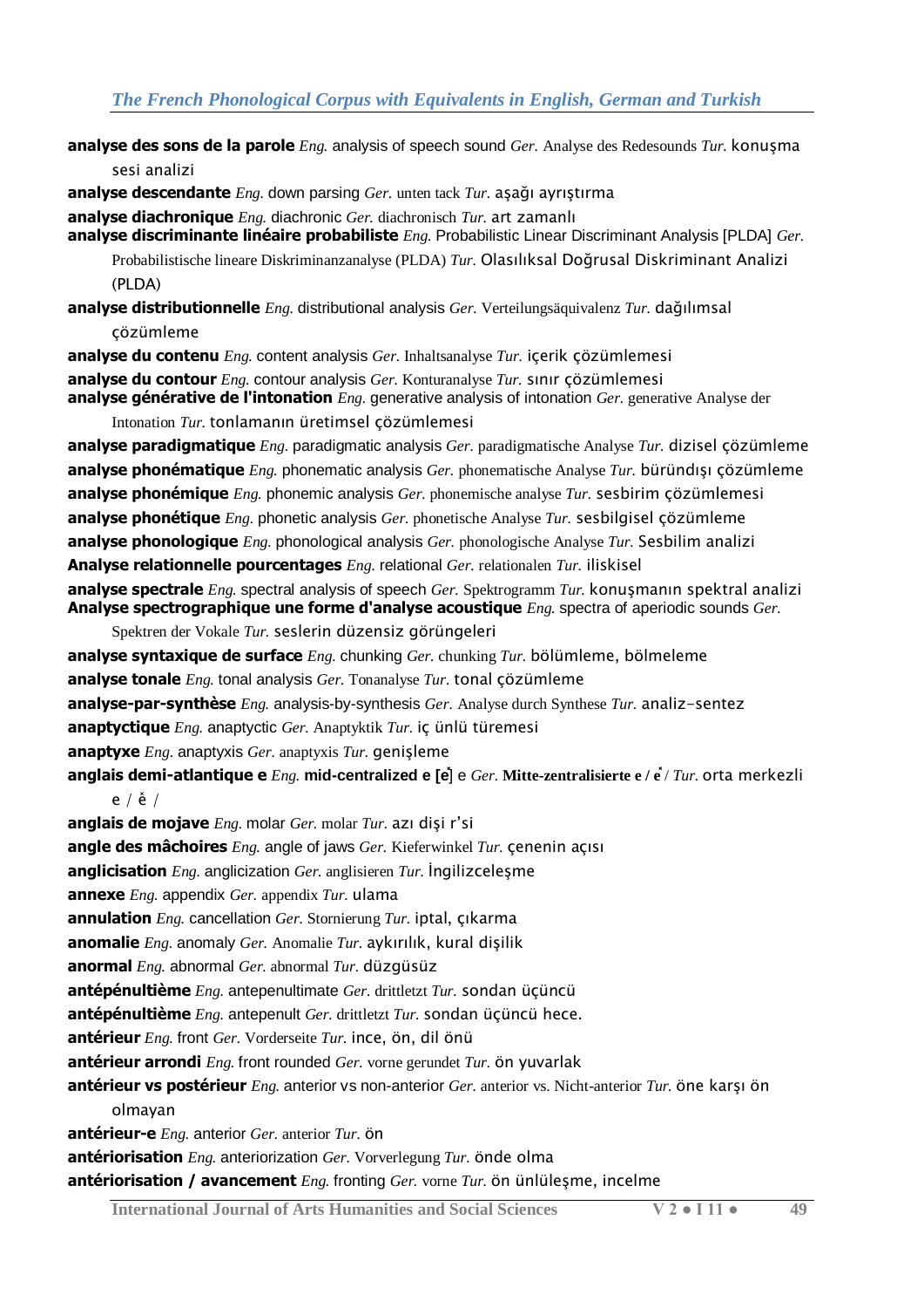**analyse des sons de la parole** *Eng.* analysis of speech sound *Ger.* Analyse des Redesounds *Tur.* konuşma sesi analizi

**analyse descendante** *Eng.* down parsing *Ger.* unten tack *Tur.* aşağı ayrıştırma

**analyse diachronique** *Eng.* diachronic *Ger.* diachronisch *Tur.* art zamanlı

**analyse discriminante linéaire probabiliste** *Eng.* Probabilistic Linear Discriminant Analysis [PLDA] *Ger.* Probabilistische lineare Diskriminanzanalyse (PLDA) *Tur.* Olasılıksal Doğrusal Diskriminant Analizi (PLDA)

**analyse distributionnelle** *Eng.* distributional analysis *Ger.* Verteilungsäquivalenz *Tur.* dağılımsal çözümleme

**analyse du contenu** *Eng.* content analysis *Ger.* Inhaltsanalyse *Tur.* içerik çözümlemesi

**analyse du contour** *Eng.* contour analysis *Ger.* Konturanalyse *Tur.* sınır çözümlemesi

**analyse générative de l'intonation** *Eng.* generative analysis of intonation *Ger.* generative Analyse der Intonation *Tur.* tonlamanın üretimsel çözümlemesi

**analyse paradigmatique** *Eng.* paradigmatic analysis *Ger.* paradigmatische Analyse *Tur.* dizisel çözümleme

**analyse phonématique** *Eng.* phonematic analysis *Ger.* phonematische Analyse *Tur.* büründışı çözümleme

**analyse phonémique** *Eng.* phonemic analysis *Ger.* phonemische analyse *Tur.* sesbirim çözümlemesi

**analyse phonétique** *Eng.* phonetic analysis *Ger.* phonetische Analyse *Tur.* sesbilgisel çözümleme

**analyse phonologique** *Eng.* phonological analysis *Ger.* phonologische Analyse *Tur.* Sesbilim analizi

**Analyse relationnelle pourcentages** *Eng.* relational *Ger.* relationalen *Tur.* iliskisel

**analyse spectrale** *Eng.* spectral analysis of speech *Ger.* Spektrogramm *Tur.* konuşmanın spektral analizi

**Analyse spectrographique une forme d'analyse acoustique** *Eng.* spectra of aperiodic sounds *Ger.* Spektren der Vokale *Tur.* seslerin düzensiz görüngeleri

**analyse syntaxique de surface** *Eng.* chunking *Ger.* chunking *Tur.* bölümleme, bölmeleme

**analyse tonale** *Eng.* tonal analysis *Ger.* Tonanalyse *Tur.* tonal çözümleme

**analyse-par-synthèse** *Eng.* analysis-by-synthesis *Ger.* Analyse durch Synthese *Tur.* analiz-sentez

**anaptyctique** *Eng.* anaptyctic *Ger.* Anaptyktik *Tur.* iç ünlü türemesi

**anaptyxe** *Eng.* anaptyxis *Ger.* anaptyxis *Tur.* genişleme

**anglais demi-atlantique e** *Eng.* **mid-centralized e [ë̞]** e *Ger.* **Mitte-zentralisierte e / ë̆ /** *Tur.* orta merkezli e / ĕ /

**anglais de mojave** *Eng.* molar *Ger.* molar *Tur.* azı dişi r'si

**angle des mâchoires** *Eng.* angle of jaws *Ger.* Kieferwinkel *Tur.* çenenin açısı

**anglicisation** *Eng.* anglicization *Ger.* anglisieren *Tur.* İngilizceleşme

**annexe** *Eng.* appendix *Ger.* appendix *Tur.* ulama

**annulation** *Eng.* cancellation *Ger.* Stornierung *Tur.* iptal, çıkarma

**anomalie** *Eng.* anomaly *Ger.* Anomalie *Tur.* aykırılık, kural dişilik

**anormal** *Eng.* abnormal *Ger.* abnormal *Tur.* düzgüsüz

**antépénultième** *Eng.* antepenultimate *Ger.* drittletzt *Tur.* sondan üçüncü

**antépénultième** *Eng.* antepenult *Ger.* drittletzt *Tur.* sondan üçüncü hece.

**antérieur** *Eng.* front *Ger.* Vorderseite *Tur.* ince, ön, dil önü

**antérieur arrondi** *Eng.* front rounded *Ger.* vorne gerundet *Tur.* ön yuvarlak

**antérieur vs postérieur** *Eng.* anterior vs non-anterior *Ger.* anterior vs. Nicht-anterior *Tur.* öne karşı ön olmayan

**antérieur-e** *Eng.* anterior *Ger.* anterior *Tur.* ön

**antériorisation** *Eng.* anteriorization *Ger.* Vorverlegung *Tur.* önde olma

**antériorisation / avancement** *Eng.* fronting *Ger.* vorne *Tur.* ön ünlüleşme, incelme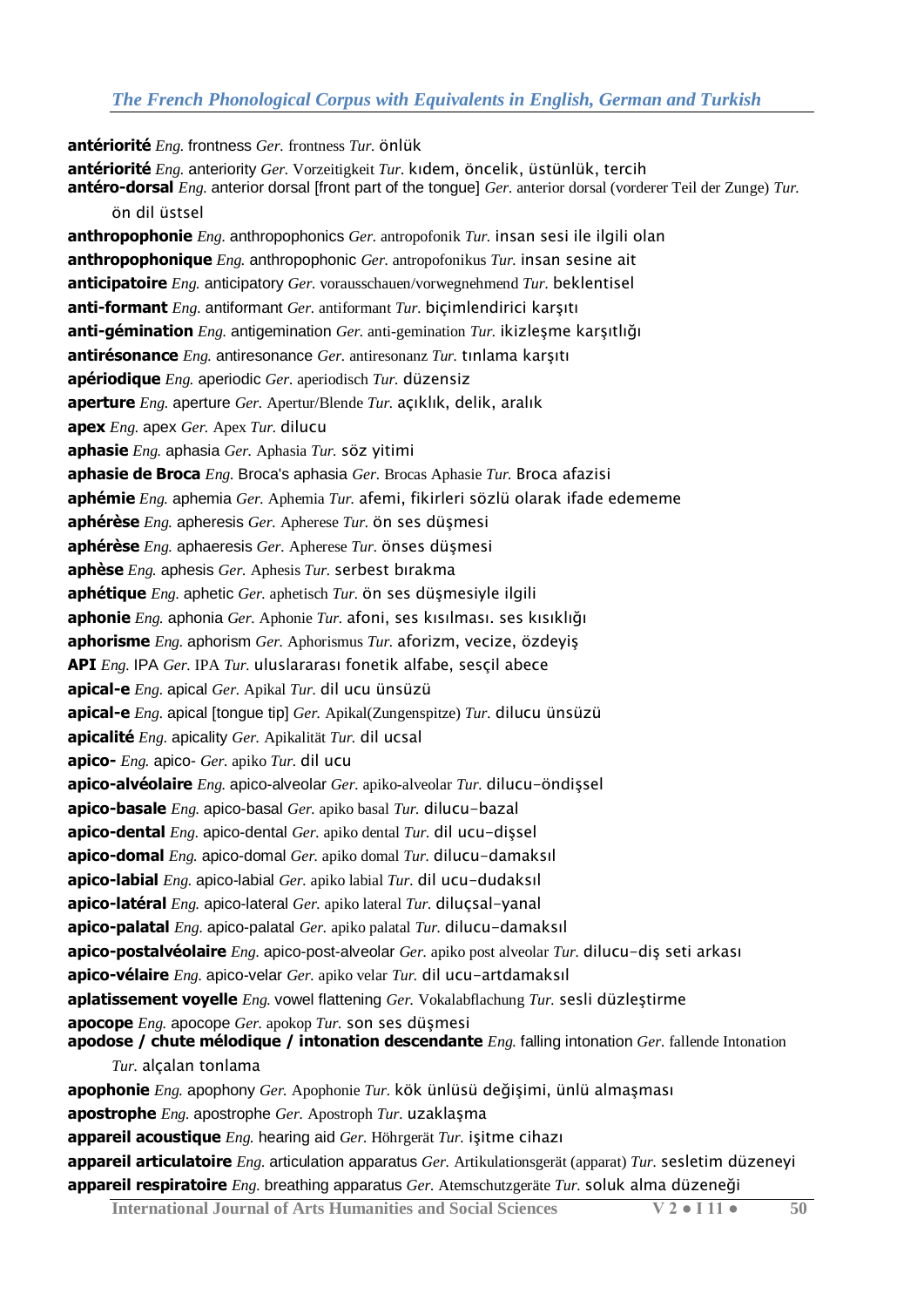**antériorité** *Eng.* frontness *Ger.* frontness *Tur.* önlük

**antériorité** *Eng.* anteriority *Ger.* Vorzeitigkeit *Tur.* kıdem, öncelik, üstünlük, tercih

**antéro-dorsal** *Eng.* anterior dorsal [front part of the tongue] *Ger.* anterior dorsal (vorderer Teil der Zunge) *Tur.* ön dil üstsel

**anthropophonie** *Eng.* anthropophonics *Ger.* antropofonik *Tur.* insan sesi ile ilgili olan

**anthropophonique** *Eng.* anthropophonic *Ger.* antropofonikus *Tur.* insan sesine ait

**anticipatoire** *Eng.* anticipatory *Ger.* vorausschauen/vorwegnehmend *Tur.* beklentisel

**anti-formant** *Eng.* antiformant *Ger.* antiformant *Tur.* biçimlendirici karşıtı

**anti-gémination** *Eng.* antigemination *Ger.* anti-gemination *Tur.* ikizleşme karşıtlığı

**antirésonance** *Eng.* antiresonance *Ger.* antiresonanz *Tur.* tınlama karşıtı

**apériodique** *Eng.* aperiodic *Ger.* aperiodisch *Tur.* düzensiz

**aperture** *Eng.* aperture *Ger.* Apertur/Blende *Tur.* açıklık, delik, aralık

**apex** *Eng.* apex *Ger.* Apex *Tur.* dilucu

**aphasie** *Eng.* aphasia *Ger.* Aphasia *Tur.* söz yitimi

**aphasie de Broca** *Eng.* Broca's aphasia *Ger.* Brocas Aphasie *Tur.* Broca afazisi

**aphémie** *Eng.* aphemia *Ger.* Aphemia *Tur.* afemi, fikirleri sözlü olarak ifade edememe

**aphérèse** *Eng.* apheresis *Ger.* Apherese *Tur.* ön ses düşmesi

**aphérèse** *Eng.* aphaeresis *Ger.* Apherese *Tur.* önses düşmesi

**aphèse** *Eng.* aphesis *Ger.* Aphesis *Tur.* serbest bırakma

**aphétique** *Eng.* aphetic *Ger.* aphetisch *Tur.* ön ses düşmesiyle ilgili

**aphonie** *Eng.* aphonia *Ger.* Aphonie *Tur.* afoni, ses kısılması. ses kısıklığı

**aphorisme** *Eng.* aphorism *Ger.* Aphorismus *Tur.* aforizm, vecize, özdeyiş

**API** *Eng.* IPA *Ger.* IPA *Tur.* uluslararası fonetik alfabe, sesçil abece

**apical-e** *Eng.* apical *Ger.* Apikal *Tur.* dil ucu ünsüzü

**apical-e** *Eng.* apical [tongue tip] *Ger.* Apikal(Zungenspitze) *Tur.* dilucu ünsüzü

**apicalité** *Eng.* apicality *Ger.* Apikalität *Tur.* dil ucsal

**apico-** *Eng.* apico- *Ger.* apiko *Tur.* dil ucu

**apico-alvéolaire** *Eng.* apico-alveolar *Ger.* apiko-alveolar *Tur.* dilucu-öndişsel

**apico-basale** *Eng.* apico-basal *Ger.* apiko basal *Tur.* dilucu-bazal

**apico-dental** *Eng.* apico-dental *Ger.* apiko dental *Tur.* dil ucu-dişsel

**apico-domal** *Eng.* apico-domal *Ger.* apiko domal *Tur.* dilucu-damaksıl

**apico-labial** *Eng.* apico-labial *Ger.* apiko labial *Tur.* dil ucu-dudaksıl

**apico-latéral** *Eng.* apico-lateral *Ger.* apiko lateral *Tur.* diluçsal-yanal

**apico-palatal** *Eng.* apico-palatal *Ger.* apiko palatal *Tur.* dilucu-damaksıl

**apico-postalvéolaire** *Eng.* apico-post-alveolar *Ger.* apiko post alveolar *Tur.* dilucu-diş seti arkası

**apico-vélaire** *Eng.* apico-velar *Ger.* apiko velar *Tur.* dil ucu-artdamaksıl

**aplatissement voyelle** *Eng.* vowel flattening *Ger.* Vokalabflachung *Tur.* sesli düzleştirme

**apocope** *Eng.* apocope *Ger.* apokop *Tur.* son ses düşmesi

**apodose / chute mélodique / intonation descendante** *Eng.* falling intonation *Ger.* fallende Intonation *Tur.* alçalan tonlama

**apophonie** *Eng.* apophony *Ger.* Apophonie *Tur.* kök ünlüsü değişimi, ünlü almaşması

**apostrophe** *Eng.* apostrophe *Ger.* Apostroph *Tur.* uzaklaşma

**appareil acoustique** *Eng.* hearing aid *Ger.* Höhrgerät *Tur.* işitme cihazı

**appareil articulatoire** *Eng.* articulation apparatus *Ger.* Artikulationsgerät (apparat) *Tur.* sesletim düzeneyi

**appareil respiratoire** *Eng.* breathing apparatus *Ger.* Atemschutzgeräte *Tur.* soluk alma düzeneği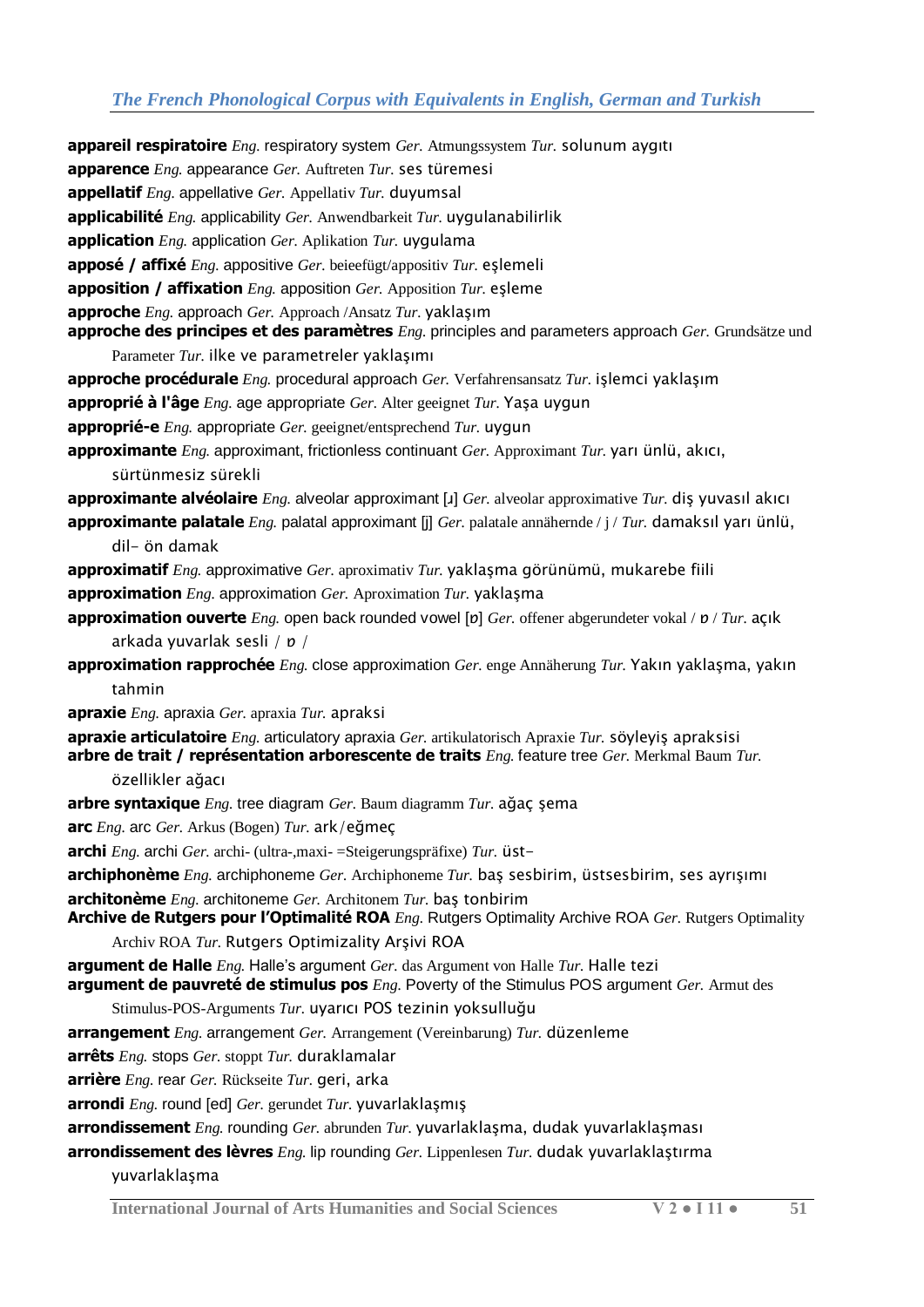**appareil respiratoire** *Eng.* respiratory system *Ger.* Atmungssystem *Tur.* solunum aygıtı

**apparence** *Eng.* appearance *Ger.* Auftreten *Tur.* ses türemesi

**appellatif** *Eng.* appellative *Ger.* Appellativ *Tur.* duyumsal

**applicabilité** *Eng.* applicability *Ger.* Anwendbarkeit *Tur.* uygulanabilirlik

**application** *Eng.* application *Ger.* Aplikation *Tur.* uygulama

**apposé / affixé** *Eng.* appositive *Ger.* beieefügt/appositiv *Tur.* eşlemeli

**apposition / affixation** *Eng.* apposition *Ger.* Apposition *Tur.* eşleme

**approche** *Eng.* approach *Ger.* Approach /Ansatz *Tur.* yaklaşım

**approche des principes et des paramètres** *Eng.* principles and parameters approach *Ger.* Grundsätze und Parameter *Tur.* ilke ve parametreler yaklaşımı

**approche procédurale** *Eng.* procedural approach *Ger.* Verfahrensansatz *Tur.* işlemci yaklaşım

**approprié à l'âge** *Eng.* age appropriate *Ger.* Alter geeignet *Tur.* Yaşa uygun

**approprié-e** *Eng.* appropriate *Ger.* geeignet/entsprechend *Tur.* uygun

**approximante** *Eng.* approximant, frictionless continuant *Ger.* Approximant *Tur.* yarı ünlü, akıcı, sürtünmesiz sürekli

**approximante alvéolaire** *Eng.* alveolar approximant [ɹ] *Ger.* alveolar approximative *Tur.* diş yuvasıl akıcı

**approximante palatale** *Eng.* palatal approximant [j] *Ger.* palatale annähernde / j / *Tur.* damaksıl yarı ünlü, dil- ön damak

**approximatif** *Eng.* approximative *Ger.* aproximativ *Tur.* yaklaşma görünümü, mukarebe fiili

**approximation** *Eng.* approximation *Ger.* Aproximation *Tur.* yaklaşma

**approximation ouverte** *Eng.* open back rounded vowel [ɒ] *Ger.* offener abgerundeter vokal / ɒ / *Tur.* açık arkada yuvarlak sesli / ɒ /

**approximation rapprochée** *Eng.* close approximation *Ger.* enge Annäherung *Tur.* Yakın yaklaşma, yakın tahmin

**apraxie** *Eng.* apraxia *Ger.* apraxia *Tur.* apraksi

**apraxie articulatoire** *Eng.* articulatory apraxia *Ger.* artikulatorisch Apraxie *Tur.* söyleyiş apraksisi

**arbre de trait / représentation arborescente de traits** *Eng.* feature tree *Ger.* Merkmal Baum *Tur.* özellikler ağacı

**arbre syntaxique** *Eng.* tree diagram *Ger.* Baum diagramm *Tur.* ağaç şema

**arc** *Eng.* arc *Ger.* Arkus (Bogen) *Tur.* ark/eğmeç

**archi** *Eng.* archi *Ger.* archi- (ultra-,maxi- =Steigerungspräfixe) *Tur.* üst-

**archiphonème** *Eng.* archiphoneme *Ger.* Archiphoneme *Tur.* baş sesbirim, üstsesbirim, ses ayrışımı

**architonème** *Eng.* architoneme *Ger.* Architonem *Tur.* baş tonbirim

**Archive de Rutgers pour l'Optimalité ROA** *Eng.* Rutgers Optimality Archive ROA *Ger.* Rutgers Optimality Archiv ROA *Tur.* Rutgers Optimizality Arşivi ROA

**argument de Halle** *Eng.* Halle's argument *Ger.* das Argument von Halle *Tur.* Halle tezi

**argument de pauvreté de stimulus pos** *Eng.* Poverty of the Stimulus POS argument *Ger.* Armut des Stimulus-POS-Arguments *Tur.* uyarıcı POS tezinin yoksulluğu

**arrangement** *Eng.* arrangement *Ger.* Arrangement (Vereinbarung) *Tur.* düzenleme

**arrêts** *Eng.* stops *Ger.* stoppt *Tur.* duraklamalar

**arrière** *Eng.* rear *Ger.* Rückseite *Tur.* geri, arka

**arrondi** *Eng.* round [ed] *Ger.* gerundet *Tur.* yuvarlaklaşmış

**arrondissement** *Eng.* rounding *Ger.* abrunden *Tur.* yuvarlaklaşma, dudak yuvarlaklaşması

**arrondissement des lèvres** *Eng.* lip rounding *Ger.* Lippenlesen *Tur.* dudak yuvarlaklaştırma yuvarlaklaşma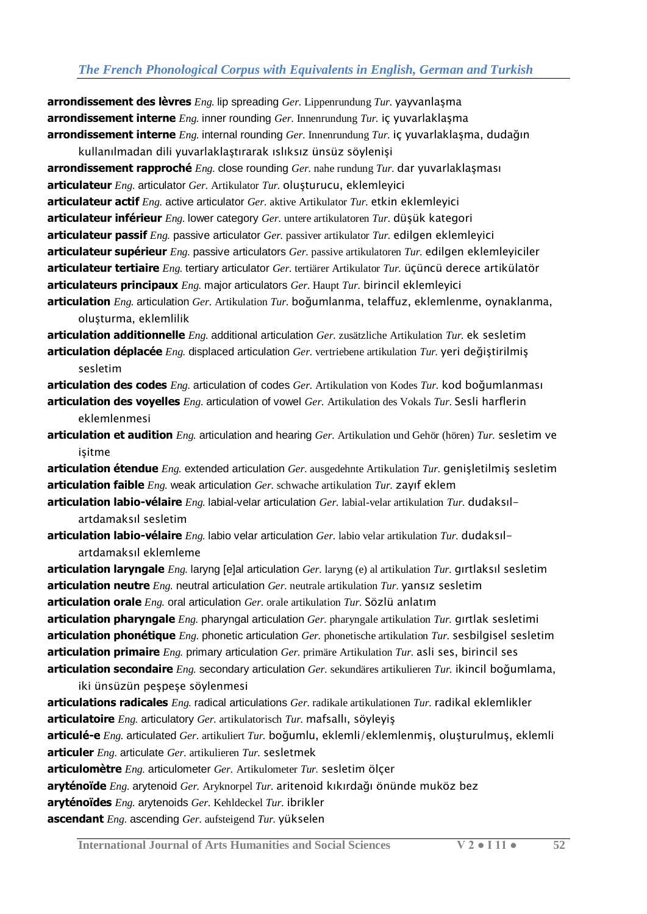**arrondissement des lèvres** *Eng.* lip spreading *Ger.* Lippenrundung *Tur.* yayvanlaşma

**arrondissement interne** *Eng.* inner rounding *Ger.* Innenrundung *Tur.* iç yuvarlaklaşma

**arrondissement interne** *Eng.* internal rounding *Ger.* Innenrundung *Tur.* iç yuvarlaklaşma, dudağın kullanılmadan dili yuvarlaklaştırarak ıslıksız ünsüz söylenişi

**arrondissement rapproché** *Eng.* close rounding *Ger.* nahe rundung *Tur.* dar yuvarlaklaşması

**articulateur** *Eng.* articulator *Ger.* Artikulator *Tur.* oluşturucu, eklemleyici

**articulateur actif** *Eng.* active articulator *Ger.* aktive Artikulator *Tur.* etkin eklemleyici

**articulateur inférieur** *Eng.* lower category *Ger.* untere artikulatoren *Tur.* düşük kategori

**articulateur passif** *Eng.* passive articulator *Ger.* passiver artikulator *Tur.* edilgen eklemleyici

**articulateur supérieur** *Eng.* passive articulators *Ger.* passive artikulatoren *Tur.* edilgen eklemleyiciler

**articulateur tertiaire** *Eng.* tertiary articulator *Ger.* tertiärer Artikulator *Tur.* üçüncü derece artikülatör

**articulateurs principaux** *Eng.* major articulators *Ger.* Haupt *Tur.* birincil eklemleyici

**articulation** *Eng.* articulation *Ger.* Artikulation *Tur.* boğumlanma, telaffuz, eklemlenme, oynaklanma, oluşturma, eklemlilik

**articulation additionnelle** *Eng.* additional articulation *Ger.* zusätzliche Artikulation *Tur.* ek sesletim

**articulation déplacée** *Eng.* displaced articulation *Ger.* vertriebene artikulation *Tur.* yeri değiştirilmiş sesletim

**articulation des codes** *Eng.* articulation of codes *Ger.* Artikulation von Kodes *Tur.* kod boğumlanması

**articulation des voyelles** *Eng.* articulation of vowel *Ger.* Artikulation des Vokals *Tur.* Sesli harflerin eklemlenmesi

**articulation et audition** *Eng.* articulation and hearing *Ger.* Artikulation und Gehör (hören) *Tur.* sesletim ve işitme

**articulation étendue** *Eng.* extended articulation *Ger.* ausgedehnte Artikulation *Tur.* genişletilmiş sesletim

**articulation faible** *Eng.* weak articulation *Ger.* schwache artikulation *Tur.* zayıf eklem

**articulation labio-vélaire** *Eng.* labial-velar articulation *Ger.* labial-velar artikulation *Tur.* dudaksıl-artdamaksıl sesletim

**articulation labio-vélaire** *Eng.* labio velar articulation *Ger.* labio velar artikulation *Tur.* dudaksıl-artdamaksıl eklemleme

**articulation laryngale** *Eng.* laryng [e]al articulation *Ger.* laryng (e) al artikulation *Tur.* gırtlaksıl sesletim

**articulation neutre** *Eng.* neutral articulation *Ger.* neutrale artikulation *Tur.* yansız sesletim

**articulation orale** *Eng.* oral articulation *Ger.* orale artikulation *Tur.* Sözlü anlatım

**articulation pharyngale** *Eng.* pharyngal articulation *Ger.* pharyngale artikulation *Tur.* gırtlak sesletimi

**articulation phonétique** *Eng.* phonetic articulation *Ger.* phonetische artikulation *Tur.* sesbilgisel sesletim

**articulation primaire** *Eng.* primary articulation *Ger.* primäre Artikulation *Tur.* asli ses, birincil ses

**articulation secondaire** *Eng.* secondary articulation *Ger.* sekundäres artikulieren *Tur.* ikincil boğumlama, iki ünsüzün peşpeşe söylenmesi

**articulations radicales** *Eng.* radical articulations *Ger.* radikale artikulationen *Tur.* radikal eklemlikler

**articulatoire** *Eng.* articulatory *Ger.* artikulatorisch *Tur.* mafsallı, söyleyiş

**articulé-e** *Eng.* articulated *Ger.* artikuliert *Tur.* boğumlu, eklemli/eklemlenmiş, oluşturulmuş, eklemli

**articuler** *Eng.* articulate *Ger.* artikulieren *Tur.* sesletmek

**articulomètre** *Eng.* articulometer *Ger.* Artikulometer *Tur.* sesletim ölçer

**aryténoïde** *Eng.* arytenoid *Ger.* Aryknorpel *Tur.* aritenoid kıkırdağı önünde muköz bez

**aryténoïdes** *Eng.* arytenoids *Ger.* Kehldeckel *Tur.* ibrikler

**ascendant** *Eng.* ascending *Ger.* aufsteigend *Tur.* yükselen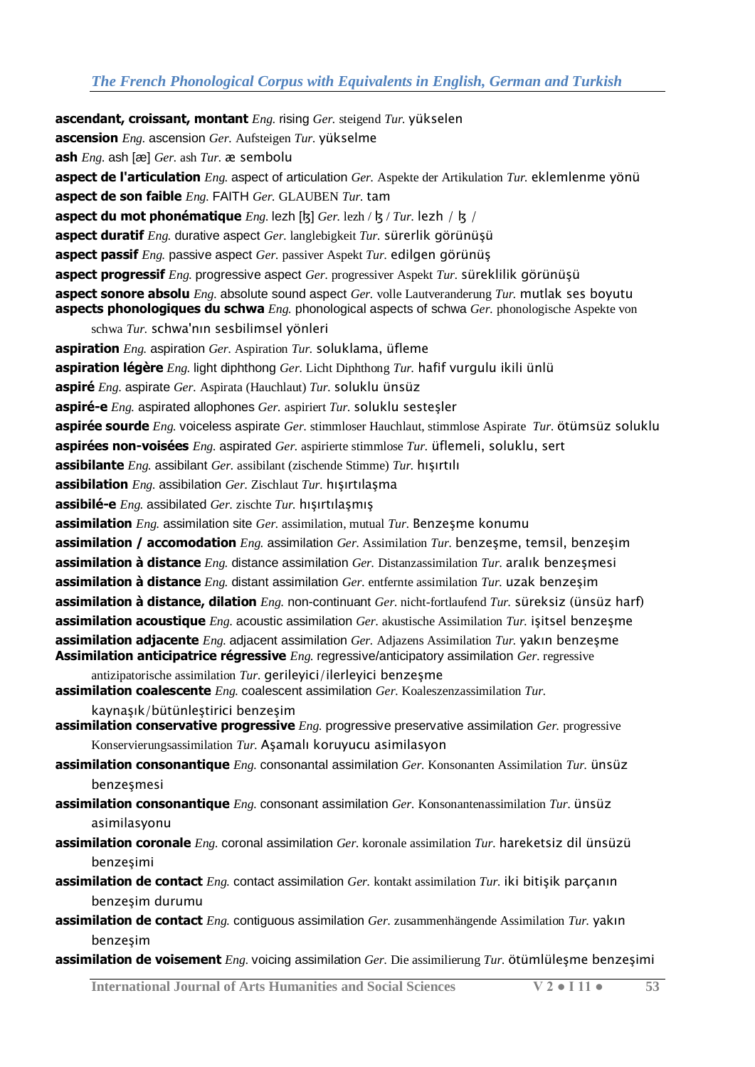**ascendant, croissant, montant** *Eng.* rising *Ger.* steigend *Tur.* yükselen

**ascension** *Eng.* ascension *Ger.* Aufsteigen *Tur.* yükselme

**ash** *Eng.* ash [æ] *Ger.* ash *Tur.* æ sembolu

**aspect de l'articulation** *Eng.* aspect of articulation *Ger.* Aspekte der Artikulation *Tur.* eklemlenme yönü

**aspect de son faible** *Eng.* FAITH *Ger.* GLAUBEN *Tur.* tam

**aspect du mot phonématique** *Eng.* lezh [ɮ] *Ger.* lezh / ɮ / *Tur.* lezh / ɮ /

**aspect duratif** *Eng.* durative aspect *Ger.* langlebigkeit *Tur.* sürerlik görünüşü

**aspect passif** *Eng.* passive aspect *Ger.* passiver Aspekt *Tur.* edilgen görünüş

**aspect progressif** *Eng.* progressive aspect *Ger.* progressiver Aspekt *Tur.* süreklilik görünüşü

**aspect sonore absolu** *Eng.* absolute sound aspect *Ger.* volle Lautveranderung *Tur.* mutlak ses boyutu

**aspects phonologiques du schwa** *Eng.* phonological aspects of schwa *Ger.* phonologische Aspekte von schwa *Tur.* schwa'nın sesbilimsel yönleri

**aspiration** *Eng.* aspiration *Ger.* Aspiration *Tur.* soluklama, üfleme

**aspiration légère** *Eng.* light diphthong *Ger.* Licht Diphthong *Tur.* hafif vurgulu ikili ünlü

**aspiré** *Eng.* aspirate *Ger.* Aspirata (Hauchlaut) *Tur.* soluklu ünsüz

**aspiré-e** *Eng.* aspirated allophones *Ger.* aspiriert *Tur.* soluklu sesteşler

**aspirée sourde** *Eng.* voiceless aspirate *Ger.* stimmloser Hauchlaut, stimmlose Aspirate *Tur.* ötümsüz soluklu

**aspirées non-voisées** *Eng.* aspirated *Ger.* aspirierte stimmlose *Tur.* üflemeli, soluklu, sert

**assibilante** *Eng.* assibilant *Ger.* assibilant (zischende Stimme) *Tur.* hışırtılı

**assibilation** *Eng.* assibilation *Ger.* Zischlaut *Tur.* hışırtılaşma

**assibilé-e** *Eng.* assibilated *Ger.* zischte *Tur.* hışırtılaşmış

**assimilation** *Eng.* assimilation site *Ger.* assimilation, mutual *Tur.* Benzeşme konumu

**assimilation / accomodation** *Eng.* assimilation *Ger.* Assimilation *Tur.* benzeşme, temsil, benzeşim

**assimilation à distance** *Eng.* distance assimilation *Ger.* Distanzassimilation *Tur.* aralık benzeşmesi

**assimilation à distance** *Eng.* distant assimilation *Ger.* entfernte assimilation *Tur.* uzak benzeşim

**assimilation à distance, dilation** *Eng.* non-continuant *Ger.* nicht-fortlaufend *Tur.* süreksiz (ünsüz harf)

**assimilation acoustique** *Eng.* acoustic assimilation *Ger.* akustische Assimilation *Tur.* işitsel benzeşme

**assimilation adjacente** *Eng.* adjacent assimilation *Ger.* Adjazens Assimilation *Tur.* yakın benzeşme

**Assimilation anticipatrice régressive** *Eng.* regressive/anticipatory assimilation *Ger.* regressive antizipatorische assimilation *Tur.* gerileyici/ilerleyici benzeşme

**assimilation coalescente** *Eng.* coalescent assimilation *Ger.* Koaleszenzassimilation *Tur.* kaynaşık/bütünleştirici benzeşim

**assimilation conservative progressive** *Eng.* progressive preservative assimilation *Ger.* progressive Konservierungsassimilation *Tur.* Aşamalı koruyucu asimilasyon

**assimilation consonantique** *Eng.* consonantal assimilation *Ger.* Konsonanten Assimilation *Tur.* ünsüz benzeşmesi

**assimilation consonantique** *Eng.* consonant assimilation *Ger.* Konsonantenassimilation *Tur.* ünsüz asimilasyonu

**assimilation coronale** *Eng.* coronal assimilation *Ger.* koronale assimilation *Tur.* hareketsiz dil ünsüzü benzeşimi

**assimilation de contact** *Eng.* contact assimilation *Ger.* kontakt assimilation *Tur.* iki bitişik parçanın benzeşim durumu

**assimilation de contact** *Eng.* contiguous assimilation *Ger.* zusammenhängende Assimilation *Tur.* yakın benzeşim

**assimilation de voisement** *Eng.* voicing assimilation *Ger.* Die assimilierung *Tur.* ötümlüleşme benzeşimi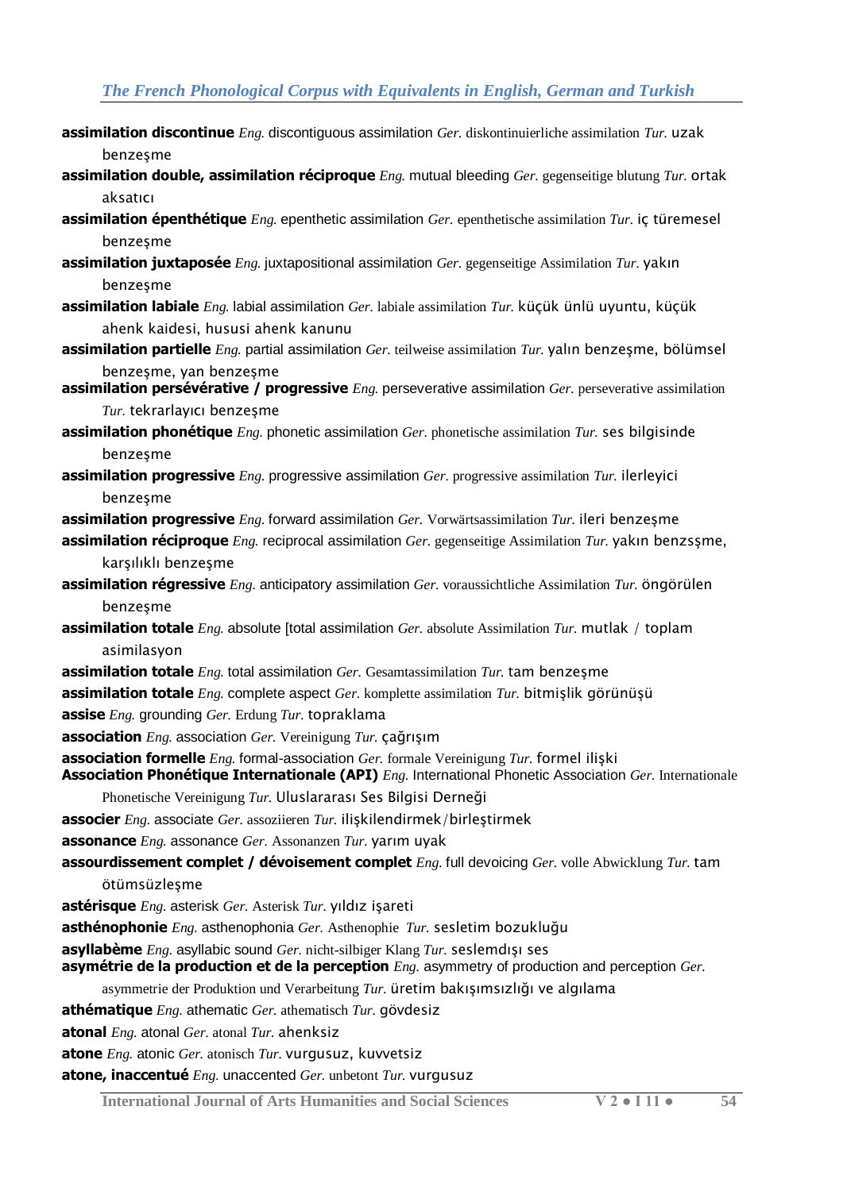**assimilation discontinue** *Eng.* discontiguous assimilation *Ger.* diskontinuierliche assimilation *Tur.* uzak benzeşme

**assimilation double, assimilation réciproque** *Eng.* mutual bleeding *Ger.* gegenseitige blutung *Tur.* ortak aksatıcı

**assimilation épenthétique** *Eng.* epenthetic assimilation *Ger.* epenthetische assimilation *Tur.* iç türemesel benzeşme

**assimilation juxtaposée** *Eng.* juxtapositional assimilation *Ger.* gegenseitige Assimilation *Tur.* yakın benzeşme

**assimilation labiale** *Eng.* labial assimilation *Ger.* labiale assimilation *Tur.* küçük ünlü uyuntu, küçük ahenk kaidesi, hususi ahenk kanunu

**assimilation partielle** *Eng.* partial assimilation *Ger.* teilweise assimilation *Tur.* yalın benzeşme, bölümsel benzeşme, yan benzeşme

**assimilation persévérative / progressive** *Eng.* perseverative assimilation *Ger.* perseverative assimilation *Tur.* tekrarlayıcı benzeşme

**assimilation phonétique** *Eng.* phonetic assimilation *Ger.* phonetische assimilation *Tur.* ses bilgisinde benzeşme

**assimilation progressive** *Eng.* progressive assimilation *Ger.* progressive assimilation *Tur.* ilerleyici benzeşme

**assimilation progressive** *Eng.* forward assimilation *Ger.* Vorwärtsassimilation *Tur.* ileri benzeşme

**assimilation réciproque** *Eng.* reciprocal assimilation *Ger.* gegenseitige Assimilation *Tur.* yakın benzsşme, karşılıklı benzeşme

**assimilation régressive** *Eng.* anticipatory assimilation *Ger.* voraussichtliche Assimilation *Tur.* öngörülen benzeşme

**assimilation totale** *Eng.* absolute [total assimilation *Ger.* absolute Assimilation *Tur.* mutlak / toplam asimilasyon

**assimilation totale** *Eng.* total assimilation *Ger.* Gesamtassimilation *Tur.* tam benzeşme

**assimilation totale** *Eng.* complete aspect *Ger.* komplette assimilation *Tur.* bitmişlik görünüşü

**assise** *Eng.* grounding *Ger.* Erdung *Tur.* topraklama

**association** *Eng.* association *Ger.* Vereinigung *Tur.* çağrışım

**association formelle** *Eng.* formal-association *Ger.* formale Vereinigung *Tur.* formel ilişki

**Association Phonétique Internationale (API)** *Eng.* International Phonetic Association *Ger.* Internationale Phonetische Vereinigung *Tur.* Uluslararası Ses Bilgisi Derneği

**associer** *Eng.* associate *Ger.* assoziieren *Tur.* ilişkilendirmek/birleştirmek

**assonance** *Eng.* assonance *Ger.* Assonanzen *Tur.* yarım uyak

**assourdissement complet / dévoisement complet** *Eng.* full devoicing *Ger.* volle Abwicklung *Tur.* tam ötümsüzleşme

**astérisque** *Eng.* asterisk *Ger.* Asterisk *Tur.* yıldız işareti

**asthénophonie** *Eng.* asthenophonia *Ger.* Asthenophie *Tur.* sesletim bozukluğu

**asyllabème** *Eng.* asyllabic sound *Ger.* nicht-silbiger Klang *Tur.* seslemdışı ses

**asymétrie de la production et de la perception** *Eng.* asymmetry of production and perception *Ger.* asymmetrie der Produktion und Verarbeitung *Tur.* üretim bakışımsızlığı ve algılama

**athématique** *Eng.* athematic *Ger.* athematisch *Tur.* gövdesiz

**atonal** *Eng.* atonal *Ger.* atonal *Tur.* ahenksiz

**atone** *Eng.* atonic *Ger.* atonisch *Tur.* vurgusuz, kuvvetsiz

**atone, inaccentué** *Eng.* unaccented *Ger.* unbetont *Tur.* vurgusuz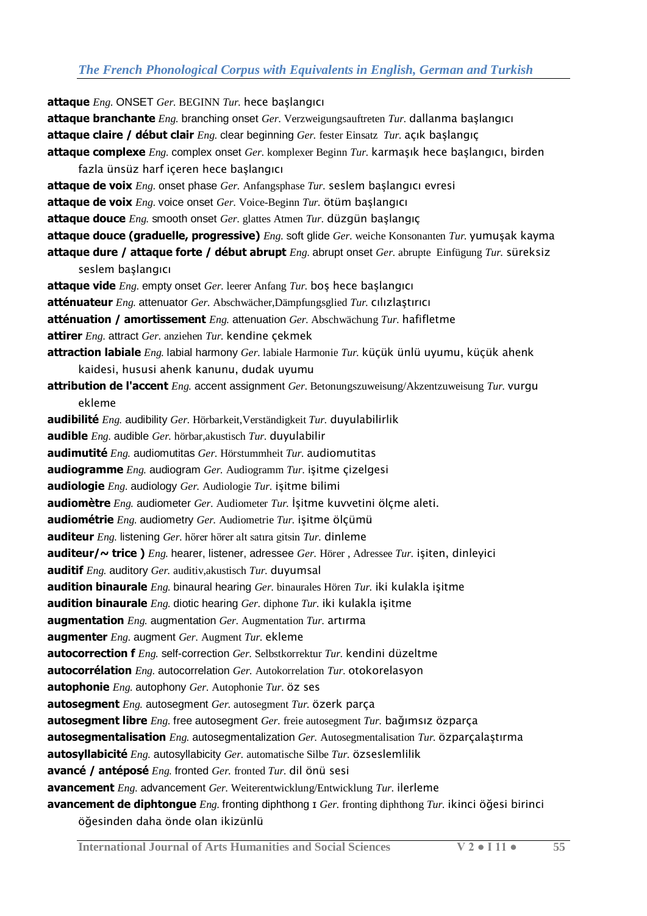**attaque** *Eng.* ONSET *Ger.* BEGINN *Tur.* hece başlangıcı

**attaque branchante** *Eng.* branching onset *Ger.* Verzweigungsauftreten *Tur.* dallanma başlangıcı

**attaque claire / début clair** *Eng.* clear beginning *Ger.* fester Einsatz *Tur.* açık başlangıç

**attaque complexe** *Eng.* complex onset *Ger.* komplexer Beginn *Tur.* karmaşık hece başlangıcı, birden fazla ünsüz harf içeren hece başlangıcı

**attaque de voix** *Eng.* onset phase *Ger.* Anfangsphase *Tur.* seslem başlangıcı evresi

**attaque de voix** *Eng.* voice onset *Ger.* Voice-Beginn *Tur.* ötüm başlangıcı

**attaque douce** *Eng.* smooth onset *Ger.* glattes Atmen *Tur.* düzgün başlangıç

**attaque douce (graduelle, progressive)** *Eng.* soft glide *Ger.* weiche Konsonanten *Tur.* yumuşak kayma

**attaque dure / attaque forte / début abrupt** *Eng.* abrupt onset *Ger.* abrupte Einfügung *Tur.* süreksiz seslem başlangıcı

**attaque vide** *Eng.* empty onset *Ger.* leerer Anfang *Tur.* boş hece başlangıcı

**atténuateur** *Eng.* attenuator *Ger.* Abschwächer,Dämpfungsglied *Tur.* cılızlaştırıcı

**atténuation / amortissement** *Eng.* attenuation *Ger.* Abschwächung *Tur.* hafifletme

**attirer** *Eng.* attract *Ger.* anziehen *Tur.* kendine çekmek

**attraction labiale** *Eng.* labial harmony *Ger.* labiale Harmonie *Tur.* küçük ünlü uyumu, küçük ahenk kaidesi, hususi ahenk kanunu, dudak uyumu

**attribution de l'accent** *Eng.* accent assignment *Ger.* Betonungszuweisung/Akzentzuweisung *Tur.* vurgu ekleme

**audibilité** *Eng.* audibility *Ger.* Hörbarkeit,Verständigkeit *Tur.* duyulabilirlik

**audible** *Eng.* audible *Ger.* hörbar,akustisch *Tur.* duyulabilir

**audimutité** *Eng.* audiomutitas *Ger.* Hörstummheit *Tur.* audiomutitas

**audiogramme** *Eng.* audiogram *Ger.* Audiogramm *Tur.* işitme çizelgesi

**audiologie** *Eng.* audiology *Ger.* Audiologie *Tur.* işitme bilimi

**audiomètre** *Eng.* audiometer *Ger.* Audiometer *Tur.* İşitme kuvvetini ölçme aleti.

**audiométrie** *Eng.* audiometry *Ger.* Audiometrie *Tur.* işitme ölçümü

**auditeur** *Eng.* listening *Ger.* hörer hörer alt satıra gitsin *Tur.* dinleme

**auditeur/~ trice )** *Eng.* hearer, listener, adressee *Ger.* Hörer , Adressee *Tur.* işiten, dinleyici

**auditif** *Eng.* auditory *Ger.* auditiv,akustisch *Tur.* duyumsal

**audition binaurale** *Eng.* binaural hearing *Ger.* binaurales Hören *Tur.* iki kulakla işitme

**audition binaurale** *Eng.* diotic hearing *Ger.* diphone *Tur.* iki kulakla işitme

**augmentation** *Eng.* augmentation *Ger.* Augmentation *Tur.* artırma

**augmenter** *Eng.* augment *Ger.* Augment *Tur.* ekleme

**autocorrection f** *Eng.* self-correction *Ger.* Selbstkorrektur *Tur.* kendini düzeltme

**autocorrélation** *Eng.* autocorrelation *Ger.* Autokorrelation *Tur.* otokorelasyon

**autophonie** *Eng.* autophony *Ger.* Autophonie *Tur.* öz ses

**autosegment** *Eng.* autosegment *Ger.* autosegment *Tur.* özerk parça

**autosegment libre** *Eng.* free autosegment *Ger.* freie autosegment *Tur.* bağımsız özparça

**autosegmentalisation** *Eng.* autosegmentalization *Ger.* Autosegmentalisation *Tur.* özparçalaştırma

**autosyllabicité** *Eng.* autosyllabicity *Ger.* automatische Silbe *Tur.* özseslemlilik

**avancé / antéposé** *Eng.* fronted *Ger.* fronted *Tur.* dil önü sesi

**avancement** *Eng.* advancement *Ger.* Weiterentwicklung/Entwicklung *Tur.* ilerleme

**avancement de diphtongue** *Eng.* fronting diphthong ɪ *Ger.* fronting diphthong *Tur.* ikinci öğesi birinci öğesinden daha önde olan ikizünlü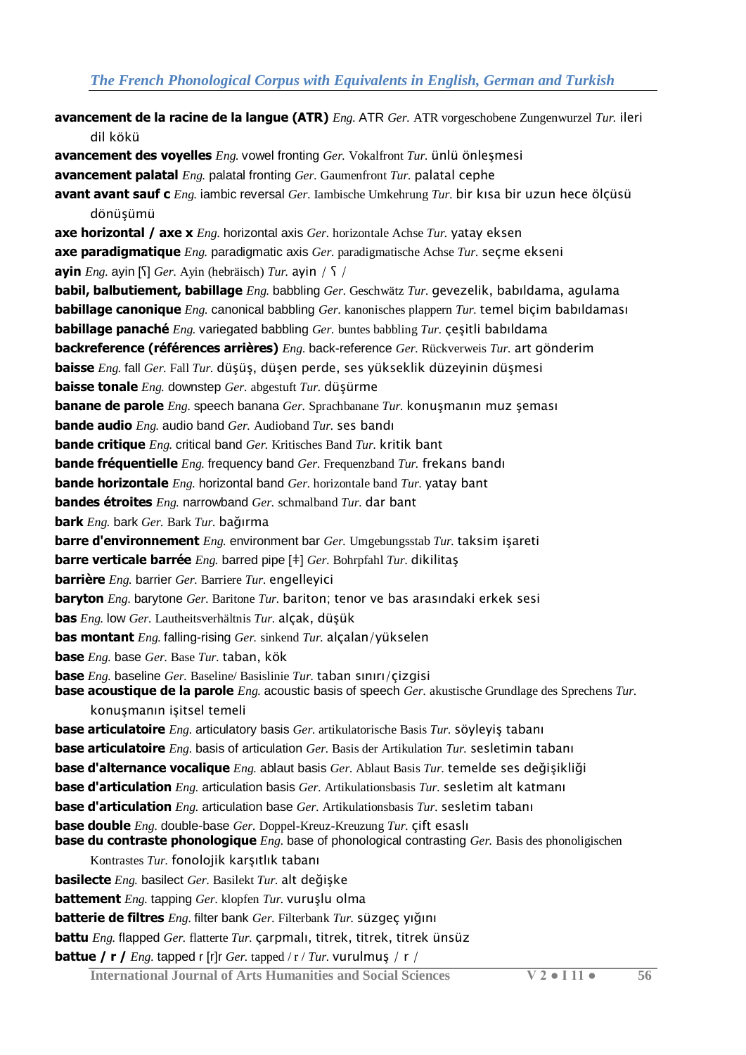**avancement de la racine de la langue (ATR)** *Eng.* ATR *Ger.* ATR vorgeschobene Zungenwurzel *Tur.* ileri dil kökü

**avancement des voyelles** *Eng.* vowel fronting *Ger.* Vokalfront *Tur.* ünlü önleşmesi

**avancement palatal** *Eng.* palatal fronting *Ger.* Gaumenfront *Tur.* palatal cephe

**avant avant sauf c** *Eng.* iambic reversal *Ger.* Iambische Umkehrung *Tur.* bir kısa bir uzun hece ölçüsü dönüşümü

**axe horizontal / axe x** *Eng.* horizontal axis *Ger.* horizontale Achse *Tur.* yatay eksen

**axe paradigmatique** *Eng.* paradigmatic axis *Ger.* paradigmatische Achse *Tur.* seçme ekseni

**ayin** *Eng.* ayin [ʕ] *Ger.* Ayin (hebräisch) *Tur.* ayin / ʕ /

**babil, balbutiement, babillage** *Eng.* babbling *Ger.* Geschwätz *Tur.* gevezelik, babıldama, agulama

**babillage canonique** *Eng.* canonical babbling *Ger.* kanonisches plappern *Tur.* temel biçim babıldaması

**babillage panaché** *Eng.* variegated babbling *Ger.* buntes babbling *Tur.* çeşitli babıldama

**backreference (références arrières)** *Eng.* back-reference *Ger.* Rückverweis *Tur.* art gönderim

**baisse** *Eng.* fall *Ger.* Fall *Tur.* düşüş, düşen perde, ses yükseklik düzeyinin düşmesi

**baisse tonale** *Eng.* downstep *Ger.* abgestuft *Tur.* düşürme

**banane de parole** *Eng.* speech banana *Ger.* Sprachbanane *Tur.* konuşmanın muz şeması

**bande audio** *Eng.* audio band *Ger.* Audioband *Tur.* ses bandı

**bande critique** *Eng.* critical band *Ger.* Kritisches Band *Tur.* kritik bant

**bande fréquentielle** *Eng.* frequency band *Ger.* Frequenzband *Tur.* frekans bandı

**bande horizontale** *Eng.* horizontal band *Ger.* horizontale band *Tur.* yatay bant

**bandes étroites** *Eng.* narrowband *Ger.* schmalband *Tur.* dar bant

**bark** *Eng.* bark *Ger.* Bark *Tur.* bağırma

**barre d'environnement** *Eng.* environment bar *Ger.* Umgebungsstab *Tur.* taksim işareti

**barre verticale barrée** *Eng.* barred pipe [ǂ] *Ger.* Bohrpfahl *Tur.* dikilitaş

**barrière** *Eng.* barrier *Ger.* Barriere *Tur.* engelleyici

**baryton** *Eng.* barytone *Ger.* Baritone *Tur.* bariton; tenor ve bas arasındaki erkek sesi

**bas** *Eng.* low *Ger.* Lautheitsverhältnis *Tur.* alçak, düşük

**bas montant** *Eng.* falling-rising *Ger.* sinkend *Tur.* alçalan/yükselen

**base** *Eng.* base *Ger.* Base *Tur.* taban, kök

**base** *Eng.* baseline *Ger.* Baseline/ Basislinie *Tur.* taban sınırı/çizgisi

**base acoustique de la parole** *Eng.* acoustic basis of speech *Ger.* akustische Grundlage des Sprechens *Tur.* konuşmanın işitsel temeli

**base articulatoire** *Eng.* articulatory basis *Ger.* artikulatorische Basis *Tur.* söyleyiş tabanı

**base articulatoire** *Eng.* basis of articulation *Ger.* Basis der Artikulation *Tur.* sesletimin tabanı

**base d'alternance vocalique** *Eng.* ablaut basis *Ger.* Ablaut Basis *Tur.* temelde ses değişikliği

**base d'articulation** *Eng.* articulation basis *Ger.* Artikulationsbasis *Tur.* sesletim alt katmanı

**base d'articulation** *Eng.* articulation base *Ger.* Artikulationsbasis *Tur.* sesletim tabanı

**base double** *Eng.* double-base *Ger.* Doppel-Kreuz-Kreuzung *Tur.* çift esaslı

**base du contraste phonologique** *Eng.* base of phonological contrasting *Ger.* Basis des phonoligischen Kontrastes *Tur.* fonolojik karşıtlık tabanı

**basilecte** *Eng.* basilect *Ger.* Basilekt *Tur.* alt değişke

**battement** *Eng.* tapping *Ger.* klopfen *Tur.* vuruşlu olma

**batterie de filtres** *Eng.* filter bank *Ger.* Filterbank *Tur.* süzgeç yığını

**battu** *Eng.* flapped *Ger.* flatterte *Tur.* çarpmalı, titrek, titrek, titrek ünsüz

**battue / r /** *Eng.* tapped r [ɾ]r *Ger.* tapped / r / *Tur.* vurulmuş / r /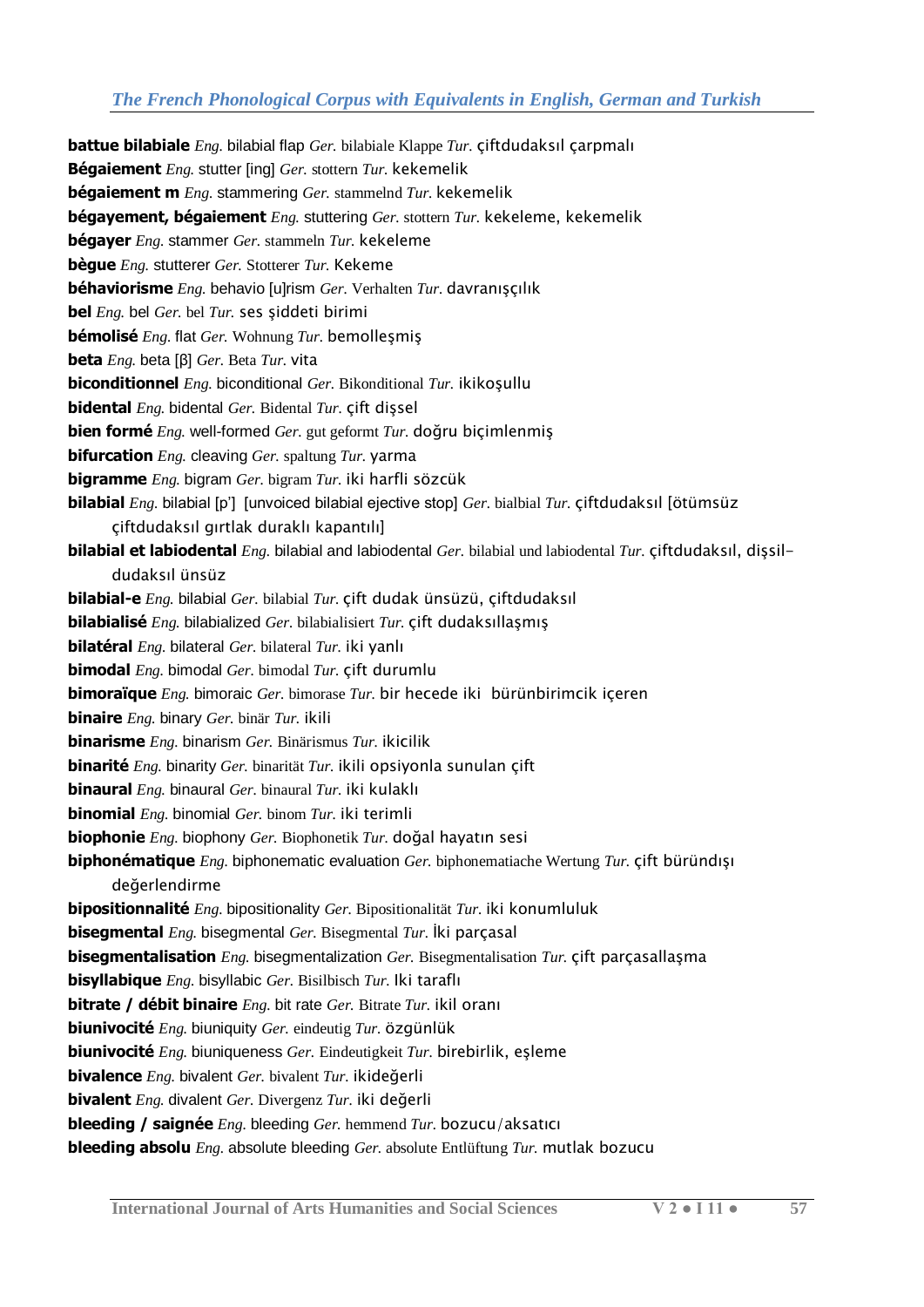**battue bilabiale** *Eng.* bilabial flap *Ger.* bilabiale Klappe *Tur.* çiftdudaksıl çarpmalı
**Bégaiement** *Eng.* stutter [ing] *Ger.* stottern *Tur.* kekemelik
**bégaiement m** *Eng.* stammering *Ger.* stammelnd *Tur.* kekemelik
**bégayement, bégaiement** *Eng.* stuttering *Ger.* stottern *Tur.* kekeleme, kekemelik
**bégayer** *Eng.* stammer *Ger.* stammeln *Tur.* kekeleme
**bègue** *Eng.* stutterer *Ger.* Stotterer *Tur.* Kekeme
**béhaviorisme** *Eng.* behavio [u]rism *Ger.* Verhalten *Tur.* davranışçılık
**bel** *Eng.* bel *Ger.* bel *Tur.* ses şiddeti birimi
**bémolisé** *Eng.* flat *Ger.* Wohnung *Tur.* bemolleşmiş
**beta** *Eng.* beta [β] *Ger.* Beta *Tur.* vita
**biconditionnel** *Eng.* biconditional *Ger.* Bikonditional *Tur.* ikikoşullu
**bidental** *Eng.* bidental *Ger.* Bidental *Tur.* çift dişsel
**bien formé** *Eng.* well-formed *Ger.* gut geformt *Tur.* doğru biçimlenmiş
**bifurcation** *Eng.* cleaving *Ger.* spaltung *Tur.* yarma
**bigramme** *Eng.* bigram *Ger.* bigram *Tur.* iki harfli sözcük
**bilabial** *Eng.* bilabial [p'] [unvoiced bilabial ejective stop] *Ger.* bialbial *Tur.* çiftdudaksıl [ötümsüz çiftdudaksıl gırtlak duraklı kapantılı]
**bilabial et labiodental** *Eng.* bilabial and labiodental *Ger.* bilabial und labiodental *Tur.* çiftdudaksıl, dişsil-dudaksıl ünsüz
**bilabial-e** *Eng.* bilabial *Ger.* bilabial *Tur.* çift dudak ünsüzü, çiftdudaksıl
**bilabialisé** *Eng.* bilabialized *Ger.* bilabialisiert *Tur.* çift dudaksıllaşmış
**bilatéral** *Eng.* bilateral *Ger.* bilateral *Tur.* iki yanlı
**bimodal** *Eng.* bimodal *Ger.* bimodal *Tur.* çift durumlu
**bimoraïque** *Eng.* bimoraic *Ger.* bimorase *Tur.* bir hecede iki bürünbirimcik içeren
**binaire** *Eng.* binary *Ger.* binär *Tur.* ikili
**binarisme** *Eng.* binarism *Ger.* Binärismus *Tur.* ikicilik
**binarité** *Eng.* binarity *Ger.* binarität *Tur.* ikili opsiyonla sunulan çift
**binaural** *Eng.* binaural *Ger.* binaural *Tur.* iki kulaklı
**binomial** *Eng.* binomial *Ger.* binom *Tur.* iki terimli
**biophonie** *Eng.* biophony *Ger.* Biophonetik *Tur.* doğal hayatın sesi
**biphonématique** *Eng.* biphonematic evaluation *Ger.* biphonematiache Wertung *Tur.* çift büründışı değerlendirme
**bipositionnalité** *Eng.* bipositionality *Ger.* Bipositionalität *Tur.* iki konumluluk
**bisegmental** *Eng.* bisegmental *Ger.* Bisegmental *Tur.* İki parçasal
**bisegmentalisation** *Eng.* bisegmentalization *Ger.* Bisegmentalisation *Tur.* çift parçasallaşma
**bisyllabique** *Eng.* bisyllabic *Ger.* Bisilbisch *Tur.* Iki taraflı
**bitrate / débit binaire** *Eng.* bit rate *Ger.* Bitrate *Tur.* ikil oranı
**biunivocité** *Eng.* biuniquity *Ger.* eindeutig *Tur.* özgünlük
**biunivocité** *Eng.* biuniqueness *Ger.* Eindeutigkeit *Tur.* birebirlik, eşleme
**bivalence** *Eng.* bivalent *Ger.* bivalent *Tur.* ikideğerli
**bivalent** *Eng.* divalent *Ger.* Divergenz *Tur.* iki değerli
**bleeding / saignée** *Eng.* bleeding *Ger.* hemmend *Tur.* bozucu/aksatıcı
**bleeding absolu** *Eng.* absolute bleeding *Ger.* absolute Entlüftung *Tur.* mutlak bozucu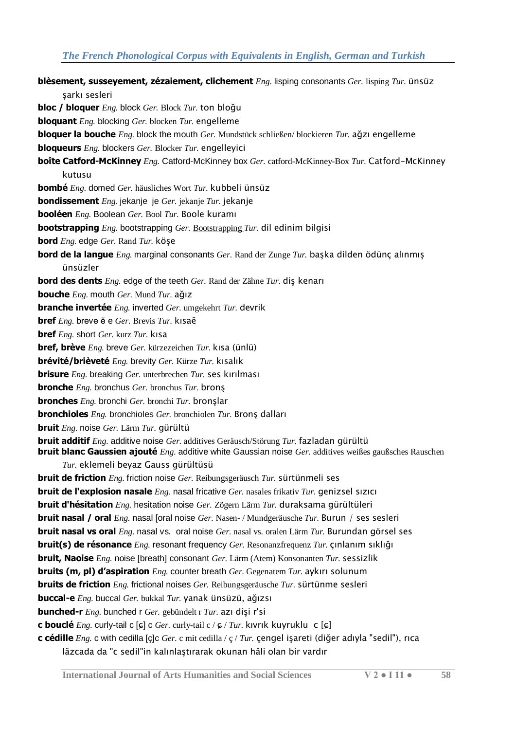**blèsement, susseyement, zézaiement, clichement** *Eng.* lisping consonants *Ger.* lisping *Tur.* ünsüz şarkı sesleri

**bloc / bloquer** *Eng.* block *Ger.* Block *Tur.* ton bloğu

**bloquant** *Eng.* blocking *Ger.* blocken *Tur.* engelleme

**bloquer la bouche** *Eng.* block the mouth *Ger.* Mundstück schließen/ blockieren *Tur.* ağzı engelleme

**bloqueurs** *Eng.* blockers *Ger.* Blocker *Tur.* engelleyici

**boîte Catford-McKinney** *Eng.* Catford-McKinney box *Ger.* catford-McKinney-Box *Tur.* Catford-McKinney kutusu

**bombé** *Eng.* domed *Ger.* häusliches Wort *Tur.* kubbeli ünsüz

**bondissement** *Eng.* jekanje je *Ger.* jekanje *Tur.* jekanje

**booléen** *Eng.* Boolean *Ger.* Bool *Tur.* Boole kuramı

**bootstrapping** *Eng.* bootstrapping *Ger.* Bootstrapping *Tur.* dil edinim bilgisi

**bord** *Eng.* edge *Ger.* Rand *Tur.* köşe

**bord de la langue** *Eng.* marginal consonants *Ger.* Rand der Zunge *Tur.* başka dilden ödünç alınmış ünsüzler

**bord des dents** *Eng.* edge of the teeth *Ger.* Rand der Zähne *Tur.* diş kenarı

**bouche** *Eng.* mouth *Ger.* Mund *Tur.* ağız

**branche invertée** *Eng.* inverted *Ger.* umgekehrt *Tur.* devrik

**bref** *Eng.* breve ĕ e *Ger.* Brevis *Tur.* kısaĕ

**bref** *Eng.* short *Ger.* kurz *Tur.* kısa

**bref, brève** *Eng.* breve *Ger.* kürzezeichen *Tur.* kısa (ünlü)

**brévité/brièveté** *Eng.* brevity *Ger.* Kürze *Tur.* kısalık

**brisure** *Eng.* breaking *Ger.* unterbrechen *Tur.* ses kırılması

**bronche** *Eng.* bronchus *Ger.* bronchus *Tur.* bronş

**bronches** *Eng.* bronchi *Ger.* bronchi *Tur.* bronşlar

**bronchioles** *Eng.* bronchioles *Ger.* bronchiolen *Tur.* Bronş dalları

**bruit** *Eng.* noise *Ger.* Lärm *Tur.* gürültü

**bruit additif** *Eng.* additive noise *Ger.* additives Geräusch/Störung *Tur.* fazladan gürültü

**bruit blanc Gaussien ajouté** *Eng.* additive white Gaussian noise *Ger.* additives weißes gaußsches Rauschen *Tur.* eklemeli beyaz Gauss gürültüsü

**bruit de friction** *Eng.* friction noise *Ger.* Reibungsgeräusch *Tur.* sürtünmeli ses

**bruit de l'explosion nasale** *Eng.* nasal fricative *Ger.* nasales frikativ *Tur.* genizsel sızıcı

**bruit d'hésitation** *Eng.* hesitation noise *Ger.* Zögern Lärm *Tur.* duraksama gürültüleri

**bruit nasal / oral** *Eng.* nasal [oral noise *Ger.* Nasen- / Mundgeräusche *Tur.* Burun / ses sesleri

**bruit nasal vs oral** *Eng.* nasal vs. oral noise *Ger.* nasal vs. oralen Lärm *Tur.* Burundan görsel ses

**bruit(s) de résonance** *Eng.* resonant frequency *Ger.* Resonanzfrequenz *Tur.* çınlanım sıklığı

**bruit, Naoise** *Eng.* noise [breath] consonant *Ger.* Lärm (Atem) Konsonanten *Tur.* sessizlik

**bruits (m, pl) d'aspiration** *Eng.* counter breath *Ger.* Gegenatem *Tur.* aykırı solunum

**bruits de friction** *Eng.* frictional noises *Ger.* Reibungsgeräusche *Tur.* sürtünme sesleri

**buccal-e** *Eng.* buccal *Ger.* bukkal *Tur.* yanak ünsüzü, ağızsı

**bunched-r** *Eng.* bunched r *Ger.* gebündelt r *Tur.* azı dişi r'si

**c bouclé** *Eng.* curly-tail c [ɕ] c *Ger.* curly-tail c / ɕ / *Tur.* kıvrık kuyruklu c [ɕ]

**c cédille** *Eng.* c with cedilla [ç]c *Ger.* c mit cedilla / ç / *Tur.* çengel işareti (diğer adıyla "sedil"), rıca lâzcada da "c sedil"in kalınlaştırarak okunan hâli olan bir vardır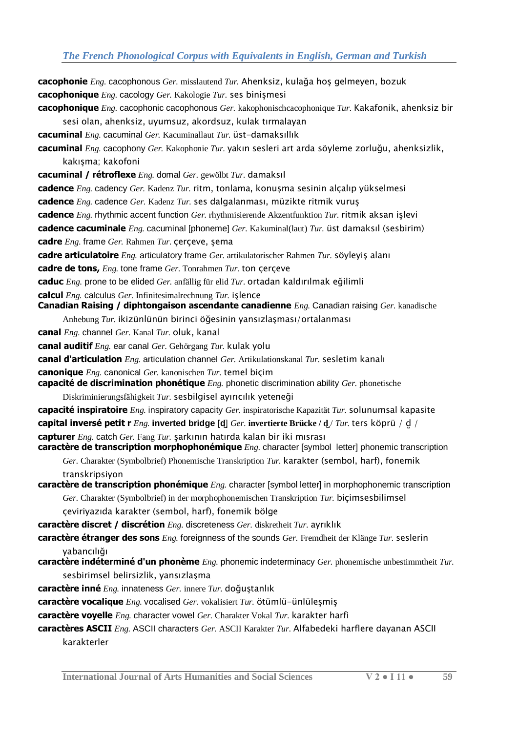**cacophonie** *Eng.* cacophonous *Ger.* misslautend *Tur.* Ahenksiz, kulağa hoş gelmeyen, bozuk

**cacophonique** *Eng.* cacology *Ger.* Kakologie *Tur.* ses binişmesi

**cacophonique** *Eng.* cacophonic cacophonous *Ger.* kakophonischcacophonique *Tur.* Kakafonik, ahenksiz bir sesi olan, ahenksiz, uyumsuz, akordsuz, kulak tırmalayan

**cacuminal** *Eng.* cacuminal *Ger.* Kacuminallaut *Tur.* üst-damaksıllık

**cacuminal** *Eng.* cacophony *Ger.* Kakophonie *Tur.* yakın sesleri art arda söyleme zorluğu, ahenksizlik, kakışma; kakofoni

**cacuminal / rétroflexe** *Eng.* domal *Ger.* gewölbt *Tur.* damaksıl

**cadence** *Eng.* cadency *Ger.* Kadenz *Tur.* ritm, tonlama, konuşma sesinin alçalıp yükselmesi

**cadence** *Eng.* cadence *Ger.* Kadenz *Tur.* ses dalgalanması, müzikte ritmik vuruş

**cadence** *Eng.* rhythmic accent function *Ger.* rhythmisierende Akzentfunktion *Tur.* ritmik aksan işlevi

**cadence cacuminale** *Eng.* cacuminal [phoneme] *Ger.* Kakuminal(laut) *Tur.* üst damaksıl (sesbirim)

**cadre** *Eng.* frame *Ger.* Rahmen *Tur.* çerçeve, şema

**cadre articulatoire** *Eng.* articulatory frame *Ger.* artikulatorischer Rahmen *Tur.* söyleyiş alanı

**cadre de tons,** *Eng.* tone frame *Ger.* Tonrahmen *Tur.* ton çerçeve

**caduc** *Eng.* prone to be elided *Ger.* anfällig für elid *Tur.* ortadan kaldırılmak eğilimli

**calcul** *Eng.* calculus *Ger.* Infinitesimalrechnung *Tur.* işlence

**Canadian Raising / diphtongaison ascendante canadienne** *Eng.* Canadian raising *Ger.* kanadische Anhebung *Tur.* ikizünlünün birinci öğesinin yansızlaşması/ortalanması

**canal** *Eng.* channel *Ger.* Kanal *Tur.* oluk, kanal

**canal auditif** *Eng.* ear canal *Ger.* Gehörgang *Tur.* kulak yolu

**canal d'articulation** *Eng.* articulation channel *Ger.* Artikulationskanal *Tur.* sesletim kanalı

**canonique** *Eng.* canonical *Ger.* kanonischen *Tur.* temel biçim

**capacité de discrimination phonétique** *Eng.* phonetic discrimination ability *Ger.* phonetische Diskriminierungsfähigkeit *Tur.* sesbilgisel ayırıcılık yeteneği

**capacité inspiratoire** *Eng.* inspiratory capacity *Ger.* inspiratorische Kapazität *Tur.* solunumsal kapasite

**capital inversé petit r** *Eng.* **inverted bridge [d̪]** *Ger.* **invertierte Brücke / d̪ /** *Tur.* ters köprü / d̪ /

**capturer** *Eng.* catch *Ger.* Fang *Tur.* şarkının hatırda kalan bir iki mısrası

**caractère de transcription morphophonémique** *Eng.* character [symbol letter] phonemic transcription *Ger.* Charakter (Symbolbrief) Phonemische Transkription *Tur.* karakter (sembol, harf), fonemik transkripsiyon

**caractère de transcription phonémique** *Eng.* character [symbol letter] in morphophonemic transcription *Ger.* Charakter (Symbolbrief) in der morphophonemischen Transkription *Tur.* biçimsesbilimsel çeviriyazıda karakter (sembol, harf), fonemik bölge

**caractère discret / discrétion** *Eng.* discreteness *Ger.* diskretheit *Tur.* ayrıklık

**caractère étranger des sons** *Eng.* foreignness of the sounds *Ger.* Fremdheit der Klänge *Tur.* seslerin yabancılığı

**caractère indéterminé d'un phonème** *Eng.* phonemic indeterminacy *Ger.* phonemische unbestimmtheit *Tur.* sesbirimsel belirsizlik, yansızlaşma

**caractère inné** *Eng.* innateness *Ger.* innere *Tur.* doğuştanlık

**caractère vocalique** *Eng.* vocalised *Ger.* vokalisiert *Tur.* ötümlü-ünlüleşmiş

**caractère voyelle** *Eng.* character vowel *Ger.* Charakter Vokal *Tur.* karakter harfi

**caractères ASCII** *Eng.* ASCII characters *Ger.* ASCII Karakter *Tur.* Alfabedeki harflere dayanan ASCII karakterler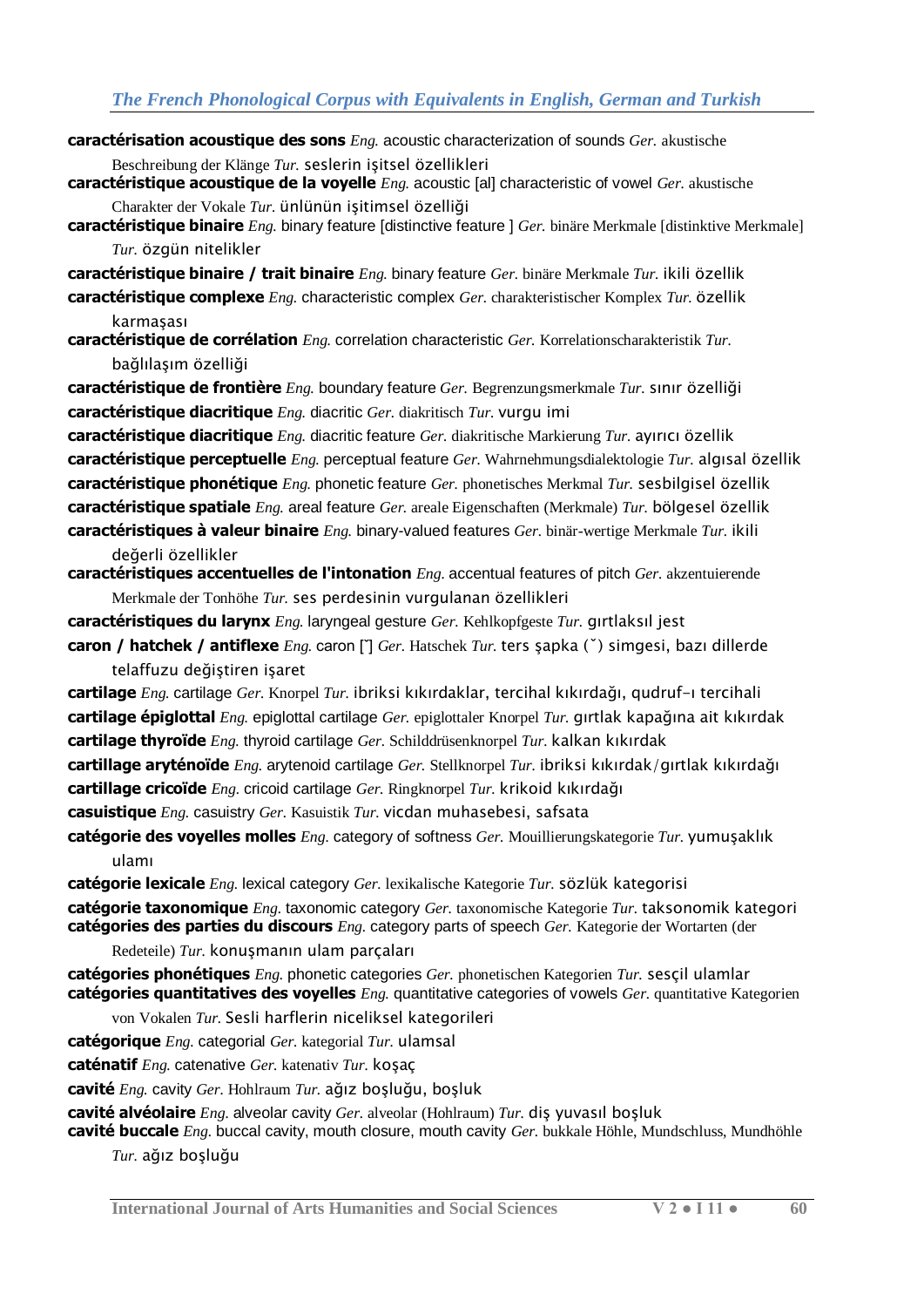**caractérisation acoustique des sons** *Eng.* acoustic characterization of sounds *Ger.* akustische Beschreibung der Klänge *Tur.* seslerin işitsel özellikleri

**caractéristique acoustique de la voyelle** *Eng.* acoustic [al] characteristic of vowel *Ger.* akustische Charakter der Vokale *Tur.* ünlünün işitimsel özelliği

**caractéristique binaire** *Eng.* binary feature [distinctive feature ] *Ger.* binäre Merkmale [distinktive Merkmale] *Tur.* özgün nitelikler

**caractéristique binaire / trait binaire** *Eng.* binary feature *Ger.* binäre Merkmale *Tur.* ikili özellik

**caractéristique complexe** *Eng.* characteristic complex *Ger.* charakteristischer Komplex *Tur.* özellik karmaşası

**caractéristique de corrélation** *Eng.* correlation characteristic *Ger.* Korrelationscharakteristik *Tur.* bağlılaşım özelliği

**caractéristique de frontière** *Eng.* boundary feature *Ger.* Begrenzungsmerkmale *Tur.* sınır özelliği

**caractéristique diacritique** *Eng.* diacritic *Ger.* diakritisch *Tur.* vurgu imi

**caractéristique diacritique** *Eng.* diacritic feature *Ger.* diakritische Markierung *Tur.* ayırıcı özellik

**caractéristique perceptuelle** *Eng.* perceptual feature *Ger.* Wahrnehmungsdialektologie *Tur.* algısal özellik

**caractéristique phonétique** *Eng.* phonetic feature *Ger.* phonetisches Merkmal *Tur.* sesbilgisel özellik

**caractéristique spatiale** *Eng.* areal feature *Ger.* areale Eigenschaften (Merkmale) *Tur.* bölgesel özellik

**caractéristiques à valeur binaire** *Eng.* binary-valued features *Ger.* binär-wertige Merkmale *Tur.* ikili değerli özellikler

**caractéristiques accentuelles de l'intonation** *Eng.* accentual features of pitch *Ger.* akzentuierende Merkmale der Tonhöhe *Tur.* ses perdesinin vurgulanan özellikleri

**caractéristiques du larynx** *Eng.* laryngeal gesture *Ger.* Kehlkopfgeste *Tur.* gırtlaksıl jest

**caron / hatchek / antiflexe** *Eng.* caron [ˇ] *Ger.* Hatschek *Tur.* ters şapka (ˇ) simgesi, bazı dillerde telaffuzu değiştiren işaret

**cartilage** *Eng.* cartilage *Ger.* Knorpel *Tur.* ibriksi kıkırdaklar, tercihal kıkırdağı, qudruf-ı tercihali

**cartilage épiglottal** *Eng.* epiglottal cartilage *Ger.* epiglottaler Knorpel *Tur.* gırtlak kapağına ait kıkırdak

**cartilage thyroïde** *Eng.* thyroid cartilage *Ger.* Schilddrüsenknorpel *Tur.* kalkan kıkırdak

**cartillage aryténoïde** *Eng.* arytenoid cartilage *Ger.* Stellknorpel *Tur.* ibriksi kıkırdak/gırtlak kıkırdağı

**cartillage cricoïde** *Eng.* cricoid cartilage *Ger.* Ringknorpel *Tur.* krikoid kıkırdağı

**casuistique** *Eng.* casuistry *Ger.* Kasuistik *Tur.* vicdan muhasebesi, safsata

**catégorie des voyelles molles** *Eng.* category of softness *Ger.* Mouillierungskategorie *Tur.* yumuşaklık ulamı

**catégorie lexicale** *Eng.* lexical category *Ger.* lexikalische Kategorie *Tur.* sözlük kategorisi

**catégorie taxonomique** *Eng.* taxonomic category *Ger.* taxonomische Kategorie *Tur.* taksonomik kategori

**catégories des parties du discours** *Eng.* category parts of speech *Ger.* Kategorie der Wortarten (der Redeteile) *Tur.* konuşmanın ulam parçaları

**catégories phonétiques** *Eng.* phonetic categories *Ger.* phonetischen Kategorien *Tur.* sesçil ulamlar

**catégories quantitatives des voyelles** *Eng.* quantitative categories of vowels *Ger.* quantitative Kategorien von Vokalen *Tur.* Sesli harflerin niceliksel kategorileri

**catégorique** *Eng.* categorial *Ger.* kategorial *Tur.* ulamsal

**caténatif** *Eng.* catenative *Ger.* katenativ *Tur.* koşaç

**cavité** *Eng.* cavity *Ger.* Hohlraum *Tur.* ağız boşluğu, boşluk

**cavité alvéolaire** *Eng.* alveolar cavity *Ger.* alveolar (Hohlraum) *Tur.* diş yuvasıl boşluk

**cavité buccale** *Eng.* buccal cavity, mouth closure, mouth cavity *Ger.* bukkale Höhle, Mundschluss, Mundhöhle *Tur.* ağız boşluğu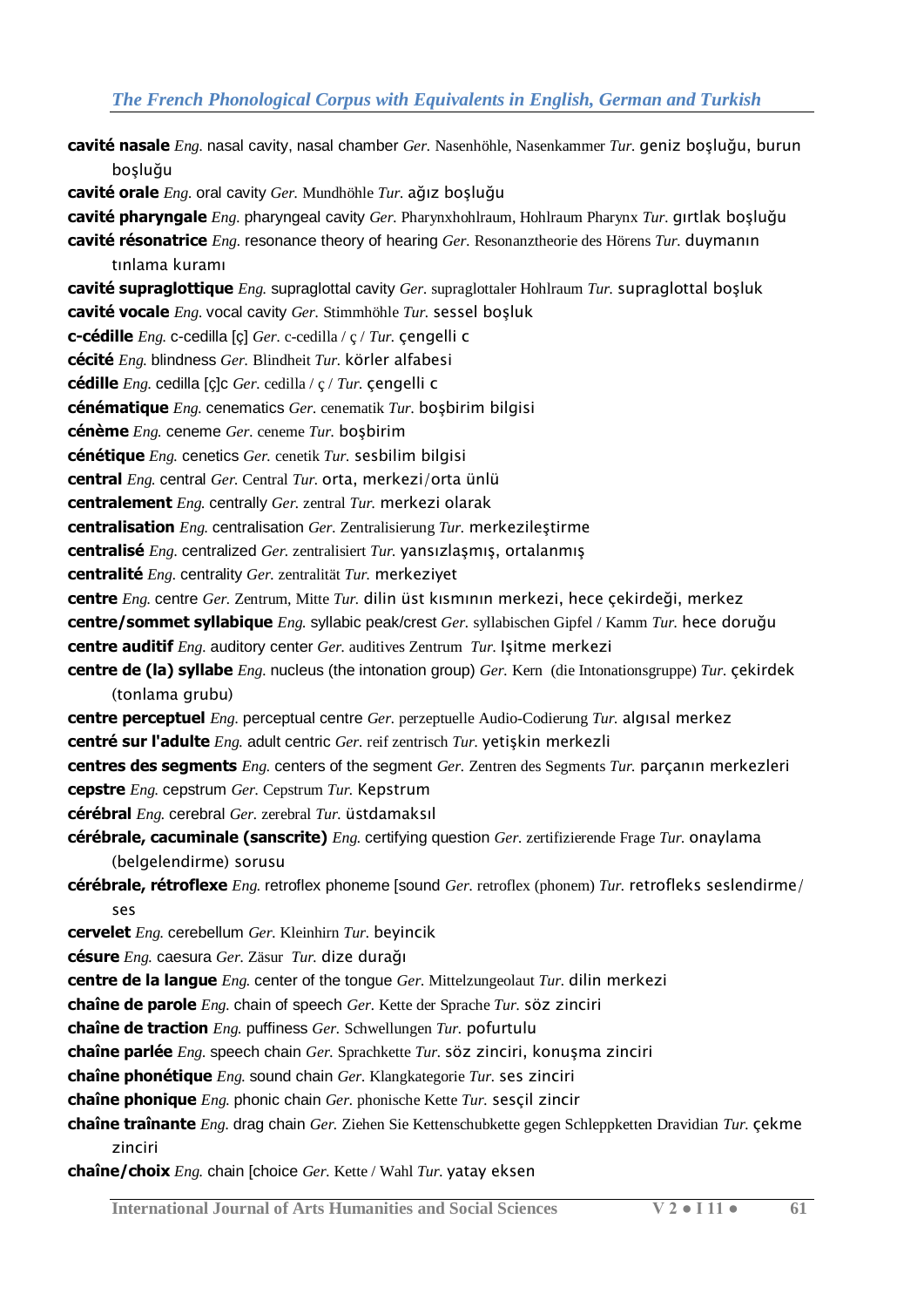**cavité nasale** *Eng.* nasal cavity, nasal chamber *Ger.* Nasenhöhle, Nasenkammer *Tur.* geniz boşluğu, burun boşluğu

**cavité orale** *Eng.* oral cavity *Ger.* Mundhöhle *Tur.* ağız boşluğu

**cavité pharyngale** *Eng.* pharyngeal cavity *Ger.* Pharynxhohlraum, Hohlraum Pharynx *Tur.* gırtlak boşluğu

**cavité résonatrice** *Eng.* resonance theory of hearing *Ger.* Resonanztheorie des Hörens *Tur.* duymanın tınlama kuramı

**cavité supraglottique** *Eng.* supraglottal cavity *Ger.* supraglottaler Hohlraum *Tur.* supraglottal boşluk

**cavité vocale** *Eng.* vocal cavity *Ger.* Stimmhöhle *Tur.* sessel boşluk

**c-cédille** *Eng.* c-cedilla [ç] *Ger.* c-cedilla / ç / *Tur.* çengelli c

**cécité** *Eng.* blindness *Ger.* Blindheit *Tur.* körler alfabesi

**cédille** *Eng.* cedilla [ç]c *Ger.* cedilla / ç / *Tur.* çengelli c

**cénématique** *Eng.* cenematics *Ger.* cenematik *Tur.* boşbirim bilgisi

**cénème** *Eng.* ceneme *Ger.* ceneme *Tur.* boşbirim

**cénétique** *Eng.* cenetics *Ger.* cenetik *Tur.* sesbilim bilgisi

**central** *Eng.* central *Ger.* Central *Tur.* orta, merkezi/orta ünlü

**centralement** *Eng.* centrally *Ger.* zentral *Tur.* merkezi olarak

**centralisation** *Eng.* centralisation *Ger.* Zentralisierung *Tur.* merkezileştirme

**centralisé** *Eng.* centralized *Ger.* zentralisiert *Tur.* yansızlaşmış, ortalanmış

**centralité** *Eng.* centrality *Ger.* zentralität *Tur.* merkeziyet

**centre** *Eng.* centre *Ger.* Zentrum, Mitte *Tur.* dilin üst kısmının merkezi, hece çekirdeği, merkez

**centre/sommet syllabique** *Eng.* syllabic peak/crest *Ger.* syllabischen Gipfel / Kamm *Tur.* hece doruğu

**centre auditif** *Eng.* auditory center *Ger.* auditives Zentrum *Tur.* Işitme merkezi

**centre de (la) syllabe** *Eng.* nucleus (the intonation group) *Ger.* Kern (die Intonationsgruppe) *Tur.* çekirdek (tonlama grubu)

**centre perceptuel** *Eng.* perceptual centre *Ger.* perzeptuelle Audio-Codierung *Tur.* algısal merkez

**centré sur l'adulte** *Eng.* adult centric *Ger.* reif zentrisch *Tur.* yetişkin merkezli

**centres des segments** *Eng.* centers of the segment *Ger.* Zentren des Segments *Tur.* parçanın merkezleri

**cepstre** *Eng.* cepstrum *Ger.* Cepstrum *Tur.* Kepstrum

**cérébral** *Eng.* cerebral *Ger.* zerebral *Tur.* üstdamaksıl

**cérébrale, cacuminale (sanscrite)** *Eng.* certifying question *Ger.* zertifizierende Frage *Tur.* onaylama (belgelendirme) sorusu

**cérébrale, rétroflexe** *Eng.* retroflex phoneme [sound *Ger.* retroflex (phonem) *Tur.* retrofleks seslendirme/ ses

**cervelet** *Eng.* cerebellum *Ger.* Kleinhirn *Tur.* beyincik

**césure** *Eng.* caesura *Ger.* Zäsur *Tur.* dize durağı

**centre de la langue** *Eng.* center of the tongue *Ger.* Mittelzungeolaut *Tur.* dilin merkezi

**chaîne de parole** *Eng.* chain of speech *Ger.* Kette der Sprache *Tur.* söz zinciri

**chaîne de traction** *Eng.* puffiness *Ger.* Schwellungen *Tur.* pofurtulu

**chaîne parlée** *Eng.* speech chain *Ger.* Sprachkette *Tur.* söz zinciri, konuşma zinciri

**chaîne phonétique** *Eng.* sound chain *Ger.* Klangkategorie *Tur.* ses zinciri

**chaîne phonique** *Eng.* phonic chain *Ger.* phonische Kette *Tur.* sesçil zincir

**chaîne traînante** *Eng.* drag chain *Ger.* Ziehen Sie Kettenschubkette gegen Schleppketten Dravidian *Tur.* çekme zinciri

**chaîne/choix** *Eng.* chain [choice *Ger.* Kette / Wahl *Tur.* yatay eksen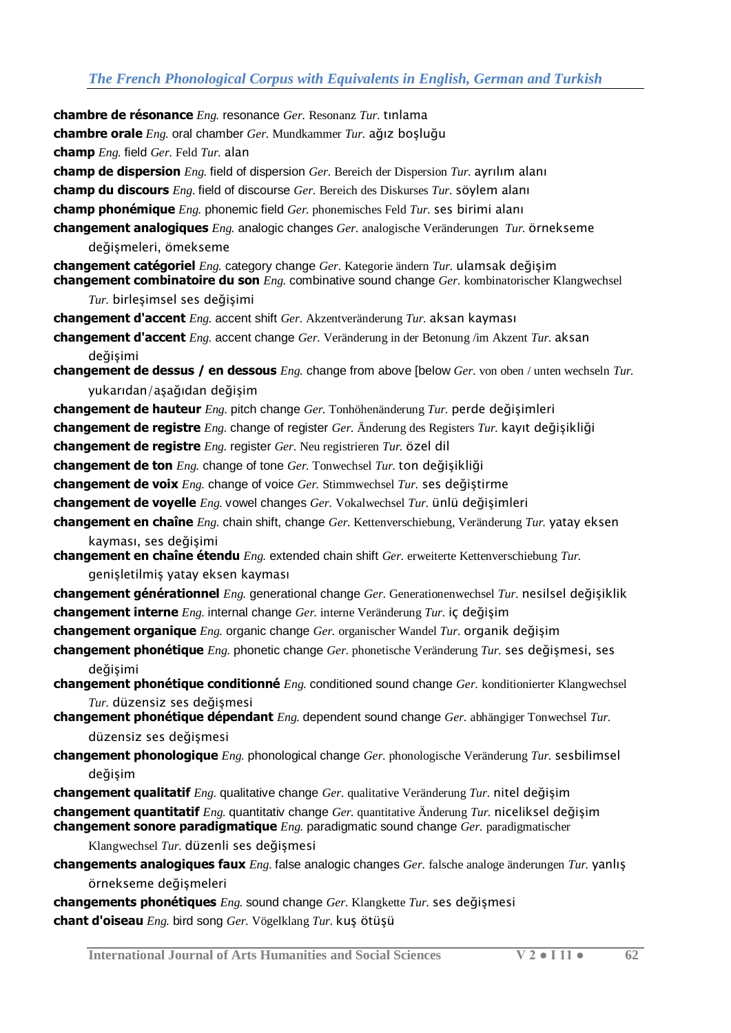**chambre de résonance** *Eng.* resonance *Ger.* Resonanz *Tur.* tınlama

**chambre orale** *Eng.* oral chamber *Ger.* Mundkammer *Tur.* ağız boşluğu

**champ** *Eng.* field *Ger.* Feld *Tur.* alan

**champ de dispersion** *Eng.* field of dispersion *Ger.* Bereich der Dispersion *Tur.* ayrılım alanı

**champ du discours** *Eng.* field of discourse *Ger.* Bereich des Diskurses *Tur.* söylem alanı

**champ phonémique** *Eng.* phonemic field *Ger.* phonemisches Feld *Tur.* ses birimi alanı

**changement analogiques** *Eng.* analogic changes *Ger.* analogische Veränderungen *Tur.* örnekseme değişmeleri, ömekseme

**changement catégoriel** *Eng.* category change *Ger.* Kategorie ändern *Tur.* ulamsak değişim

**changement combinatoire du son** *Eng.* combinative sound change *Ger.* kombinatorischer Klangwechsel *Tur.* birleşimsel ses değişimi

**changement d'accent** *Eng.* accent shift *Ger.* Akzentveränderung *Tur.* aksan kayması

**changement d'accent** *Eng.* accent change *Ger.* Veränderung in der Betonung /im Akzent *Tur.* aksan değişimi

**changement de dessus / en dessous** *Eng.* change from above [below *Ger.* von oben / unten wechseln *Tur.* yukarıdan/aşağıdan değişim

**changement de hauteur** *Eng.* pitch change *Ger.* Tonhöhenänderung *Tur.* perde değişimleri

**changement de registre** *Eng.* change of register *Ger.* Änderung des Registers *Tur.* kayıt değişikliği

**changement de registre** *Eng.* register *Ger.* Neu registrieren *Tur.* özel dil

**changement de ton** *Eng.* change of tone *Ger.* Tonwechsel *Tur.* ton değişikliği

**changement de voix** *Eng.* change of voice *Ger.* Stimmwechsel *Tur.* ses değiştirme

**changement de voyelle** *Eng.* vowel changes *Ger.* Vokalwechsel *Tur.* ünlü değişimleri

**changement en chaîne** *Eng.* chain shift, change *Ger.* Kettenverschiebung, Veränderung *Tur.* yatay eksen kayması, ses değişimi

**changement en chaîne étendu** *Eng.* extended chain shift *Ger.* erweiterte Kettenverschiebung *Tur.* genişletilmiş yatay eksen kayması

**changement générationnel** *Eng.* generational change *Ger.* Generationenwechsel *Tur.* nesilsel değişiklik

**changement interne** *Eng.* internal change *Ger.* interne Veränderung *Tur.* iç değişim

**changement organique** *Eng.* organic change *Ger.* organischer Wandel *Tur.* organik değişim

**changement phonétique** *Eng.* phonetic change *Ger.* phonetische Veränderung *Tur.* ses değişmesi, ses değişimi

**changement phonétique conditionné** *Eng.* conditioned sound change *Ger.* konditionierter Klangwechsel *Tur.* düzensiz ses değişmesi

**changement phonétique dépendant** *Eng.* dependent sound change *Ger.* abhängiger Tonwechsel *Tur.* düzensiz ses değişmesi

**changement phonologique** *Eng.* phonological change *Ger.* phonologische Veränderung *Tur.* sesbilimsel değişim

**changement qualitatif** *Eng.* qualitative change *Ger.* qualitative Veränderung *Tur.* nitel değişim

**changement quantitatif** *Eng.* quantitativ change *Ger.* quantitative Änderung *Tur.* niceliksel değişim

**changement sonore paradigmatique** *Eng.* paradigmatic sound change *Ger.* paradigmatischer Klangwechsel *Tur.* düzenli ses değişmesi

**changements analogiques faux** *Eng.* false analogic changes *Ger.* falsche analoge änderungen *Tur.* yanlış örnekseme değişmeleri

**changements phonétiques** *Eng.* sound change *Ger.* Klangkette *Tur.* ses değişmesi

**chant d'oiseau** *Eng.* bird song *Ger.* Vögelklang *Tur.* kuş ötüşü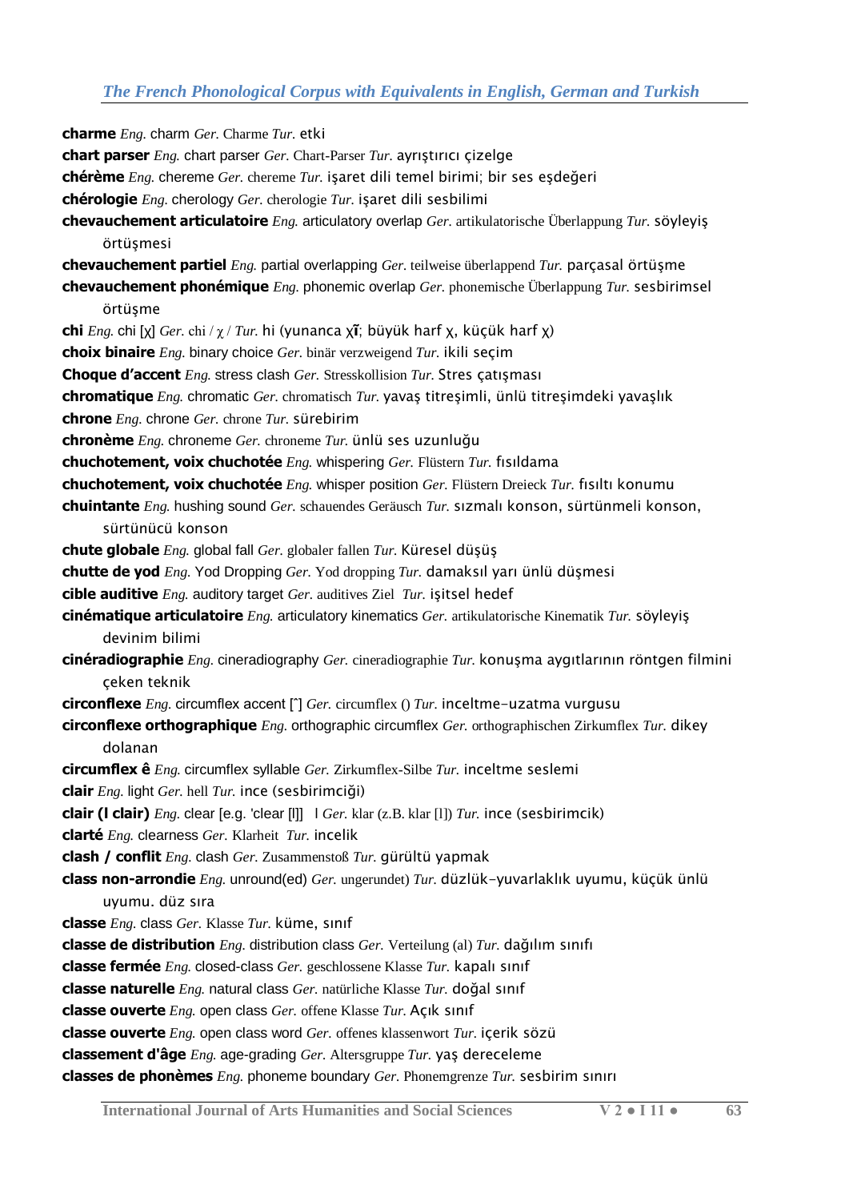**charme** *Eng.* charm *Ger.* Charme *Tur.* etki

**chart parser** *Eng.* chart parser *Ger.* Chart-Parser *Tur.* ayrıştırıcı çizelge

**chérème** *Eng.* chereme *Ger.* chereme *Tur.* işaret dili temel birimi; bir ses eşdeğeri

**chérologie** *Eng.* cherology *Ger.* cherologie *Tur.* işaret dili sesbilimi

**chevauchement articulatoire** *Eng.* articulatory overlap *Ger.* artikulatorische Überlappung *Tur.* söyleyiş örtüşmesi

**chevauchement partiel** *Eng.* partial overlapping *Ger.* teilweise überlappend *Tur.* parçasal örtüşme

**chevauchement phonémique** *Eng.* phonemic overlap *Ger.* phonemische Überlappung *Tur.* sesbirimsel örtüşme

**chi** *Eng.* chi [χ] *Ger.* chi / χ / *Tur.* hi (yunanca χῖ; büyük harf χ, küçük harf χ)

**choix binaire** *Eng.* binary choice *Ger.* binär verzweigend *Tur.* ikili seçim

**Choque d'accent** *Eng.* stress clash *Ger.* Stresskollision *Tur.* Stres çatışması

**chromatique** *Eng.* chromatic *Ger.* chromatisch *Tur.* yavaş titreşimli, ünlü titreşimdeki yavaşlık

**chrone** *Eng.* chrone *Ger.* chrone *Tur.* sürebirim

**chronème** *Eng.* chroneme *Ger.* chroneme *Tur.* ünlü ses uzunluğu

**chuchotement, voix chuchotée** *Eng.* whispering *Ger.* Flüstern *Tur.* fısıldama

**chuchotement, voix chuchotée** *Eng.* whisper position *Ger.* Flüstern Dreieck *Tur.* fısıltı konumu

**chuintante** *Eng.* hushing sound *Ger.* schauendes Geräusch *Tur.* sızmalı konson, sürtünmeli konson, sürtünücü konson

**chute globale** *Eng.* global fall *Ger.* globaler fallen *Tur.* Küresel düşüş

**chutte de yod** *Eng.* Yod Dropping *Ger.* Yod dropping *Tur.* damaksıl yarı ünlü düşmesi

**cible auditive** *Eng.* auditory target *Ger.* auditives Ziel *Tur.* işitsel hedef

**cinématique articulatoire** *Eng.* articulatory kinematics *Ger.* artikulatorische Kinematik *Tur.* söyleyiş devinim bilimi

**cinéradiographie** *Eng.* cineradiography *Ger.* cineradiographie *Tur.* konuşma aygıtlarının röntgen filmini çeken teknik

**circonflexe** *Eng.* circumflex accent [ˆ] *Ger.* circumflex () *Tur.* inceltme-uzatma vurgusu

**circonflexe orthographique** *Eng.* orthographic circumflex *Ger.* orthographischen Zirkumflex *Tur.* dikey dolanan

**circumflex ê** *Eng.* circumflex syllable *Ger.* Zirkumflex-Silbe *Tur.* inceltme seslemi

**clair** *Eng.* light *Ger.* hell *Tur.* ince (sesbirimciği)

**clair (l clair)** *Eng.* clear [e.g. 'clear [l]] l *Ger.* klar (z.B. klar [l]) *Tur.* ince (sesbirimcik)

**clarté** *Eng.* clearness *Ger.* Klarheit *Tur.* incelik

**clash / conflit** *Eng.* clash *Ger.* Zusammenstoß *Tur.* gürültü yapmak

**class non-arrondie** *Eng.* unround(ed) *Ger.* ungerundet) *Tur.* düzlük-yuvarlaklık uyumu, küçük ünlü uyumu. düz sıra

**classe** *Eng.* class *Ger.* Klasse *Tur.* küme, sınıf

**classe de distribution** *Eng.* distribution class *Ger.* Verteilung (al) *Tur.* dağılım sınıfı

**classe fermée** *Eng.* closed-class *Ger.* geschlossene Klasse *Tur.* kapalı sınıf

**classe naturelle** *Eng.* natural class *Ger.* natürliche Klasse *Tur.* doğal sınıf

**classe ouverte** *Eng.* open class *Ger.* offene Klasse *Tur.* Açık sınıf

**classe ouverte** *Eng.* open class word *Ger.* offenes klassenwort *Tur.* içerik sözü

**classement d'âge** *Eng.* age-grading *Ger.* Altersgruppe *Tur.* yaş dereceleme

**classes de phonèmes** *Eng.* phoneme boundary *Ger.* Phonemgrenze *Tur.* sesbirim sınırı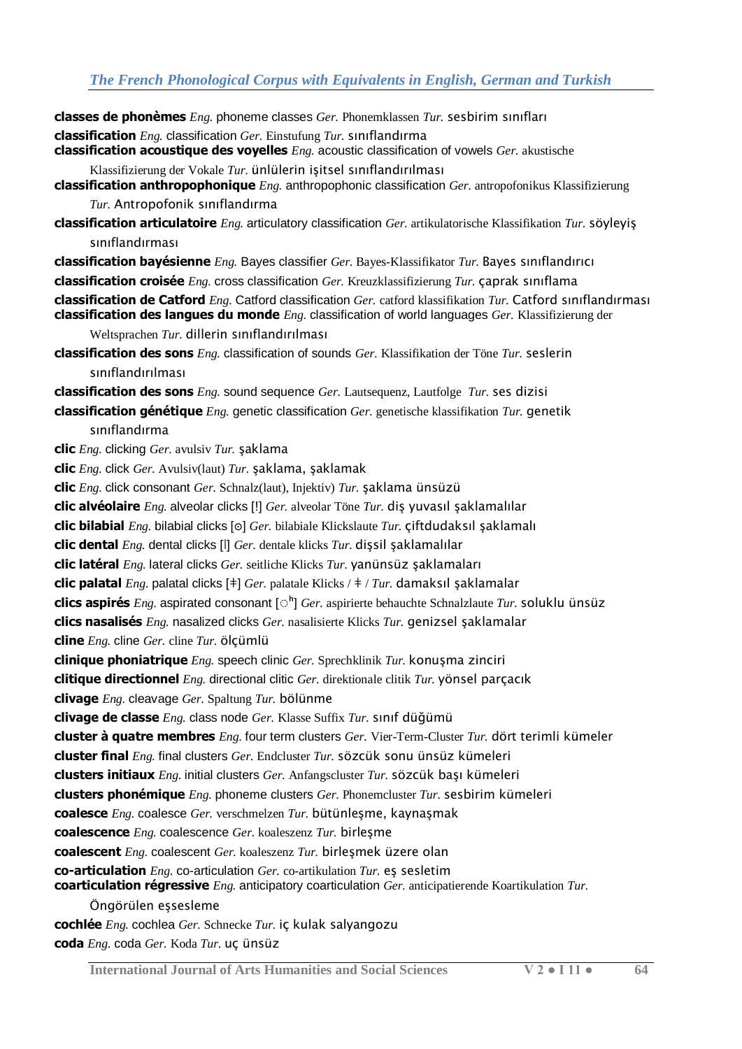**classes de phonèmes** *Eng.* phoneme classes *Ger.* Phonemklassen *Tur.* sesbirim sınıfları

**classification** *Eng.* classification *Ger.* Einstufung *Tur.* sınıflandırma

**classification acoustique des voyelles** *Eng.* acoustic classification of vowels *Ger.* akustische Klassifizierung der Vokale *Tur.* ünlülerin işitsel sınıflandırılması

**classification anthropophonique** *Eng.* anthropophonic classification *Ger.* antropofonikus Klassifizierung *Tur.* Antropofonik sınıflandırma

**classification articulatoire** *Eng.* articulatory classification *Ger.* artikulatorische Klassifikation *Tur.* söyleyiş sınıflandırması

**classification bayésienne** *Eng.* Bayes classifier *Ger.* Bayes-Klassifikator *Tur.* Bayes sınıflandırıcı

**classification croisée** *Eng.* cross classification *Ger.* Kreuzklassifizierung *Tur.* çaprak sınıflama

**classification de Catford** *Eng.* Catford classification *Ger.* catford klassifikation *Tur.* Catford sınıflandırması

**classification des langues du monde** *Eng.* classification of world languages *Ger.* Klassifizierung der Weltsprachen *Tur.* dillerin sınıflandırılması

**classification des sons** *Eng.* classification of sounds *Ger.* Klassifikation der Töne *Tur.* seslerin sınıflandırılması

**classification des sons** *Eng.* sound sequence *Ger.* Lautsequenz, Lautfolge *Tur.* ses dizisi

**classification génétique** *Eng.* genetic classification *Ger.* genetische klassifikation *Tur.* genetik sınıflandırma

**clic** *Eng.* clicking *Ger.* avulsiv *Tur.* şaklama

**clic** *Eng.* click *Ger.* Avulsiv(laut) *Tur.* şaklama, şaklamak

**clic** *Eng.* click consonant *Ger.* Schnalz(laut), Injektiv) *Tur.* şaklama ünsüzü

**clic alvéolaire** *Eng.* alveolar clicks [!] *Ger.* alveolar Töne *Tur.* diş yuvasıl şaklamalılar

**clic bilabial** *Eng.* bilabial clicks [ʘ] *Ger.* bilabiale Klickslaute *Tur.* çiftdudaksıl şaklamalı

**clic dental** *Eng.* dental clicks [ǀ] *Ger.* dentale klicks *Tur.* dişsil şaklamalılar

**clic latéral** *Eng.* lateral clicks *Ger.* seitliche Klicks *Tur.* yanünsüz şaklamaları

**clic palatal** *Eng.* palatal clicks [ǂ] *Ger.* palatale Klicks / ǂ / *Tur.* damaksıl şaklamalar

**clics aspirés** *Eng.* aspirated consonant [◌ʰ] *Ger.* aspirierte behauchte Schnalzlaute *Tur.* soluklu ünsüz

**clics nasalisés** *Eng.* nasalized clicks *Ger.* nasalisierte Klicks *Tur.* genizsel şaklamalar

**cline** *Eng.* cline *Ger.* cline *Tur.* ölçümlü

**clinique phoniatrique** *Eng.* speech clinic *Ger.* Sprechklinik *Tur.* konuşma zinciri

**clitique directionnel** *Eng.* directional clitic *Ger.* direktionale clitik *Tur.* yönsel parçacık

**clivage** *Eng.* cleavage *Ger.* Spaltung *Tur.* bölünme

**clivage de classe** *Eng.* class node *Ger.* Klasse Suffix *Tur.* sınıf düğümü

**cluster à quatre membres** *Eng.* four term clusters *Ger.* Vier-Term-Cluster *Tur.* dört terimli kümeler

**cluster final** *Eng.* final clusters *Ger.* Endcluster *Tur.* sözcük sonu ünsüz kümeleri

**clusters initiaux** *Eng.* initial clusters *Ger.* Anfangscluster *Tur.* sözcük başı kümeleri

**clusters phonémique** *Eng.* phoneme clusters *Ger.* Phonemcluster *Tur.* sesbirim kümeleri

**coalesce** *Eng.* coalesce *Ger.* verschmelzen *Tur.* bütünleşme, kaynaşmak

**coalescence** *Eng.* coalescence *Ger.* koaleszenz *Tur.* birleşme

**coalescent** *Eng.* coalescent *Ger.* koaleszenz *Tur.* birleşmek üzere olan

**co-articulation** *Eng.* co-articulation *Ger.* co-artikulation *Tur.* eş sesletim

**coarticulation régressive** *Eng.* anticipatory coarticulation *Ger.* anticipatierende Koartikulation *Tur.* Öngörülen eşsesleme

**cochlée** *Eng.* cochlea *Ger.* Schnecke *Tur.* iç kulak salyangozu

**coda** *Eng.* coda *Ger.* Koda *Tur.* uç ünsüz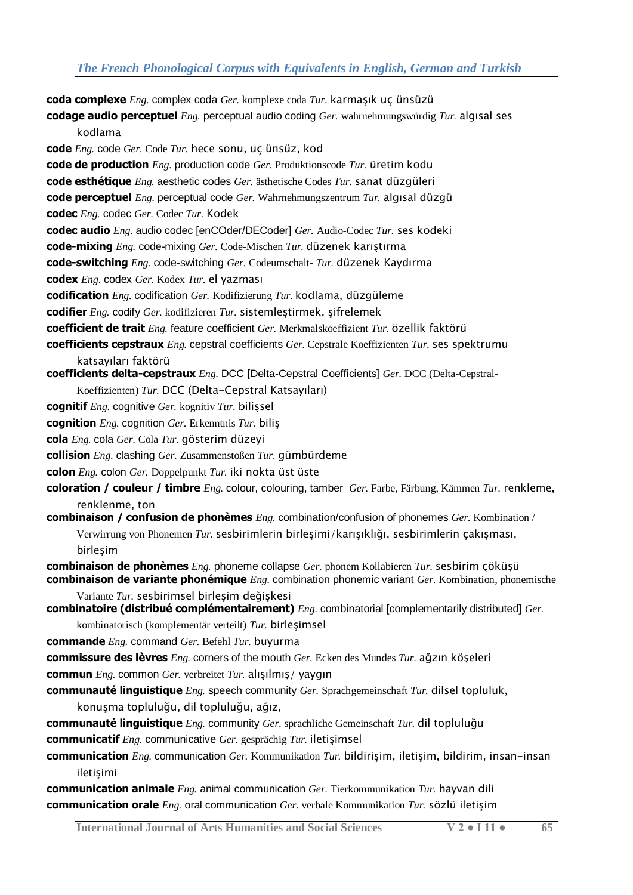**coda complexe** *Eng.* complex coda *Ger.* komplexe coda *Tur.* karmaşık uç ünsüzü

**codage audio perceptuel** *Eng.* perceptual audio coding *Ger.* wahrnehmungswürdig *Tur.* algısal ses kodlama

**code** *Eng.* code *Ger.* Code *Tur.* hece sonu, uç ünsüz, kod

**code de production** *Eng.* production code *Ger.* Produktionscode *Tur.* üretim kodu

**code esthétique** *Eng.* aesthetic codes *Ger.* ästhetische Codes *Tur.* sanat düzgüleri

**code perceptuel** *Eng.* perceptual code *Ger.* Wahrnehmungszentrum *Tur.* algısal düzgü

**codec** *Eng.* codec *Ger.* Codec *Tur.* Kodek

**codec audio** *Eng.* audio codec [enCOder/DECoder] *Ger.* Audio-Codec *Tur.* ses kodeki

**code-mixing** *Eng.* code-mixing *Ger.* Code-Mischen *Tur.* düzenek karıştırma

**code-switching** *Eng.* code-switching *Ger.* Codeumschalt- *Tur.* düzenek Kaydırma

**codex** *Eng.* codex *Ger.* Kodex *Tur.* el yazması

**codification** *Eng.* codification *Ger.* Kodifizierung *Tur.* kodlama, düzgüleme

**codifier** *Eng.* codify *Ger.* kodifizieren *Tur.* sistemleştirmek, şifrelemek

**coefficient de trait** *Eng.* feature coefficient *Ger.* Merkmalskoeffizient *Tur.* özellik faktörü

**coefficients cepstraux** *Eng.* cepstral coefficients *Ger.* Cepstrale Koeffizienten *Tur.* ses spektrumu katsayıları faktörü

**coefficients delta-cepstraux** *Eng.* DCC [Delta-Cepstral Coefficients] *Ger.* DCC (Delta-Cepstral-Koeffizienten) *Tur.* DCC (Delta-Cepstral Katsayıları)

**cognitif** *Eng.* cognitive *Ger.* kognitiv *Tur.* bilişsel

**cognition** *Eng.* cognition *Ger.* Erkenntnis *Tur.* biliş

**cola** *Eng.* cola *Ger.* Cola *Tur.* gösterim düzeyi

**collision** *Eng.* clashing *Ger.* Zusammenstoßen *Tur.* gümbürdeme

**colon** *Eng.* colon *Ger.* Doppelpunkt *Tur.* iki nokta üst üste

**coloration / couleur / timbre** *Eng.* colour, colouring, tamber *Ger.* Farbe, Färbung, Kämmen *Tur.* renkleme, renklenme, ton

**combinaison / confusion de phonèmes** *Eng.* combination/confusion of phonemes *Ger.* Kombination / Verwirrung von Phonemen *Tur.* sesbirimlerin birleşimi/karışıklığı, sesbirimlerin çakışması, birleşim

**combinaison de phonèmes** *Eng.* phoneme collapse *Ger.* phonem Kollabieren *Tur.* sesbirim çöküşü

**combinaison de variante phonémique** *Eng.* combination phonemic variant *Ger.* Kombination, phonemische Variante *Tur.* sesbirimsel birleşim değişkesi

**combinatoire (distribué complémentairement)** *Eng.* combinatorial [complementarily distributed] *Ger.* kombinatorisch (komplementär verteilt) *Tur.* birleşimsel

**commande** *Eng.* command *Ger.* Befehl *Tur.* buyurma

**commissure des lèvres** *Eng.* corners of the mouth *Ger.* Ecken des Mundes *Tur.* ağzın köşeleri

**commun** *Eng.* common *Ger.* verbreitet *Tur.* alışılmış/ yaygın

**communauté linguistique** *Eng.* speech community *Ger.* Sprachgemeinschaft *Tur.* dilsel topluluk, konuşma topluluğu, dil topluluğu, ağız,

**communauté linguistique** *Eng.* community *Ger.* sprachliche Gemeinschaft *Tur.* dil topluluğu

**communicatif** *Eng.* communicative *Ger.* gesprächig *Tur.* iletişimsel

**communication** *Eng.* communication *Ger.* Kommunikation *Tur.* bildirişim, iletişim, bildirim, insan-insan iletişimi

**communication animale** *Eng.* animal communication *Ger.* Tierkommunikation *Tur.* hayvan dili

**communication orale** *Eng.* oral communication *Ger.* verbale Kommunikation *Tur.* sözlü iletişim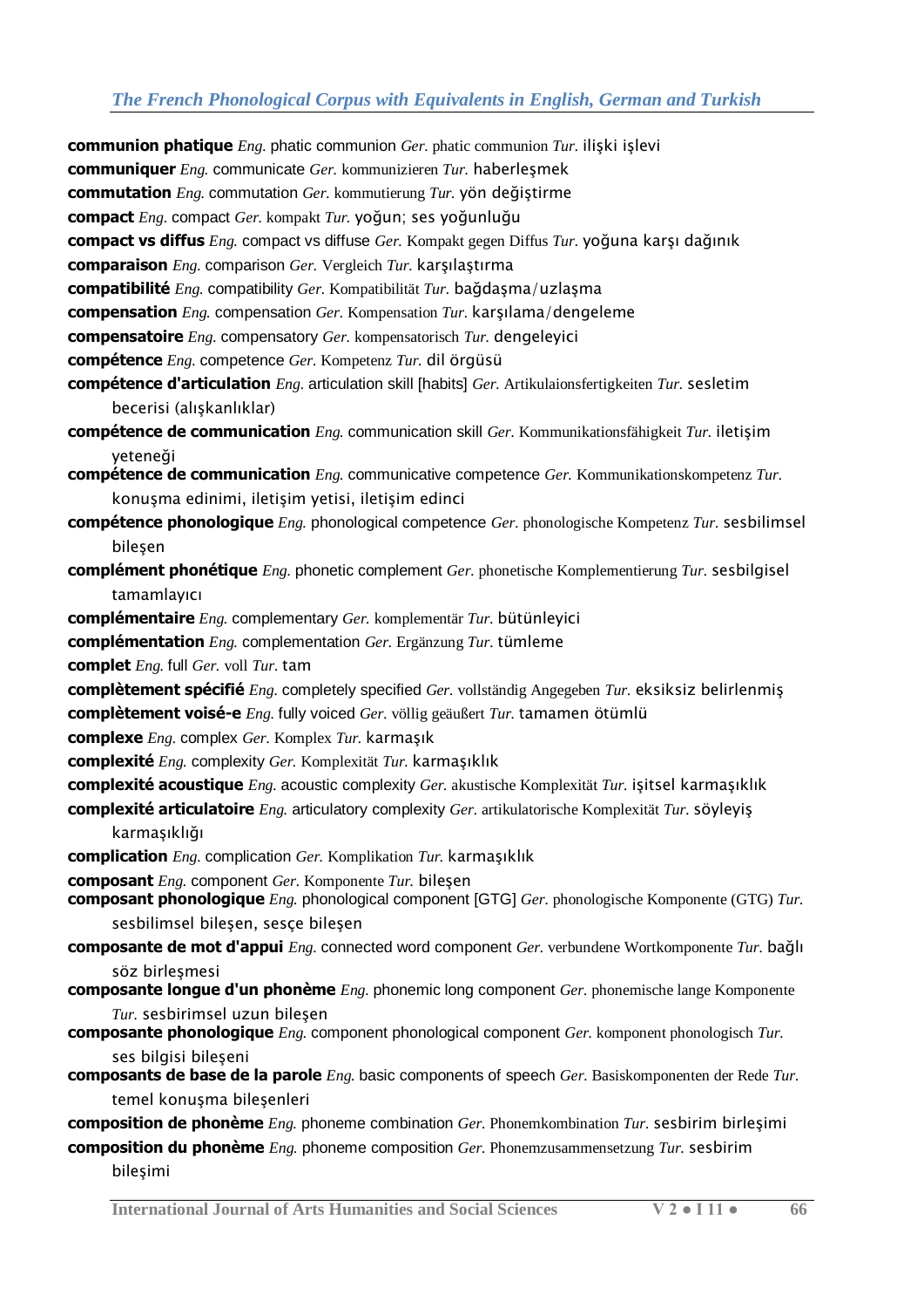**communion phatique** *Eng.* phatic communion *Ger.* phatic communion *Tur.* ilişki işlevi

**communiquer** *Eng.* communicate *Ger.* kommunizieren *Tur.* haberleşmek

**commutation** *Eng.* commutation *Ger.* kommutierung *Tur.* yön değiştirme

**compact** *Eng.* compact *Ger.* kompakt *Tur.* yoğun; ses yoğunluğu

**compact vs diffus** *Eng.* compact vs diffuse *Ger.* Kompakt gegen Diffus *Tur.* yoğuna karşı dağınık

**comparaison** *Eng.* comparison *Ger.* Vergleich *Tur.* karşılaştırma

**compatibilité** *Eng.* compatibility *Ger.* Kompatibilität *Tur.* bağdaşma/uzlaşma

**compensation** *Eng.* compensation *Ger.* Kompensation *Tur.* karşılama/dengeleme

**compensatoire** *Eng.* compensatory *Ger.* kompensatorisch *Tur.* dengeleyici

**compétence** *Eng.* competence *Ger.* Kompetenz *Tur.* dil örgüsü

**compétence d'articulation** *Eng.* articulation skill [habits] *Ger.* Artikulaionsfertigkeiten *Tur.* sesletim becerisi (alışkanlıklar)

**compétence de communication** *Eng.* communication skill *Ger.* Kommunikationsfähigkeit *Tur.* iletişim yeteneği

**compétence de communication** *Eng.* communicative competence *Ger.* Kommunikationskompetenz *Tur.* konuşma edinimi, iletişim yetisi, iletişim edinci

**compétence phonologique** *Eng.* phonological competence *Ger.* phonologische Kompetenz *Tur.* sesbilimsel bileşen

**complément phonétique** *Eng.* phonetic complement *Ger.* phonetische Komplementierung *Tur.* sesbilgisel tamamlayıcı

**complémentaire** *Eng.* complementary *Ger.* komplementär *Tur.* bütünleyici

**complémentation** *Eng.* complementation *Ger.* Ergänzung *Tur.* tümleme

**complet** *Eng.* full *Ger.* voll *Tur.* tam

**complètement spécifié** *Eng.* completely specified *Ger.* vollständig Angegeben *Tur.* eksiksiz belirlenmiş

**complètement voisé-e** *Eng.* fully voiced *Ger.* völlig geäußert *Tur.* tamamen ötümlü

**complexe** *Eng.* complex *Ger.* Komplex *Tur.* karmaşık

**complexité** *Eng.* complexity *Ger.* Komplexität *Tur.* karmaşıklık

**complexité acoustique** *Eng.* acoustic complexity *Ger.* akustische Komplexität *Tur.* işitsel karmaşıklık

**complexité articulatoire** *Eng.* articulatory complexity *Ger.* artikulatorische Komplexität *Tur.* söyleyiş karmaşıklığı

**complication** *Eng.* complication *Ger.* Komplikation *Tur.* karmaşıklık

**composant** *Eng.* component *Ger.* Komponente *Tur.* bileşen

**composant phonologique** *Eng.* phonological component [GTG] *Ger.* phonologische Komponente (GTG) *Tur.* sesbilimsel bileşen, sesçe bileşen

**composante de mot d'appui** *Eng.* connected word component *Ger.* verbundene Wortkomponente *Tur.* bağlı söz birleşmesi

**composante longue d'un phonème** *Eng.* phonemic long component *Ger.* phonemische lange Komponente *Tur.* sesbirimsel uzun bileşen

**composante phonologique** *Eng.* component phonological component *Ger.* komponent phonologisch *Tur.* ses bilgisi bileşeni

**composants de base de la parole** *Eng.* basic components of speech *Ger.* Basiskomponenten der Rede *Tur.* temel konuşma bileşenleri

**composition de phonème** *Eng.* phoneme combination *Ger.* Phonemkombination *Tur.* sesbirim birleşimi

**composition du phonème** *Eng.* phoneme composition *Ger.* Phonemzusammensetzung *Tur.* sesbirim bileşimi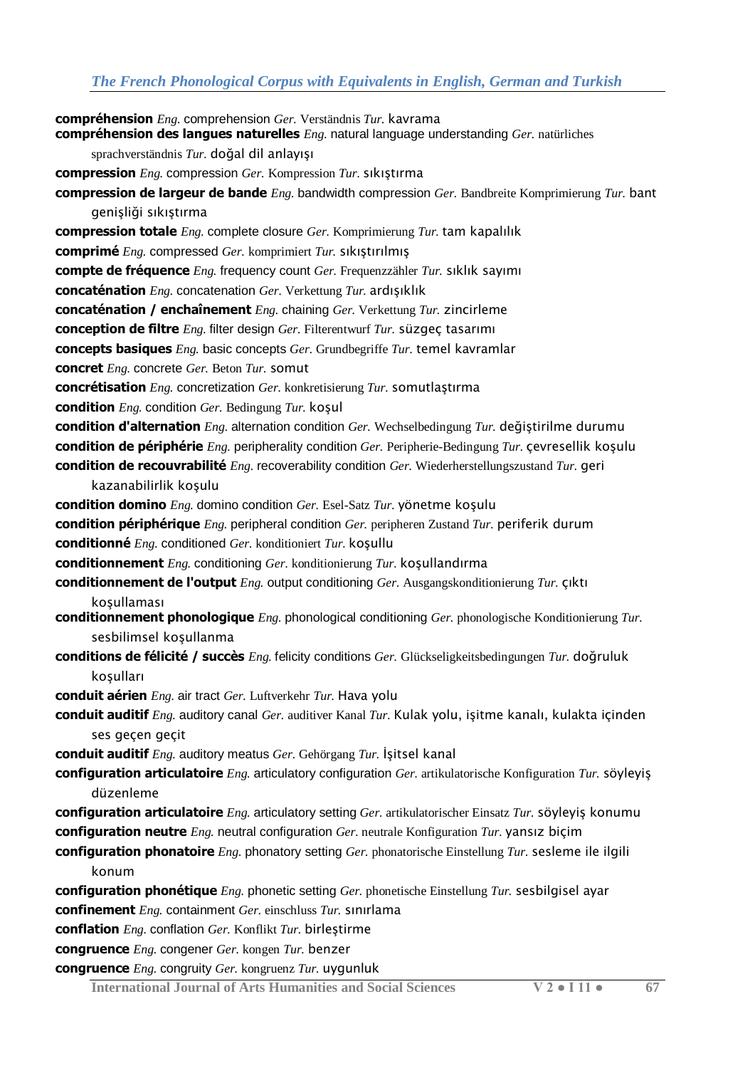**compréhension** *Eng.* comprehension *Ger.* Verständnis *Tur.* kavrama
**compréhension des langues naturelles** *Eng.* natural language understanding *Ger.* natürliches sprachverständnis *Tur.* doğal dil anlayışı
**compression** *Eng.* compression *Ger.* Kompression *Tur.* sıkıştırma
**compression de largeur de bande** *Eng.* bandwidth compression *Ger.* Bandbreite Komprimierung *Tur.* bant genişliği sıkıştırma
**compression totale** *Eng.* complete closure *Ger.* Komprimierung *Tur.* tam kapalılık
**comprimé** *Eng.* compressed *Ger.* komprimiert *Tur.* sıkıştırılmış
**compte de fréquence** *Eng.* frequency count *Ger.* Frequenzzähler *Tur.* sıklık sayımı
**concaténation** *Eng.* concatenation *Ger.* Verkettung *Tur.* ardışıklık
**concaténation / enchaînement** *Eng.* chaining *Ger.* Verkettung *Tur.* zincirleme
**conception de filtre** *Eng.* filter design *Ger.* Filterentwurf *Tur.* süzgeç tasarımı
**concepts basiques** *Eng.* basic concepts *Ger.* Grundbegriffe *Tur.* temel kavramlar
**concret** *Eng.* concrete *Ger.* Beton *Tur.* somut
**concrétisation** *Eng.* concretization *Ger.* konkretisierung *Tur.* somutlaştırma
**condition** *Eng.* condition *Ger.* Bedingung *Tur.* koşul
**condition d'alternation** *Eng.* alternation condition *Ger.* Wechselbedingung *Tur.* değiştirilme durumu
**condition de périphérie** *Eng.* peripherality condition *Ger.* Peripherie-Bedingung *Tur.* çevresellik koşulu
**condition de recouvrabilité** *Eng.* recoverability condition *Ger.* Wiederherstellungszustand *Tur.* geri kazanabilirlik koşulu
**condition domino** *Eng.* domino condition *Ger.* Esel-Satz *Tur.* yönetme koşulu
**condition périphérique** *Eng.* peripheral condition *Ger.* peripheren Zustand *Tur.* periferik durum
**conditionné** *Eng.* conditioned *Ger.* konditioniert *Tur.* koşullu
**conditionnement** *Eng.* conditioning *Ger.* konditionierung *Tur.* koşullandırma
**conditionnement de l'output** *Eng.* output conditioning *Ger.* Ausgangskonditionierung *Tur.* çıktı koşullaması
**conditionnement phonologique** *Eng.* phonological conditioning *Ger.* phonologische Konditionierung *Tur.* sesbilimsel koşullanma
**conditions de félicité / succès** *Eng.* felicity conditions *Ger.* Glückseligkeitsbedingungen *Tur.* doğruluk koşulları
**conduit aérien** *Eng.* air tract *Ger.* Luftverkehr *Tur.* Hava yolu
**conduit auditif** *Eng.* auditory canal *Ger.* auditiver Kanal *Tur.* Kulak yolu, işitme kanalı, kulakta içinden ses geçen geçit
**conduit auditif** *Eng.* auditory meatus *Ger.* Gehörgang *Tur.* İşitsel kanal
**configuration articulatoire** *Eng.* articulatory configuration *Ger.* artikulatorische Konfiguration *Tur.* söyleyiş düzenleme
**configuration articulatoire** *Eng.* articulatory setting *Ger.* artikulatorischer Einsatz *Tur.* söyleyiş konumu
**configuration neutre** *Eng.* neutral configuration *Ger.* neutrale Konfiguration *Tur.* yansız biçim
**configuration phonatoire** *Eng.* phonatory setting *Ger.* phonatorische Einstellung *Tur.* sesleme ile ilgili konum
**configuration phonétique** *Eng.* phonetic setting *Ger.* phonetische Einstellung *Tur.* sesbilgisel ayar
**confinement** *Eng.* containment *Ger.* einschluss *Tur.* sınırlama
**conflation** *Eng.* conflation *Ger.* Konflikt *Tur.* birleştirme
**congruence** *Eng.* congener *Ger.* kongen *Tur.* benzer
**congruence** *Eng.* congruity *Ger.* kongruenz *Tur.* uygunluk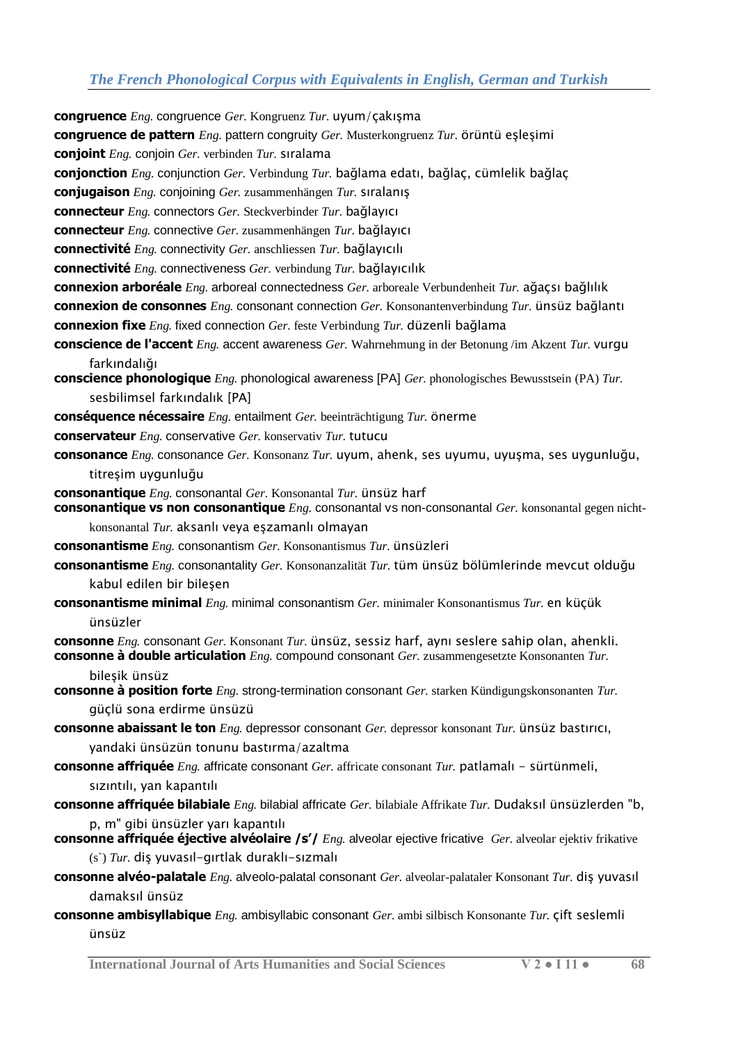**congruence** *Eng.* congruence *Ger.* Kongruenz *Tur.* uyum/çakışma

**congruence de pattern** *Eng.* pattern congruity *Ger.* Musterkongruenz *Tur.* örüntü eşleşimi

**conjoint** *Eng.* conjoin *Ger.* verbinden *Tur.* sıralama

**conjonction** *Eng.* conjunction *Ger.* Verbindung *Tur.* bağlama edatı, bağlaç, cümlelik bağlaç

**conjugaison** *Eng.* conjoining *Ger.* zusammenhängen *Tur.* sıralanış

**connecteur** *Eng.* connectors *Ger.* Steckverbinder *Tur.* bağlayıcı

**connecteur** *Eng.* connective *Ger.* zusammenhängen *Tur.* bağlayıcı

**connectivité** *Eng.* connectivity *Ger.* anschliessen *Tur.* bağlayıcılı

**connectivité** *Eng.* connectiveness *Ger.* verbindung *Tur.* bağlayıcılık

**connexion arboréale** *Eng.* arboreal connectedness *Ger.* arboreale Verbundenheit *Tur.* ağaçsı bağlılık

**connexion de consonnes** *Eng.* consonant connection *Ger.* Konsonantenverbindung *Tur.* ünsüz bağlantı

**connexion fixe** *Eng.* fixed connection *Ger.* feste Verbindung *Tur.* düzenli bağlama

**conscience de l'accent** *Eng.* accent awareness *Ger.* Wahrnehmung in der Betonung /im Akzent *Tur.* vurgu farkındalığı

**conscience phonologique** *Eng.* phonological awareness [PA] *Ger.* phonologisches Bewusstsein (PA) *Tur.* sesbilimsel farkındalık [PA]

**conséquence nécessaire** *Eng.* entailment *Ger.* beeinträchtigung *Tur.* önerme

**conservateur** *Eng.* conservative *Ger.* konservativ *Tur.* tutucu

**consonance** *Eng.* consonance *Ger.* Konsonanz *Tur.* uyum, ahenk, ses uyumu, uyuşma, ses uygunluğu, titreşim uygunluğu

**consonantique** *Eng.* consonantal *Ger.* Konsonantal *Tur.* ünsüz harf

**consonantique vs non consonantique** *Eng.* consonantal vs non-consonantal *Ger.* konsonantal gegen nicht-konsonantal *Tur.* aksanlı veya eşzamanlı olmayan

**consonantisme** *Eng.* consonantism *Ger.* Konsonantismus *Tur.* ünsüzleri

**consonantisme** *Eng.* consonantality *Ger.* Konsonanzalität *Tur.* tüm ünsüz bölümlerinde mevcut olduğu kabul edilen bir bileşen

**consonantisme minimal** *Eng.* minimal consonantism *Ger.* minimaler Konsonantismus *Tur.* en küçük ünsüzler

**consonne** *Eng.* consonant *Ger.* Konsonant *Tur.* ünsüz, sessiz harf, aynı seslere sahip olan, ahenkli.

**consonne à double articulation** *Eng.* compound consonant *Ger.* zusammengesetzte Konsonanten *Tur.* bileşik ünsüz

**consonne à position forte** *Eng.* strong-termination consonant *Ger.* starken Kündigungskonsonanten *Tur.* güçlü sona erdirme ünsüzü

**consonne abaissant le ton** *Eng.* depressor consonant *Ger.* depressor konsonant *Tur.* ünsüz bastırıcı, yandaki ünsüzün tonunu bastırma/azaltma

**consonne affriquée** *Eng.* affricate consonant *Ger.* affricate consonant *Tur.* patlamalı - sürtünmeli, sızıntılı, yarı kapantılı

**consonne affriquée bilabiale** *Eng.* bilabial affricate *Ger.* bilabiale Affrikate *Tur.* Dudaksıl ünsüzlerden "b, p, m" gibi ünsüzler yarı kapantılı

**consonne affriquée éjective alvéolaire /s'/** *Eng.* alveolar ejective fricative *Ger.* alveolar ejektiv frikative (s`) *Tur.* diş yuvasıl-gırtlak duraklı-sızmalı

**consonne alvéo-palatale** *Eng.* alveolo-palatal consonant *Ger.* alveolar-palataler Konsonant *Tur.* diş yuvasıl damaksıl ünsüz

**consonne ambisyllabique** *Eng.* ambisyllabic consonant *Ger.* ambi silbisch Konsonante *Tur.* çift seslemli ünsüz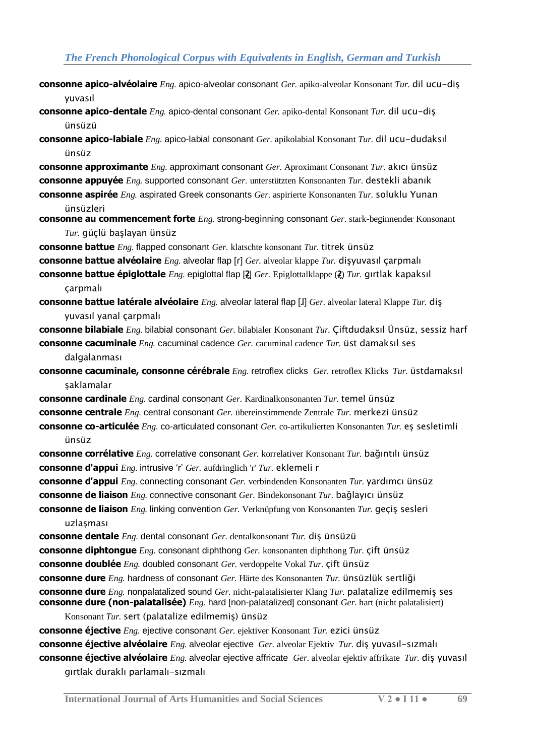**consonne apico-alvéolaire** *Eng.* apico-alveolar consonant *Ger.* apiko-alveolar Konsonant *Tur.* dil ucu-diş yuvasıl

**consonne apico-dentale** *Eng.* apico-dental consonant *Ger.* apiko-dental Konsonant *Tur.* dil ucu-diş ünsüzü

**consonne apico-labiale** *Eng.* apico-labial consonant *Ger.* apikolabial Konsonant *Tur.* dil ucu-dudaksıl ünsüz

**consonne approximante** *Eng.* approximant consonant *Ger.* Aproximant Consonant *Tur.* akıcı ünsüz

**consonne appuyée** *Eng.* supported consonant *Ger.* unterstützten Konsonanten *Tur.* destekli abanık

**consonne aspirée** *Eng.* aspirated Greek consonants *Ger.* aspirierte Konsonanten *Tur.* soluklu Yunan ünsüzleri

**consonne au commencement forte** *Eng.* strong-beginning consonant *Ger.* stark-beginnender Konsonant *Tur.* güçlü başlayan ünsüz

**consonne battue** *Eng.* flapped consonant *Ger.* klatschte konsonant *Tur.* titrek ünsüz

**consonne battue alvéolaire** *Eng.* alveolar flap [ɾ] *Ger.* alveolar klappe *Tur.* dişyuvasıl çarpmalı

**consonne battue épiglottale** *Eng.* epiglottal flap [ʡ̆] *Ger.* Epiglottalklappe (ʡ̆) *Tur.* gırtlak kapaksıl çarpmalı

**consonne battue latérale alvéolaire** *Eng.* alveolar lateral flap [ɺ] *Ger.* alveolar lateral Klappe *Tur.* diş yuvasıl yanal çarpmalı

**consonne bilabiale** *Eng.* bilabial consonant *Ger.* bilabialer Konsonant *Tur.* Çiftdudaksıl Ünsüz, sessiz harf

**consonne cacuminale** *Eng.* cacuminal cadence *Ger.* cacuminal cadence *Tur.* üst damaksıl ses dalgalanması

**consonne cacuminale, consonne cérébrale** *Eng.* retroflex clicks *Ger.* retroflex Klicks *Tur.* üstdamaksıl şaklamalar

**consonne cardinale** *Eng.* cardinal consonant *Ger.* Kardinalkonsonanten *Tur.* temel ünsüz

**consonne centrale** *Eng.* central consonant *Ger.* übereinstimmende Zentrale *Tur.* merkezi ünsüz

**consonne co-articulée** *Eng.* co-articulated consonant *Ger.* co-artikulierten Konsonanten *Tur.* eş sesletimli ünsüz

**consonne corrélative** *Eng.* correlative consonant *Ger.* korrelativer Konsonant *Tur.* bağıntılı ünsüz

**consonne d'appui** *Eng.* intrusive 'r' *Ger.* aufdringlich 'r' *Tur.* eklemeli r

**consonne d'appui** *Eng.* connecting consonant *Ger.* verbindenden Konsonanten *Tur.* yardımcı ünsüz

**consonne de liaison** *Eng.* connective consonant *Ger.* Bindekonsonant *Tur.* bağlayıcı ünsüz

**consonne de liaison** *Eng.* linking convention *Ger.* Verknüpfung von Konsonanten *Tur.* geçiş sesleri uzlaşması

**consonne dentale** *Eng.* dental consonant *Ger.* dentalkonsonant *Tur.* diş ünsüzü

**consonne diphtongue** *Eng.* consonant diphthong *Ger.* konsonanten diphthong *Tur.* çift ünsüz

**consonne doublée** *Eng.* doubled consonant *Ger.* verdoppelte Vokal *Tur.* çift ünsüz

**consonne dure** *Eng.* hardness of consonant *Ger.* Härte des Konsonanten *Tur.* ünsüzlük sertliği

**consonne dure** *Eng.* nonpalatalized sound *Ger.* nicht-palatalisierter Klang *Tur.* palatalize edilmemiş ses

**consonne dure (non-palatalisée)** *Eng.* hard [non-palatalized] consonant *Ger.* hart (nicht palatalisiert) Konsonant *Tur.* sert (palatalize edilmemiş) ünsüz

**consonne éjective** *Eng.* ejective consonant *Ger.* ejektiver Konsonant *Tur.* ezici ünsüz

**consonne éjective alvéolaire** *Eng.* alveolar ejective *Ger.* alveolar Ejektiv *Tur.* diş yuvasıl-sızmalı

**consonne éjective alvéolaire** *Eng.* alveolar ejective affricate *Ger.* alveolar ejektiv affrikate *Tur.* diş yuvasıl gırtlak duraklı parlamalı-sızmalı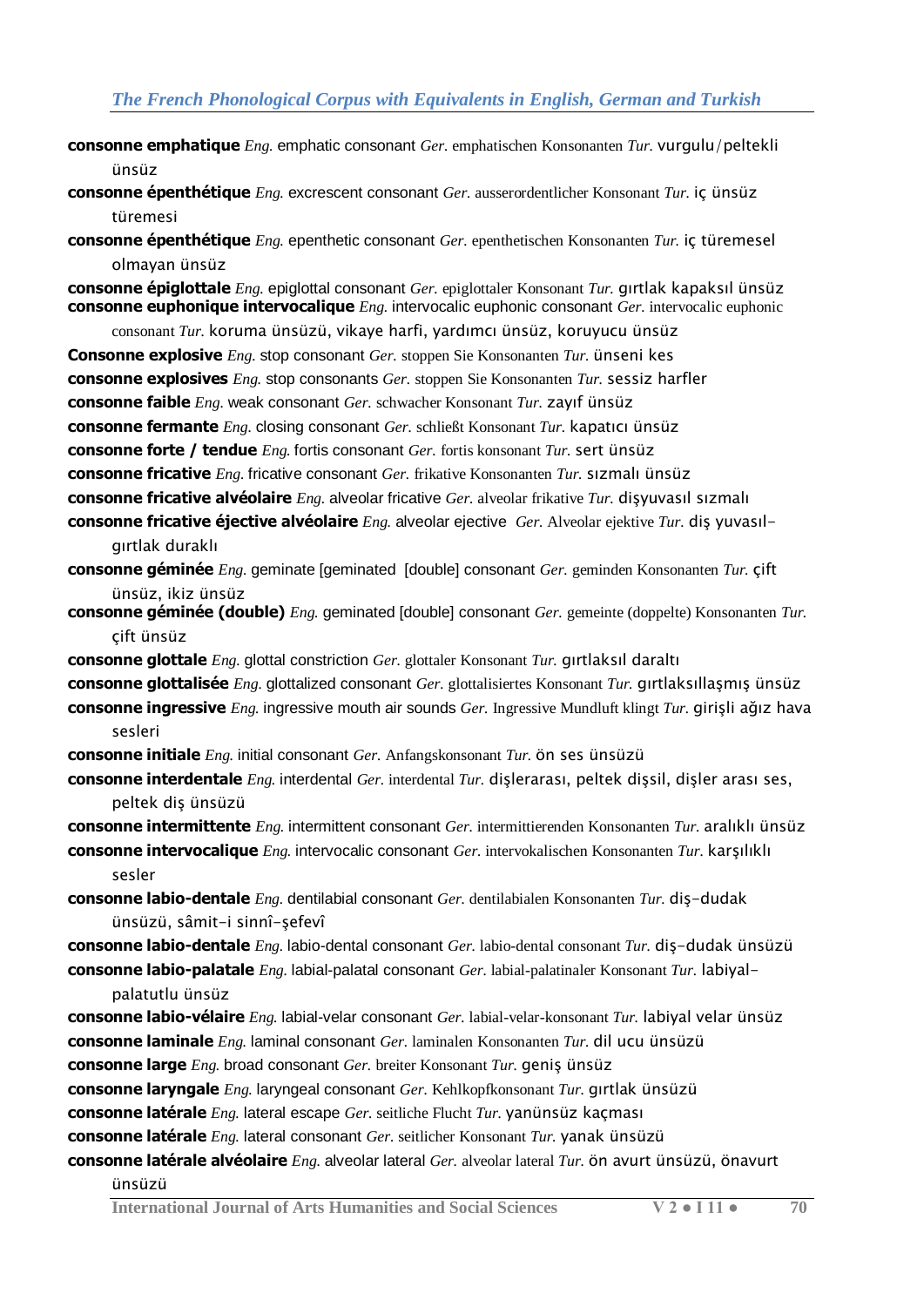**consonne emphatique** *Eng.* emphatic consonant *Ger.* emphatischen Konsonanten *Tur.* vurgulu/peltekli ünsüz

**consonne épenthétique** *Eng.* excrescent consonant *Ger.* ausserordentlicher Konsonant *Tur.* iç ünsüz türemesi

**consonne épenthétique** *Eng.* epenthetic consonant *Ger.* epenthetischen Konsonanten *Tur.* iç türemesel olmayan ünsüz

**consonne épiglottale** *Eng.* epiglottal consonant *Ger.* epiglottaler Konsonant *Tur.* gırtlak kapaksıl ünsüz

**consonne euphonique intervocalique** *Eng.* intervocalic euphonic consonant *Ger.* intervocalic euphonic consonant *Tur.* koruma ünsüzü, vikaye harfi, yardımcı ünsüz, koruyucu ünsüz

**Consonne explosive** *Eng.* stop consonant *Ger.* stoppen Sie Konsonanten *Tur.* ünseni kes

**consonne explosives** *Eng.* stop consonants *Ger.* stoppen Sie Konsonanten *Tur.* sessiz harfler

**consonne faible** *Eng.* weak consonant *Ger.* schwacher Konsonant *Tur.* zayıf ünsüz

**consonne fermante** *Eng.* closing consonant *Ger.* schließt Konsonant *Tur.* kapatıcı ünsüz

**consonne forte / tendue** *Eng.* fortis consonant *Ger.* fortis konsonant *Tur.* sert ünsüz

**consonne fricative** *Eng.* fricative consonant *Ger.* frikative Konsonanten *Tur.* sızmalı ünsüz

**consonne fricative alvéolaire** *Eng.* alveolar fricative *Ger.* alveolar frikative *Tur.* dişyuvasıl sızmalı

**consonne fricative éjective alvéolaire** *Eng.* alveolar ejective *Ger.* Alveolar ejektive *Tur.* diş yuvasıl-gırtlak duraklı

**consonne géminée** *Eng.* geminate [geminated [double] consonant *Ger.* geminden Konsonanten *Tur.* çift ünsüz, ikiz ünsüz

**consonne géminée (double)** *Eng.* geminated [double] consonant *Ger.* gemeinte (doppelte) Konsonanten *Tur.* çift ünsüz

**consonne glottale** *Eng.* glottal constriction *Ger.* glottaler Konsonant *Tur.* gırtlaksıl daraltı

**consonne glottalisée** *Eng.* glottalized consonant *Ger.* glottalisiertes Konsonant *Tur.* gırtlaksıllaşmış ünsüz

**consonne ingressive** *Eng.* ingressive mouth air sounds *Ger.* Ingressive Mundluft klingt *Tur.* girişli ağız hava sesleri

**consonne initiale** *Eng.* initial consonant *Ger.* Anfangskonsonant *Tur.* ön ses ünsüzü

**consonne interdentale** *Eng.* interdental *Ger.* interdental *Tur.* dişlerarası, peltek dişsil, dişler arası ses, peltek diş ünsüzü

**consonne intermittente** *Eng.* intermittent consonant *Ger.* intermittierenden Konsonanten *Tur.* aralıklı ünsüz

**consonne intervocalique** *Eng.* intervocalic consonant *Ger.* intervokalischen Konsonanten *Tur.* karşılıklı sesler

**consonne labio-dentale** *Eng.* dentilabial consonant *Ger.* dentilabialen Konsonanten *Tur.* diş-dudak ünsüzü, sâmit-i sinnî-şefevî

**consonne labio-dentale** *Eng.* labio-dental consonant *Ger.* labio-dental consonant *Tur.* diş-dudak ünsüzü

**consonne labio-palatale** *Eng.* labial-palatal consonant *Ger.* labial-palatinaler Konsonant *Tur.* labiyal-palatutlu ünsüz

**consonne labio-vélaire** *Eng.* labial-velar consonant *Ger.* labial-velar-konsonant *Tur.* labiyal velar ünsüz

**consonne laminale** *Eng.* laminal consonant *Ger.* laminalen Konsonanten *Tur.* dil ucu ünsüzü

**consonne large** *Eng.* broad consonant *Ger.* breiter Konsonant *Tur.* geniş ünsüz

**consonne laryngale** *Eng.* laryngeal consonant *Ger.* Kehlkopfkonsonant *Tur.* gırtlak ünsüzü

**consonne latérale** *Eng.* lateral escape *Ger.* seitliche Flucht *Tur.* yanünsüz kaçması

**consonne latérale** *Eng.* lateral consonant *Ger.* seitlicher Konsonant *Tur.* yanak ünsüzü

**consonne latérale alvéolaire** *Eng.* alveolar lateral *Ger.* alveolar lateral *Tur.* ön avurt ünsüzü, önavurt ünsüzü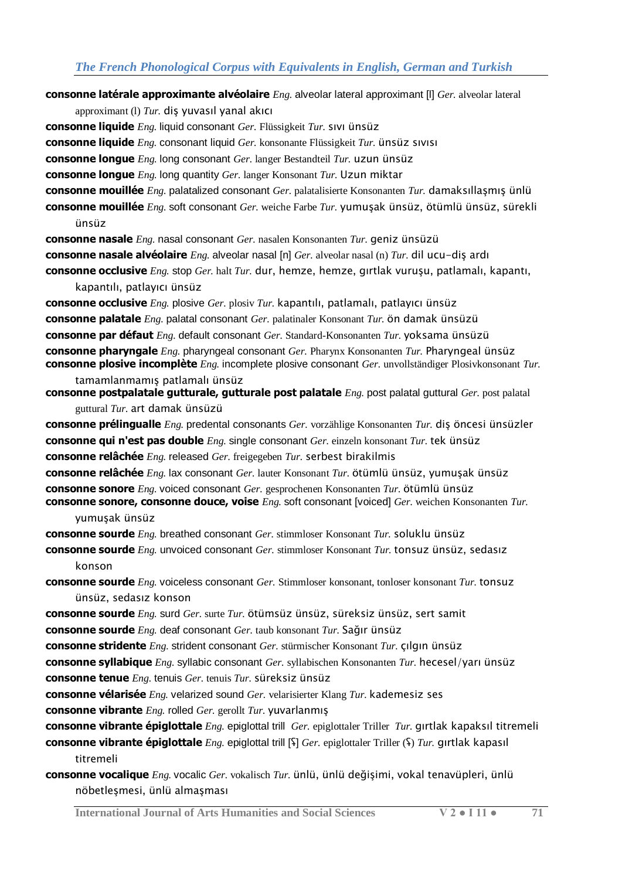**consonne latérale approximante alvéolaire** *Eng.* alveolar lateral approximant [l] *Ger.* alveolar lateral approximant (l) *Tur.* diş yuvasıl yanal akıcı

**consonne liquide** *Eng.* liquid consonant *Ger.* Flüssigkeit *Tur.* sıvı ünsüz

**consonne liquide** *Eng.* consonant liquid *Ger.* konsonante Flüssigkeit *Tur.* ünsüz sıvısı

**consonne longue** *Eng.* long consonant *Ger.* langer Bestandteil *Tur.* uzun ünsüz

**consonne longue** *Eng.* long quantity *Ger.* langer Konsonant *Tur.* Uzun miktar

**consonne mouillée** *Eng.* palatalized consonant *Ger.* palatalisierte Konsonanten *Tur.* damaksıllaşmış ünlü

**consonne mouillée** *Eng.* soft consonant *Ger.* weiche Farbe *Tur.* yumuşak ünsüz, ötümlü ünsüz, sürekli ünsüz

**consonne nasale** *Eng.* nasal consonant *Ger.* nasalen Konsonanten *Tur.* geniz ünsüzü

**consonne nasale alvéolaire** *Eng.* alveolar nasal [n] *Ger.* alveolar nasal (n) *Tur.* dil ucu-diş ardı

**consonne occlusive** *Eng.* stop *Ger.* halt *Tur.* dur, hemze, hemze, gırtlak vuruşu, patlamalı, kapantı, kapantılı, patlayıcı ünsüz

**consonne occlusive** *Eng.* plosive *Ger.* plosiv *Tur.* kapantılı, patlamalı, patlayıcı ünsüz

**consonne palatale** *Eng.* palatal consonant *Ger.* palatinaler Konsonant *Tur.* ön damak ünsüzü

**consonne par défaut** *Eng.* default consonant *Ger.* Standard-Konsonanten *Tur.* yoksama ünsüzü

**consonne pharyngale** *Eng.* pharyngeal consonant *Ger.* Pharynx Konsonanten *Tur.* Pharyngeal ünsüz

**consonne plosive incomplète** *Eng.* incomplete plosive consonant *Ger.* unvollständiger Plosivkonsonant *Tur.* tamamlanmamış patlamalı ünsüz

**consonne postpalatale gutturale, gutturale post palatale** *Eng.* post palatal guttural *Ger.* post palatal guttural *Tur.* art damak ünsüzü

**consonne prélinguale** *Eng.* predental consonants *Ger.* vorzählige Konsonanten *Tur.* diş öncesi ünsüzler

**consonne qui n'est pas double** *Eng.* single consonant *Ger.* einzeln konsonant *Tur.* tek ünsüz

**consonne relâchée** *Eng.* released *Ger.* freigegeben *Tur.* serbest birakilmis

**consonne relâchée** *Eng.* lax consonant *Ger.* lauter Konsonant *Tur.* ötümlü ünsüz, yumuşak ünsüz

**consonne sonore** *Eng.* voiced consonant *Ger.* gesprochenen Konsonanten *Tur.* ötümlü ünsüz

**consonne sonore, consonne douce, voise** *Eng.* soft consonant [voiced] *Ger.* weichen Konsonanten *Tur.* yumuşak ünsüz

**consonne sourde** *Eng.* breathed consonant *Ger.* stimmloser Konsonant *Tur.* soluklu ünsüz

**consonne sourde** *Eng.* unvoiced consonant *Ger.* stimmloser Konsonant *Tur.* tonsuz ünsüz, sedasız konson

**consonne sourde** *Eng.* voiceless consonant *Ger.* Stimmloser konsonant, tonloser konsonant *Tur.* tonsuz ünsüz, sedasız konson

**consonne sourde** *Eng.* surd *Ger.* surte *Tur.* ötümsüz ünsüz, süreksiz ünsüz, sert samit

**consonne sourde** *Eng.* deaf consonant *Ger.* taub konsonant *Tur.* Sağır ünsüz

**consonne stridente** *Eng.* strident consonant *Ger.* stürmischer Konsonant *Tur.* çılgın ünsüz

**consonne syllabique** *Eng.* syllabic consonant *Ger.* syllabischen Konsonanten *Tur.* hecesel/yarı ünsüz

**consonne tenue** *Eng.* tenuis *Ger.* tenuis *Tur.* süreksiz ünsüz

**consonne vélarisée** *Eng.* velarized sound *Ger.* velarisierter Klang *Tur.* kademesiz ses

**consonne vibrante** *Eng.* rolled *Ger.* gerollt *Tur.* yuvarlanmış

**consonne vibrante épiglottale** *Eng.* epiglottal trill *Ger.* epiglottaler Triller *Tur.* gırtlak kapaksıl titremeli

**consonne vibrante épiglottale** *Eng.* epiglottal trill [ʢ] *Ger.* epiglottaler Triller (ʢ) *Tur.* gırtlak kapasıl titremeli

**consonne vocalique** *Eng.* vocalic *Ger.* vokalisch *Tur.* ünlü, ünlü değişimi, vokal tenavüpleri, ünlü nöbetleşmesi, ünlü almaşması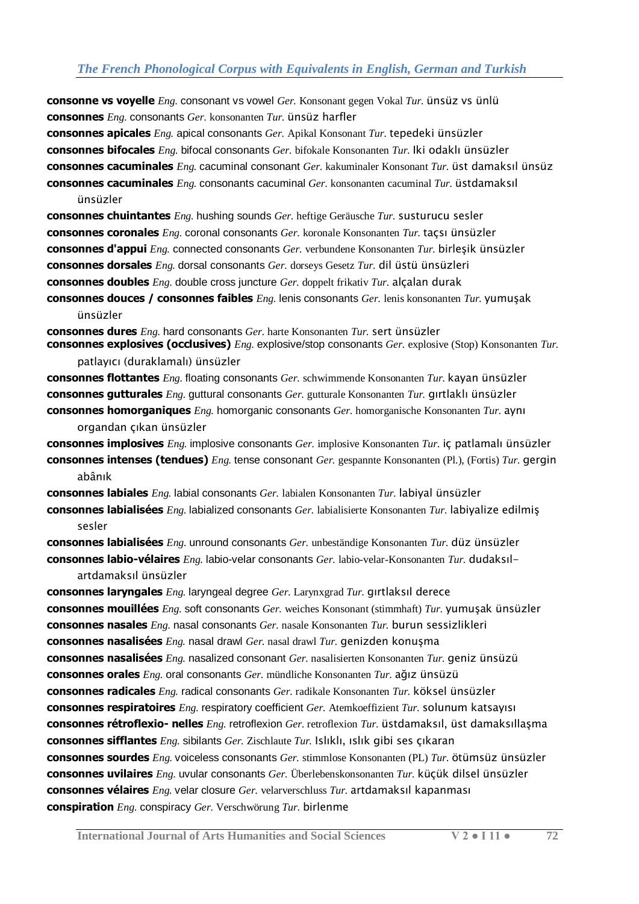**consonne vs voyelle** *Eng.* consonant vs vowel *Ger.* Konsonant gegen Vokal *Tur.* ünsüz vs ünlü
**consonnes** *Eng.* consonants *Ger.* konsonanten *Tur.* ünsüz harfler
**consonnes apicales** *Eng.* apical consonants *Ger.* Apikal Konsonant *Tur.* tepedeki ünsüzler
**consonnes bifocales** *Eng.* bifocal consonants *Ger.* bifokale Konsonanten *Tur.* Iki odaklı ünsüzler
**consonnes cacuminales** *Eng.* cacuminal consonant *Ger.* kakuminaler Konsonant *Tur.* üst damaksıl ünsüz
**consonnes cacuminales** *Eng.* consonants cacuminal *Ger.* konsonanten cacuminal *Tur.* üstdamaksıl ünsüzler
**consonnes chuintantes** *Eng.* hushing sounds *Ger.* heftige Geräusche *Tur.* susturucu sesler
**consonnes coronales** *Eng.* coronal consonants *Ger.* koronale Konsonanten *Tur.* taçsı ünsüzler
**consonnes d'appui** *Eng.* connected consonants *Ger.* verbundene Konsonanten *Tur.* birleşik ünsüzler
**consonnes dorsales** *Eng.* dorsal consonants *Ger.* dorseys Gesetz *Tur.* dil üstü ünsüzleri
**consonnes doubles** *Eng.* double cross juncture *Ger.* doppelt frikativ *Tur.* alçalan durak
**consonnes douces / consonnes faibles** *Eng.* lenis consonants *Ger.* lenis konsonanten *Tur.* yumuşak ünsüzler
**consonnes dures** *Eng.* hard consonants *Ger.* harte Konsonanten *Tur.* sert ünsüzler
**consonnes explosives (occlusives)** *Eng.* explosive/stop consonants *Ger.* explosive (Stop) Konsonanten *Tur.* patlayıcı (duraklamalı) ünsüzler
**consonnes flottantes** *Eng.* floating consonants *Ger.* schwimmende Konsonanten *Tur.* kayan ünsüzler
**consonnes gutturales** *Eng.* guttural consonants *Ger.* gutturale Konsonanten *Tur.* gırtlaklı ünsüzler
**consonnes homorganiques** *Eng.* homorganic consonants *Ger.* homorganische Konsonanten *Tur.* aynı organdan çıkan ünsüzler
**consonnes implosives** *Eng.* implosive consonants *Ger.* implosive Konsonanten *Tur.* iç patlamalı ünsüzler
**consonnes intenses (tendues)** *Eng.* tense consonant *Ger.* gespannte Konsonanten (Pl.), (Fortis) *Tur.* gergin abânık
**consonnes labiales** *Eng.* labial consonants *Ger.* labialen Konsonanten *Tur.* labiyal ünsüzler
**consonnes labialisées** *Eng.* labialized consonants *Ger.* labialisierte Konsonanten *Tur.* labiyalize edilmiş sesler
**consonnes labialisées** *Eng.* unround consonants *Ger.* unbeständige Konsonanten *Tur.* düz ünsüzler
**consonnes labio-vélaires** *Eng.* labio-velar consonants *Ger.* labio-velar-Konsonanten *Tur.* dudaksıl-artdamaksıl ünsüzler
**consonnes laryngales** *Eng.* laryngeal degree *Ger.* Larynxgrad *Tur.* gırtlaksıl derece
**consonnes mouillées** *Eng.* soft consonants *Ger.* weiches Konsonant (stimmhaft) *Tur.* yumuşak ünsüzler
**consonnes nasales** *Eng.* nasal consonants *Ger.* nasale Konsonanten *Tur.* burun sessizlikleri
**consonnes nasalisées** *Eng.* nasal drawl *Ger.* nasal drawl *Tur.* genizden konuşma
**consonnes nasalisées** *Eng.* nasalized consonant *Ger.* nasalisierten Konsonanten *Tur.* geniz ünsüzü
**consonnes orales** *Eng.* oral consonants *Ger.* mündliche Konsonanten *Tur.* ağız ünsüzü
**consonnes radicales** *Eng.* radical consonants *Ger.* radikale Konsonanten *Tur.* köksel ünsüzler
**consonnes respiratoires** *Eng.* respiratory coefficient *Ger.* Atemkoeffizient *Tur.* solunum katsayısı
**consonnes rétroflexio- nelles** *Eng.* retroflexion *Ger.* retroflexion *Tur.* üstdamaksıl, üst damaksıllaşma
**consonnes sifflantes** *Eng.* sibilants *Ger.* Zischlaute *Tur.* Islıklı, ıslık gibi ses çıkaran
**consonnes sourdes** *Eng.* voiceless consonants *Ger.* stimmlose Konsonanten (PL) *Tur.* ötümsüz ünsüzler
**consonnes uvilaires** *Eng.* uvular consonants *Ger.* Überlebenskonsonanten *Tur.* küçük dilsel ünsüzler
**consonnes vélaires** *Eng.* velar closure *Ger.* velarverschluss *Tur.* artdamaksıl kapanması
**conspiration** *Eng.* conspiracy *Ger.* Verschwörung *Tur.* birlenme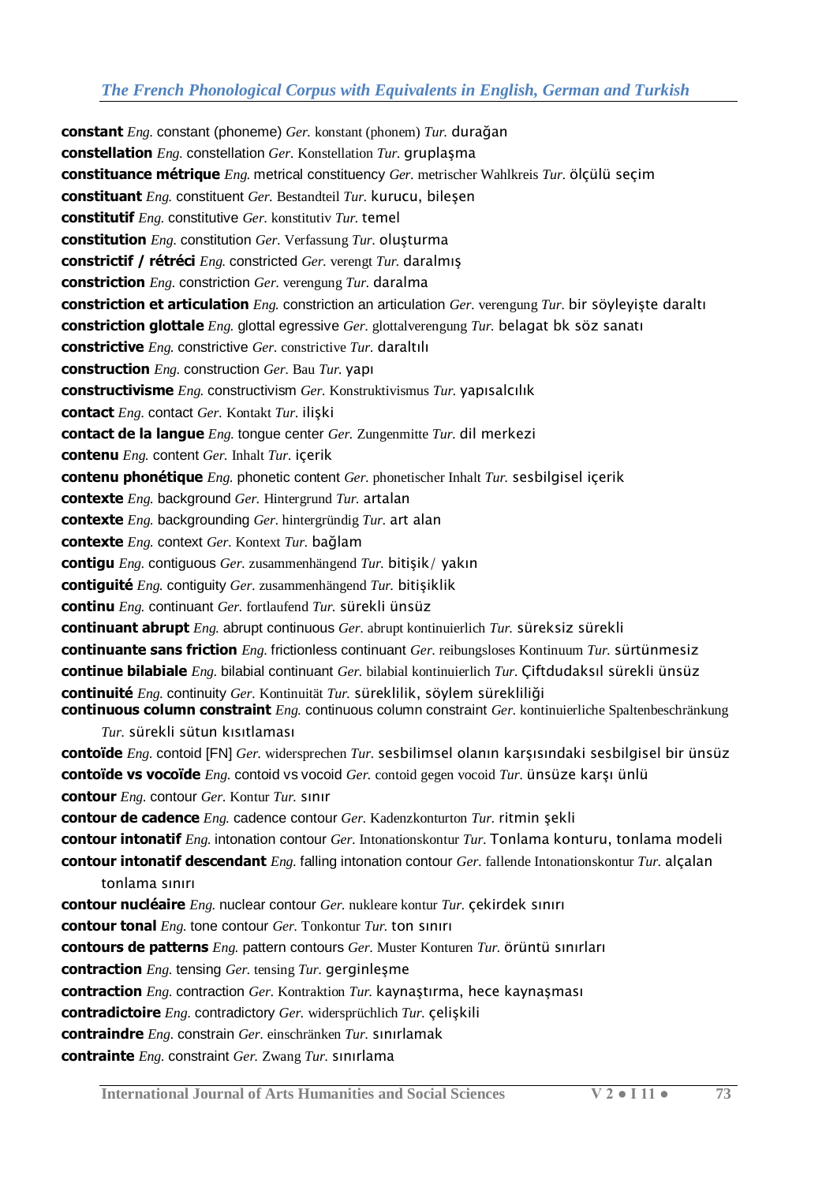**constant** *Eng.* constant (phoneme) *Ger.* konstant (phonem) *Tur.* durağan
**constellation** *Eng.* constellation *Ger.* Konstellation *Tur.* gruplaşma
**constituance métrique** *Eng.* metrical constituency *Ger.* metrischer Wahlkreis *Tur.* ölçülü seçim
**constituant** *Eng.* constituent *Ger.* Bestandteil *Tur.* kurucu, bileşen
**constitutif** *Eng.* constitutive *Ger.* konstitutiv *Tur.* temel
**constitution** *Eng.* constitution *Ger.* Verfassung *Tur.* oluşturma
**constrictif / rétréci** *Eng.* constricted *Ger.* verengt *Tur.* daralmış
**constriction** *Eng.* constriction *Ger.* verengung *Tur.* daralma
**constriction et articulation** *Eng.* constriction an articulation *Ger.* verengung *Tur.* bir söyleyişte daraltı
**constriction glottale** *Eng.* glottal egressive *Ger.* glottalverengung *Tur.* belagat bk söz sanatı
**constrictive** *Eng.* constrictive *Ger.* constrictive *Tur.* daraltılı
**construction** *Eng.* construction *Ger.* Bau *Tur.* yapı
**constructivisme** *Eng.* constructivism *Ger.* Konstruktivismus *Tur.* yapısalcılık
**contact** *Eng.* contact *Ger.* Kontakt *Tur.* ilişki
**contact de la langue** *Eng.* tongue center *Ger.* Zungenmitte *Tur.* dil merkezi
**contenu** *Eng.* content *Ger.* Inhalt *Tur.* içerik
**contenu phonétique** *Eng.* phonetic content *Ger.* phonetischer Inhalt *Tur.* sesbilgisel içerik
**contexte** *Eng.* background *Ger.* Hintergrund *Tur.* artalan
**contexte** *Eng.* backgrounding *Ger.* hintergründig *Tur.* art alan
**contexte** *Eng.* context *Ger.* Kontext *Tur.* bağlam
**contigu** *Eng.* contiguous *Ger.* zusammenhängend *Tur.* bitişik/ yakın
**contiguité** *Eng.* contiguity *Ger.* zusammenhängend *Tur.* bitişiklik
**continu** *Eng.* continuant *Ger.* fortlaufend *Tur.* sürekli ünsüz
**continuant abrupt** *Eng.* abrupt continuous *Ger.* abrupt kontinuierlich *Tur.* süreksiz sürekli
**continuante sans friction** *Eng.* frictionless continuant *Ger.* reibungsloses Kontinuum *Tur.* sürtünmesiz
**continue bilabiale** *Eng.* bilabial continuant *Ger.* bilabial kontinuierlich *Tur.* Çiftdudaksıl sürekli ünsüz
**continuité** *Eng.* continuity *Ger.* Kontinuität *Tur.* süreklilik, söylem sürekliliği
**continuous column constraint** *Eng.* continuous column constraint *Ger.* kontinuierliche Spaltenbeschränkung *Tur.* sürekli sütun kısıtlaması
**contoïde** *Eng.* contoid [FN] *Ger.* widersprechen *Tur.* sesbilimsel olanın karşısındaki sesbilgisel bir ünsüz
**contoïde vs vocoïde** *Eng.* contoid vs vocoid *Ger.* contoid gegen vocoid *Tur.* ünsüze karşı ünlü
**contour** *Eng.* contour *Ger.* Kontur *Tur.* sınır
**contour de cadence** *Eng.* cadence contour *Ger.* Kadenzkonturton *Tur.* ritmin şekli
**contour intonatif** *Eng.* intonation contour *Ger.* Intonationskontur *Tur.* Tonlama konturu, tonlama modeli
**contour intonatif descendant** *Eng.* falling intonation contour *Ger.* fallende Intonationskontur *Tur.* alçalan tonlama sınırı
**contour nucléaire** *Eng.* nuclear contour *Ger.* nukleare kontur *Tur.* çekirdek sınırı
**contour tonal** *Eng.* tone contour *Ger.* Tonkontur *Tur.* ton sınırı
**contours de patterns** *Eng.* pattern contours *Ger.* Muster Konturen *Tur.* örüntü sınırları
**contraction** *Eng.* tensing *Ger.* tensing *Tur.* gerginleşme
**contraction** *Eng.* contraction *Ger.* Kontraktion *Tur.* kaynaştırma, hece kaynaşması
**contradictoire** *Eng.* contradictory *Ger.* widersprüchlich *Tur.* çelişkili
**contraindre** *Eng.* constrain *Ger.* einschränken *Tur.* sınırlamak
**contrainte** *Eng.* constraint *Ger.* Zwang *Tur.* sınırlama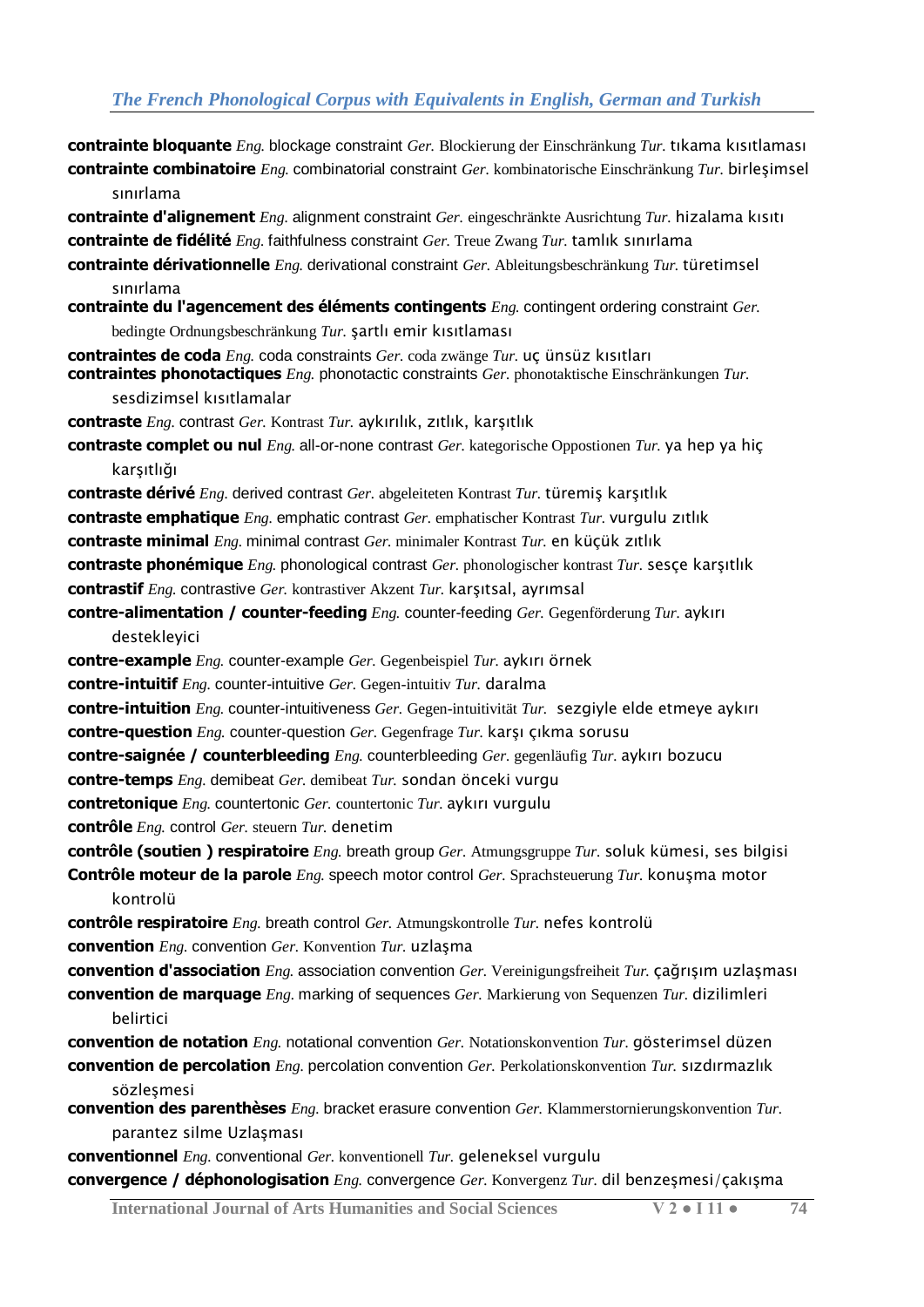**contrainte bloquante** *Eng.* blockage constraint *Ger.* Blockierung der Einschränkung *Tur.* tıkama kısıtlaması
**contrainte combinatoire** *Eng.* combinatorial constraint *Ger.* kombinatorische Einschränkung *Tur.* birleşimsel sınırlama
**contrainte d'alignement** *Eng.* alignment constraint *Ger.* eingeschränkte Ausrichtung *Tur.* hizalama kısıtı
**contrainte de fidélité** *Eng.* faithfulness constraint *Ger.* Treue Zwang *Tur.* tamlık sınırlama
**contrainte dérivationnelle** *Eng.* derivational constraint *Ger.* Ableitungsbeschränkung *Tur.* türetimsel sınırlama
**contrainte du l'agencement des éléments contingents** *Eng.* contingent ordering constraint *Ger.* bedingte Ordnungsbeschränkung *Tur.* şartlı emir kısıtlaması
**contraintes de coda** *Eng.* coda constraints *Ger.* coda zwänge *Tur.* uç ünsüz kısıtları
**contraintes phonotactiques** *Eng.* phonotactic constraints *Ger.* phonotaktische Einschränkungen *Tur.* sesdizimsel kısıtlamalar
**contraste** *Eng.* contrast *Ger.* Kontrast *Tur.* aykırılık, zıtlık, karşıtlık
**contraste complet ou nul** *Eng.* all-or-none contrast *Ger.* kategorische Oppostionen *Tur.* ya hep ya hiç karşıtlığı
**contraste dérivé** *Eng.* derived contrast *Ger.* abgeleiteten Kontrast *Tur.* türemiş karşıtlık
**contraste emphatique** *Eng.* emphatic contrast *Ger.* emphatischer Kontrast *Tur.* vurgulu zıtlık
**contraste minimal** *Eng.* minimal contrast *Ger.* minimaler Kontrast *Tur.* en küçük zıtlık
**contraste phonémique** *Eng.* phonological contrast *Ger.* phonologischer kontrast *Tur.* sesçe karşıtlık
**contrastif** *Eng.* contrastive *Ger.* kontrastiver Akzent *Tur.* karşıtsal, ayrımsal
**contre-alimentation / counter-feeding** *Eng.* counter-feeding *Ger.* Gegenförderung *Tur.* aykırı destekleyici
**contre-example** *Eng.* counter-example *Ger.* Gegenbeispiel *Tur.* aykırı örnek
**contre-intuitif** *Eng.* counter-intuitive *Ger.* Gegen-intuitiv *Tur.* daralma
**contre-intuition** *Eng.* counter-intuitiveness *Ger.* Gegen-intuitivität *Tur.* sezgiyle elde etmeye aykırı
**contre-question** *Eng.* counter-question *Ger.* Gegenfrage *Tur.* karşı çıkma sorusu
**contre-saignée / counterbleeding** *Eng.* counterbleeding *Ger.* gegenläufig *Tur.* aykırı bozucu
**contre-temps** *Eng.* demibeat *Ger.* demibeat *Tur.* sondan önceki vurgu
**contretonique** *Eng.* countertonic *Ger.* countertonic *Tur.* aykırı vurgulu
**contrôle** *Eng.* control *Ger.* steuern *Tur.* denetim
**contrôle (soutien ) respiratoire** *Eng.* breath group *Ger.* Atmungsgruppe *Tur.* soluk kümesi, ses bilgisi
**Contrôle moteur de la parole** *Eng.* speech motor control *Ger.* Sprachsteuerung *Tur.* konuşma motor kontrolü
**contrôle respiratoire** *Eng.* breath control *Ger.* Atmungskontrolle *Tur.* nefes kontrolü
**convention** *Eng.* convention *Ger.* Konvention *Tur.* uzlaşma
**convention d'association** *Eng.* association convention *Ger.* Vereinigungsfreiheit *Tur.* çağrışım uzlaşması
**convention de marquage** *Eng.* marking of sequences *Ger.* Markierung von Sequenzen *Tur.* dizilimleri belirtici
**convention de notation** *Eng.* notational convention *Ger.* Notationskonvention *Tur.* gösterimsel düzen
**convention de percolation** *Eng.* percolation convention *Ger.* Perkolationskonvention *Tur.* sızdırmazlık sözleşmesi
**convention des parenthèses** *Eng.* bracket erasure convention *Ger.* Klammerstornierungskonvention *Tur.* parantez silme Uzlaşması
**conventionnel** *Eng.* conventional *Ger.* konventionell *Tur.* geleneksel vurgulu
**convergence / déphonologisation** *Eng.* convergence *Ger.* Konvergenz *Tur.* dil benzeşmesi/çakışma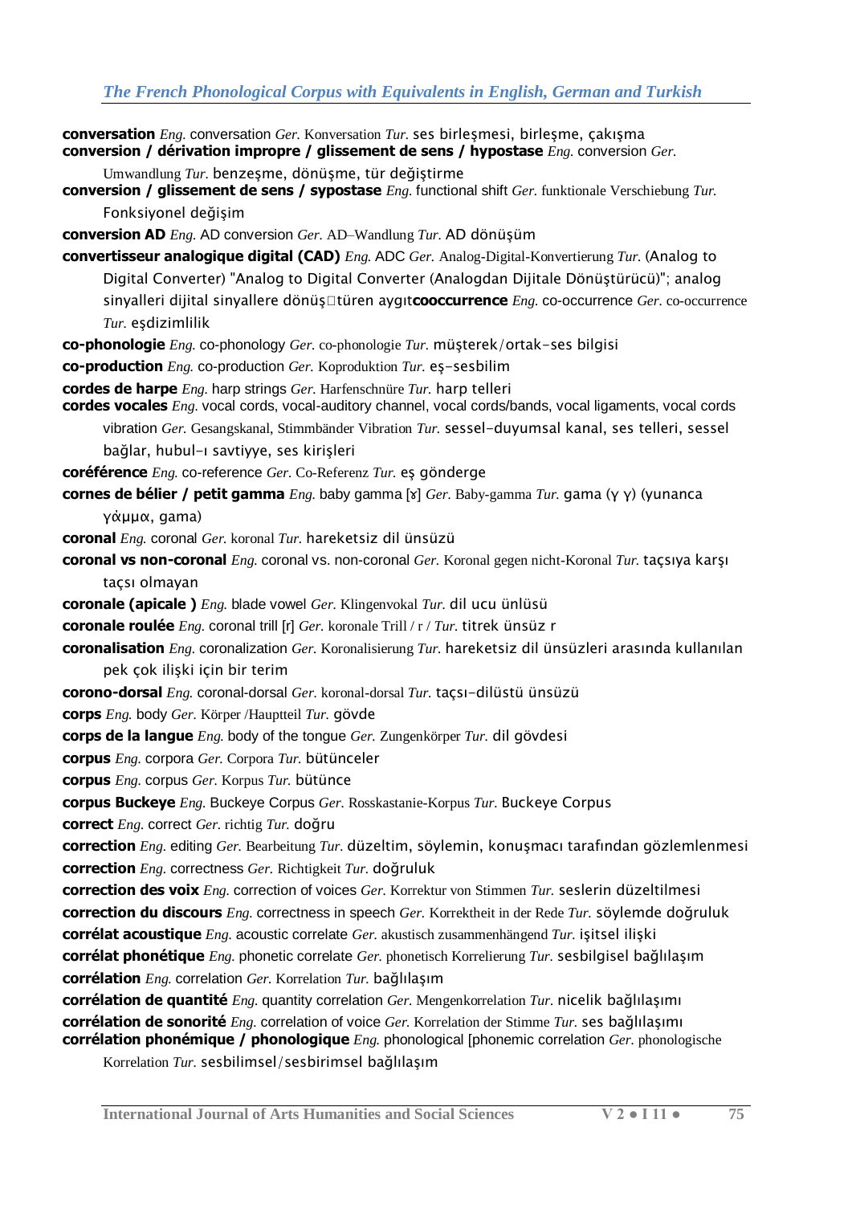**conversation** *Eng.* conversation *Ger.* Konversation *Tur.* ses birleşmesi, birleşme, çakışma

**conversion / dérivation impropre / glissement de sens / hypostase** *Eng.* conversion *Ger.* Umwandlung *Tur.* benzeşme, dönüşme, tür değiştirme

**conversion / glissement de sens / sypostase** *Eng.* functional shift *Ger.* funktionale Verschiebung *Tur.* Fonksiyonel değişim

**conversion AD** *Eng.* AD conversion *Ger.* AD–Wandlung *Tur.* AD dönüşüm

**convertisseur analogique digital (CAD)** *Eng.* ADC *Ger.* Analog-Digital-Konvertierung *Tur.* (Analog to Digital Converter) "Analog to Digital Converter (Analogdan Dijitale Dönüştürücü)"; analog sinyalleri dijital sinyallere dönüş□türen aygıt**cooccurrence** *Eng.* co-occurrence *Ger.* co-occurrence *Tur.* eşdizimlilik

**co-phonologie** *Eng.* co-phonology *Ger.* co-phonologie *Tur.* müşterek/ortak-ses bilgisi

**co-production** *Eng.* co-production *Ger.* Koproduktion *Tur.* eş-sesbilim

**cordes de harpe** *Eng.* harp strings *Ger.* Harfenschnüre *Tur.* harp telleri

**cordes vocales** *Eng.* vocal cords, vocal-auditory channel, vocal cords/bands, vocal ligaments, vocal cords vibration *Ger.* Gesangskanal, Stimmbänder Vibration *Tur.* sessel-duyumsal kanal, ses telleri, sessel bağlar, hubul-ı savtiyye, ses kirişleri

**coréférence** *Eng.* co-reference *Ger.* Co-Referenz *Tur.* eş gönderge

**cornes de bélier / petit gamma** *Eng.* baby gamma [ɤ] *Ger.* Baby-gamma *Tur.* gama (γ γ) (yunanca γάμμα, gama)

**coronal** *Eng.* coronal *Ger.* koronal *Tur.* hareketsiz dil ünsüzü

**coronal vs non-coronal** *Eng.* coronal vs. non-coronal *Ger.* Koronal gegen nicht-Koronal *Tur.* taçsıya karşı taçsı olmayan

**coronale (apicale )** *Eng.* blade vowel *Ger.* Klingenvokal *Tur.* dil ucu ünlüsü

**coronale roulée** *Eng.* coronal trill [r] *Ger.* koronale Trill / r / *Tur.* titrek ünsüz r

**coronalisation** *Eng.* coronalization *Ger.* Koronalisierung *Tur.* hareketsiz dil ünsüzleri arasında kullanılan pek çok ilişki için bir terim

**corono-dorsal** *Eng.* coronal-dorsal *Ger.* koronal-dorsal *Tur.* taçsı-dilüstü ünsüzü

**corps** *Eng.* body *Ger.* Körper /Hauptteil *Tur.* gövde

**corps de la langue** *Eng.* body of the tongue *Ger.* Zungenkörper *Tur.* dil gövdesi

**corpus** *Eng.* corpora *Ger.* Corpora *Tur.* bütünceler

**corpus** *Eng.* corpus *Ger.* Korpus *Tur.* bütünce

**corpus Buckeye** *Eng.* Buckeye Corpus *Ger.* Rosskastanie-Korpus *Tur.* Buckeye Corpus

**correct** *Eng.* correct *Ger.* richtig *Tur.* doğru

**correction** *Eng.* editing *Ger.* Bearbeitung *Tur.* düzeltim, söylemin, konuşmacı tarafından gözlemlenmesi

**correction** *Eng.* correctness *Ger.* Richtigkeit *Tur.* doğruluk

**correction des voix** *Eng.* correction of voices *Ger.* Korrektur von Stimmen *Tur.* seslerin düzeltilmesi

**correction du discours** *Eng.* correctness in speech *Ger.* Korrektheit in der Rede *Tur.* söylemde doğruluk

**corrélat acoustique** *Eng.* acoustic correlate *Ger.* akustisch zusammenhängend *Tur.* işitsel ilişki

**corrélat phonétique** *Eng.* phonetic correlate *Ger.* phonetisch Korrelierung *Tur.* sesbilgisel bağlılaşım

**corrélation** *Eng.* correlation *Ger.* Korrelation *Tur.* bağlılaşım

**corrélation de quantité** *Eng.* quantity correlation *Ger.* Mengenkorrelation *Tur.* nicelik bağlılaşımı

**corrélation de sonorité** *Eng.* correlation of voice *Ger.* Korrelation der Stimme *Tur.* ses bağlılaşımı

**corrélation phonémique / phonologique** *Eng.* phonological [phonemic correlation *Ger.* phonologische Korrelation *Tur.* sesbilimsel/sesbirimsel bağlılaşım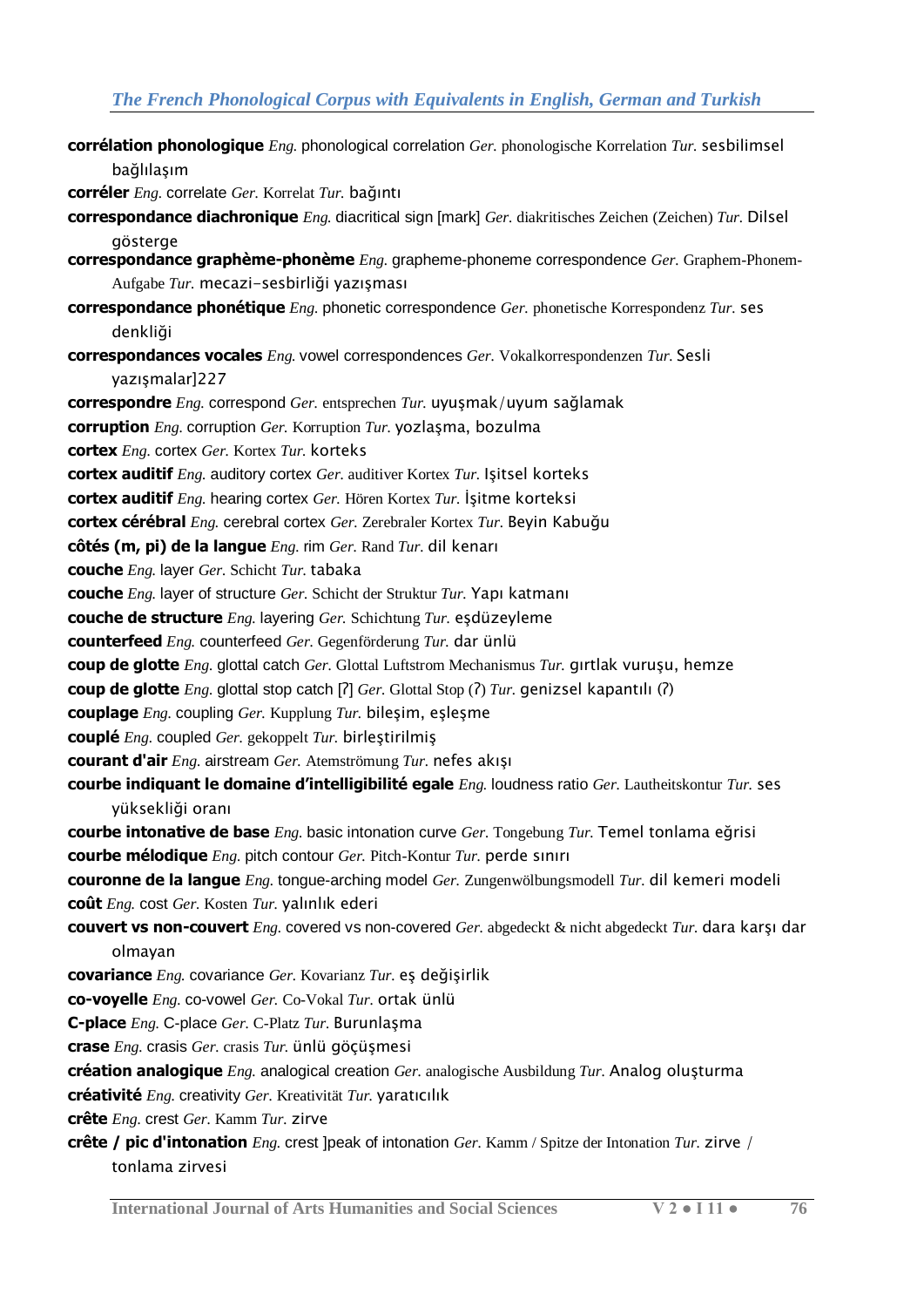**corrélation phonologique** *Eng.* phonological correlation *Ger.* phonologische Korrelation *Tur.* sesbilimsel bağlılaşım

**corréler** *Eng.* correlate *Ger.* Korrelat *Tur.* bağıntı

**correspondance diachronique** *Eng.* diacritical sign [mark] *Ger.* diakritisches Zeichen (Zeichen) *Tur.* Dilsel gösterge

**correspondance graphème-phonème** *Eng.* grapheme-phoneme correspondence *Ger.* Graphem-Phonem-Aufgabe *Tur.* mecazi-sesbirliği yazışması

**correspondance phonétique** *Eng.* phonetic correspondence *Ger.* phonetische Korrespondenz *Tur.* ses denkliği

**correspondances vocales** *Eng.* vowel correspondences *Ger.* Vokalkorrespondenzen *Tur.* Sesli yazışmalar]227

**correspondre** *Eng.* correspond *Ger.* entsprechen *Tur.* uyuşmak/uyum sağlamak

**corruption** *Eng.* corruption *Ger.* Korruption *Tur.* yozlaşma, bozulma

**cortex** *Eng.* cortex *Ger.* Kortex *Tur.* korteks

**cortex auditif** *Eng.* auditory cortex *Ger.* auditiver Kortex *Tur.* Işitsel korteks

**cortex auditif** *Eng.* hearing cortex *Ger.* Hören Kortex *Tur.* İşitme korteksi

**cortex cérébral** *Eng.* cerebral cortex *Ger.* Zerebraler Kortex *Tur.* Beyin Kabuğu

**côtés (m, pi) de la langue** *Eng.* rim *Ger.* Rand *Tur.* dil kenarı

**couche** *Eng.* layer *Ger.* Schicht *Tur.* tabaka

**couche** *Eng.* layer of structure *Ger.* Schicht der Struktur *Tur.* Yapı katmanı

**couche de structure** *Eng.* layering *Ger.* Schichtung *Tur.* eşdüzeyleme

**counterfeed** *Eng.* counterfeed *Ger.* Gegenförderung *Tur.* dar ünlü

**coup de glotte** *Eng.* glottal catch *Ger.* Glottal Luftstrom Mechanismus *Tur.* gırtlak vuruşu, hemze

**coup de glotte** *Eng.* glottal stop catch [ʔ] *Ger.* Glottal Stop (ʔ) *Tur.* genizsel kapantılı (ʔ)

**couplage** *Eng.* coupling *Ger.* Kupplung *Tur.* bileşim, eşleşme

**couplé** *Eng.* coupled *Ger.* gekoppelt *Tur.* birleştirilmiş

**courant d'air** *Eng.* airstream *Ger.* Atemströmung *Tur.* nefes akışı

**courbe indiquant le domaine d'intelligibilité egale** *Eng.* loudness ratio *Ger.* Lautheitskontur *Tur.* ses yüksekliği oranı

**courbe intonative de base** *Eng.* basic intonation curve *Ger.* Tongebung *Tur.* Temel tonlama eğrisi

**courbe mélodique** *Eng.* pitch contour *Ger.* Pitch-Kontur *Tur.* perde sınırı

**couronne de la langue** *Eng.* tongue-arching model *Ger.* Zungenwölbungsmodell *Tur.* dil kemeri modeli

**coût** *Eng.* cost *Ger.* Kosten *Tur.* yalınlık ederi

**couvert vs non-couvert** *Eng.* covered vs non-covered *Ger.* abgedeckt & nicht abgedeckt *Tur.* dara karşı dar olmayan

**covariance** *Eng.* covariance *Ger.* Kovarianz *Tur.* eş değişirlik

**co-voyelle** *Eng.* co-vowel *Ger.* Co-Vokal *Tur.* ortak ünlü

**C-place** *Eng.* C-place *Ger.* C-Platz *Tur.* Burunlaşma

**crase** *Eng.* crasis *Ger.* crasis *Tur.* ünlü göçüşmesi

**création analogique** *Eng.* analogical creation *Ger.* analogische Ausbildung *Tur.* Analog oluşturma

**créativité** *Eng.* creativity *Ger.* Kreativität *Tur.* yaratıcılık

**crête** *Eng.* crest *Ger.* Kamm *Tur.* zirve

**crête / pic d'intonation** *Eng.* crest ]peak of intonation *Ger.* Kamm / Spitze der Intonation *Tur.* zirve / tonlama zirvesi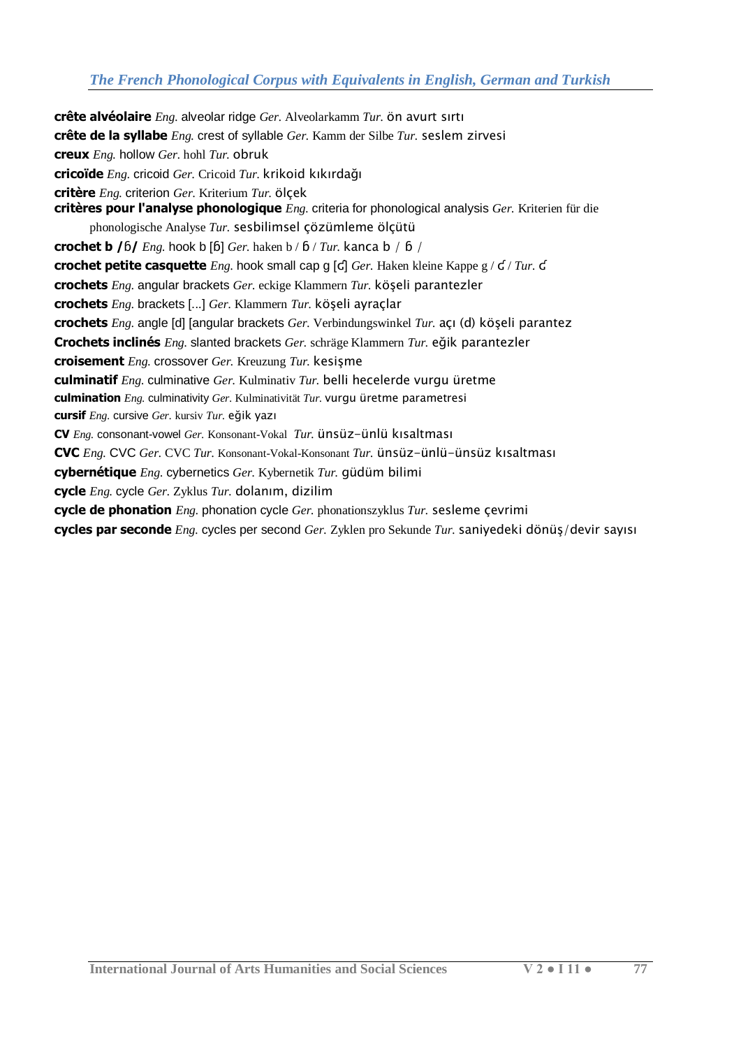**crête alvéolaire** *Eng.* alveolar ridge *Ger.* Alveolarkamm *Tur.* ön avurt sırtı

**crête de la syllabe** *Eng.* crest of syllable *Ger.* Kamm der Silbe *Tur.* seslem zirvesi

**creux** *Eng.* hollow *Ger.* hohl *Tur.* obruk

**cricoïde** *Eng.* cricoid *Ger.* Cricoid *Tur.* krikoid kıkırdağı

**critère** *Eng.* criterion *Ger.* Kriterium *Tur.* ölçek

**critères pour l'analyse phonologique** *Eng.* criteria for phonological analysis *Ger.* Kriterien für die phonologische Analyse *Tur.* sesbilimsel çözümleme ölçütü

**crochet b /ɓ/** *Eng.* hook b [ɓ] *Ger.* haken b / ɓ / *Tur.* kanca b / ɓ /

**crochet petite casquette** *Eng.* hook small cap g [ʛ] *Ger.* Haken kleine Kappe g / ʛ / *Tur.* ʛ

**crochets** *Eng.* angular brackets *Ger.* eckige Klammern *Tur.* köşeli parantezler

**crochets** *Eng.* brackets [...] *Ger.* Klammern *Tur.* köşeli ayraçlar

**crochets** *Eng.* angle [d] [angular brackets *Ger.* Verbindungswinkel *Tur.* açı (d) köşeli parantez

**Crochets inclinés** *Eng.* slanted brackets *Ger.* schräge Klammern *Tur.* eğik parantezler

**croisement** *Eng.* crossover *Ger.* Kreuzung *Tur.* kesişme

**culminatif** *Eng.* culminative *Ger.* Kulminativ *Tur.* belli hecelerde vurgu üretme

**culmination** *Eng.* culminativity *Ger.* Kulminativität *Tur.* vurgu üretme parametresi

**cursif** *Eng.* cursive *Ger.* kursiv *Tur.* eğik yazı

**CV** *Eng.* consonant-vowel *Ger.* Konsonant-Vokal *Tur.* ünsüz-ünlü kısaltması

**CVC** *Eng.* CVC *Ger.* CVC *Tur.* Konsonant-Vokal-Konsonant *Tur.* ünsüz-ünlü-ünsüz kısaltması

**cybernétique** *Eng.* cybernetics *Ger.* Kybernetik *Tur.* güdüm bilimi

**cycle** *Eng.* cycle *Ger.* Zyklus *Tur.* dolanım, dizilim

**cycle de phonation** *Eng.* phonation cycle *Ger.* phonationszyklus *Tur.* sesleme çevrimi

**cycles par seconde** *Eng.* cycles per second *Ger.* Zyklen pro Sekunde *Tur.* saniyedeki dönüş/devir sayısı